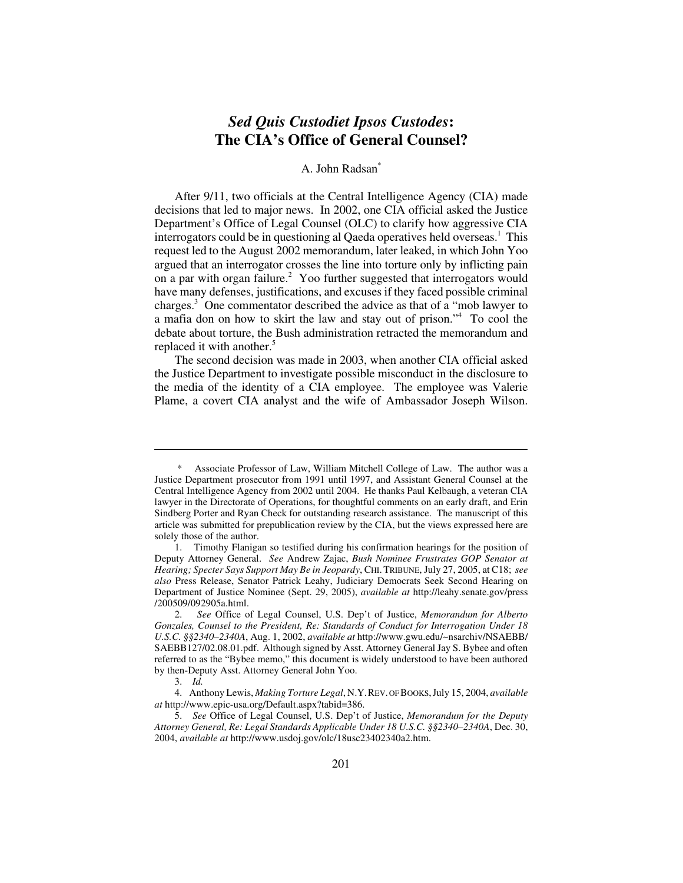# *Sed Quis Custodiet Ipsos Custodes*: The CIA's Office of General Counsel?

A. John Radsan[*]

After 9/11, two officials at the Central Intelligence Agency (CIA) made decisions that led to major news. In 2002, one CIA official asked the Justice Department's Office of Legal Counsel (OLC) to clarify how aggressive CIA interrogators could be in questioning al Qaeda operatives held overseas.[1] This request led to the August 2002 memorandum, later leaked, in which John Yoo argued that an interrogator crosses the line into torture only by inflicting pain on a par with organ failure.[2] Yoo further suggested that interrogators would have many defenses, justifications, and excuses if they faced possible criminal charges.[3] One commentator described the advice as that of a "mob lawyer to a mafia don on how to skirt the law and stay out of prison."[4] To cool the debate about torture, the Bush administration retracted the memorandum and replaced it with another.[5]

The second decision was made in 2003, when another CIA official asked the Justice Department to investigate possible misconduct in the disclosure to the media of the identity of a CIA employee. The employee was Valerie Plame, a covert CIA analyst and the wife of Ambassador Joseph Wilson.

---

\* Associate Professor of Law, William Mitchell College of Law. The author was a Justice Department prosecutor from 1991 until 1997, and Assistant General Counsel at the Central Intelligence Agency from 2002 until 2004. He thanks Paul Kelbaugh, a veteran CIA lawyer in the Directorate of Operations, for thoughtful comments on an early draft, and Erin Sindberg Porter and Ryan Check for outstanding research assistance. The manuscript of this article was submitted for prepublication review by the CIA, but the views expressed here are solely those of the author.

1. Timothy Flanigan so testified during his confirmation hearings for the position of Deputy Attorney General. *See* Andrew Zajac, *Bush Nominee Frustrates GOP Senator at Hearing; Specter Says Support May Be in Jeopardy*, CHI. TRIBUNE, July 27, 2005, at C18; *see also* Press Release, Senator Patrick Leahy, Judiciary Democrats Seek Second Hearing on Department of Justice Nominee (Sept. 29, 2005), *available at* http://leahy.senate.gov/press/200509/092905a.html.

2. *See* Office of Legal Counsel, U.S. Dep't of Justice, *Memorandum for Alberto Gonzales, Counsel to the President, Re: Standards of Conduct for Interrogation Under 18 U.S.C. §§2340–2340A*, Aug. 1, 2002, *available at* http://www.gwu.edu/~nsarchiv/NSAEBB/SAEBB127/02.08.01.pdf. Although signed by Asst. Attorney General Jay S. Bybee and often referred to as the "Bybee memo," this document is widely understood to have been authored by then-Deputy Asst. Attorney General John Yoo.

3. *Id.*

4. Anthony Lewis, *Making Torture Legal*, N.Y. REV. OF BOOKS, July 15, 2004, *available at* http://www.epic-usa.org/Default.aspx?tabid=386.

5. *See* Office of Legal Counsel, U.S. Dep't of Justice, *Memorandum for the Deputy Attorney General, Re: Legal Standards Applicable Under 18 U.S.C. §§2340–2340A*, Dec. 30, 2004, *available at* http://www.usdoj.gov/olc/18usc23402340a2.htm.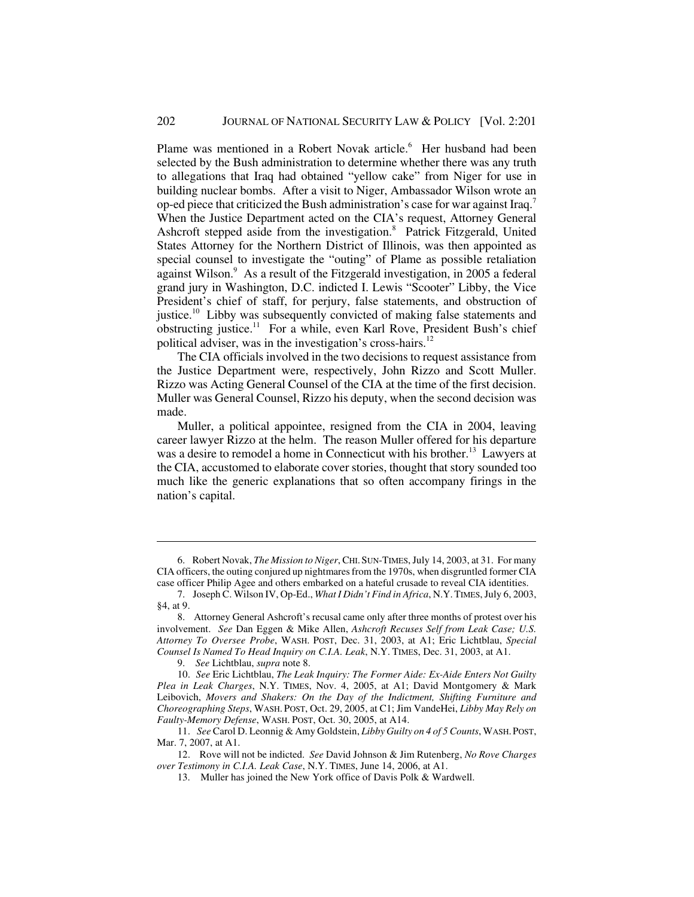Plame was mentioned in a Robert Novak article.[6] Her husband had been selected by the Bush administration to determine whether there was any truth to allegations that Iraq had obtained "yellow cake" from Niger for use in building nuclear bombs. After a visit to Niger, Ambassador Wilson wrote an op-ed piece that criticized the Bush administration's case for war against Iraq.[7] When the Justice Department acted on the CIA's request, Attorney General Ashcroft stepped aside from the investigation.[8] Patrick Fitzgerald, United States Attorney for the Northern District of Illinois, was then appointed as special counsel to investigate the "outing" of Plame as possible retaliation against Wilson.[9] As a result of the Fitzgerald investigation, in 2005 a federal grand jury in Washington, D.C. indicted I. Lewis "Scooter" Libby, the Vice President's chief of staff, for perjury, false statements, and obstruction of justice.[10] Libby was subsequently convicted of making false statements and obstructing justice.[11] For a while, even Karl Rove, President Bush's chief political adviser, was in the investigation's cross-hairs.[12]

The CIA officials involved in the two decisions to request assistance from the Justice Department were, respectively, John Rizzo and Scott Muller. Rizzo was Acting General Counsel of the CIA at the time of the first decision. Muller was General Counsel, Rizzo his deputy, when the second decision was made.

Muller, a political appointee, resigned from the CIA in 2004, leaving career lawyer Rizzo at the helm. The reason Muller offered for his departure was a desire to remodel a home in Connecticut with his brother.[13] Lawyers at the CIA, accustomed to elaborate cover stories, thought that story sounded too much like the generic explanations that so often accompany firings in the nation's capital.

---

6. Robert Novak, *The Mission to Niger*, CHI. SUN-TIMES, July 14, 2003, at 31. For many CIA officers, the outing conjured up nightmares from the 1970s, when disgruntled former CIA case officer Philip Agee and others embarked on a hateful crusade to reveal CIA identities.

7. Joseph C. Wilson IV, Op-Ed., *What I Didn't Find in Africa*, N.Y. TIMES, July 6, 2003, §4, at 9.

8. Attorney General Ashcroft's recusal came only after three months of protest over his involvement. *See* Dan Eggen & Mike Allen, *Ashcroft Recuses Self from Leak Case; U.S. Attorney To Oversee Probe*, WASH. POST, Dec. 31, 2003, at A1; Eric Lichtblau, *Special Counsel Is Named To Head Inquiry on C.I.A. Leak*, N.Y. TIMES, Dec. 31, 2003, at A1.

9. *See* Lichtblau, *supra* note 8.

10. *See* Eric Lichtblau, *The Leak Inquiry: The Former Aide: Ex-Aide Enters Not Guilty Plea in Leak Charges*, N.Y. TIMES, Nov. 4, 2005, at A1; David Montgomery & Mark Leibovich, *Movers and Shakers: On the Day of the Indictment, Shifting Furniture and Choreographing Steps*, WASH. POST, Oct. 29, 2005, at C1; Jim VandeHei, *Libby May Rely on Faulty-Memory Defense*, WASH. POST, Oct. 30, 2005, at A14.

11. *See* Carol D. Leonnig & Amy Goldstein, *Libby Guilty on 4 of 5 Counts*, WASH. POST, Mar. 7, 2007, at A1.

12. Rove will not be indicted. *See* David Johnson & Jim Rutenberg, *No Rove Charges over Testimony in C.I.A. Leak Case*, N.Y. TIMES, June 14, 2006, at A1.

13. Muller has joined the New York office of Davis Polk & Wardwell.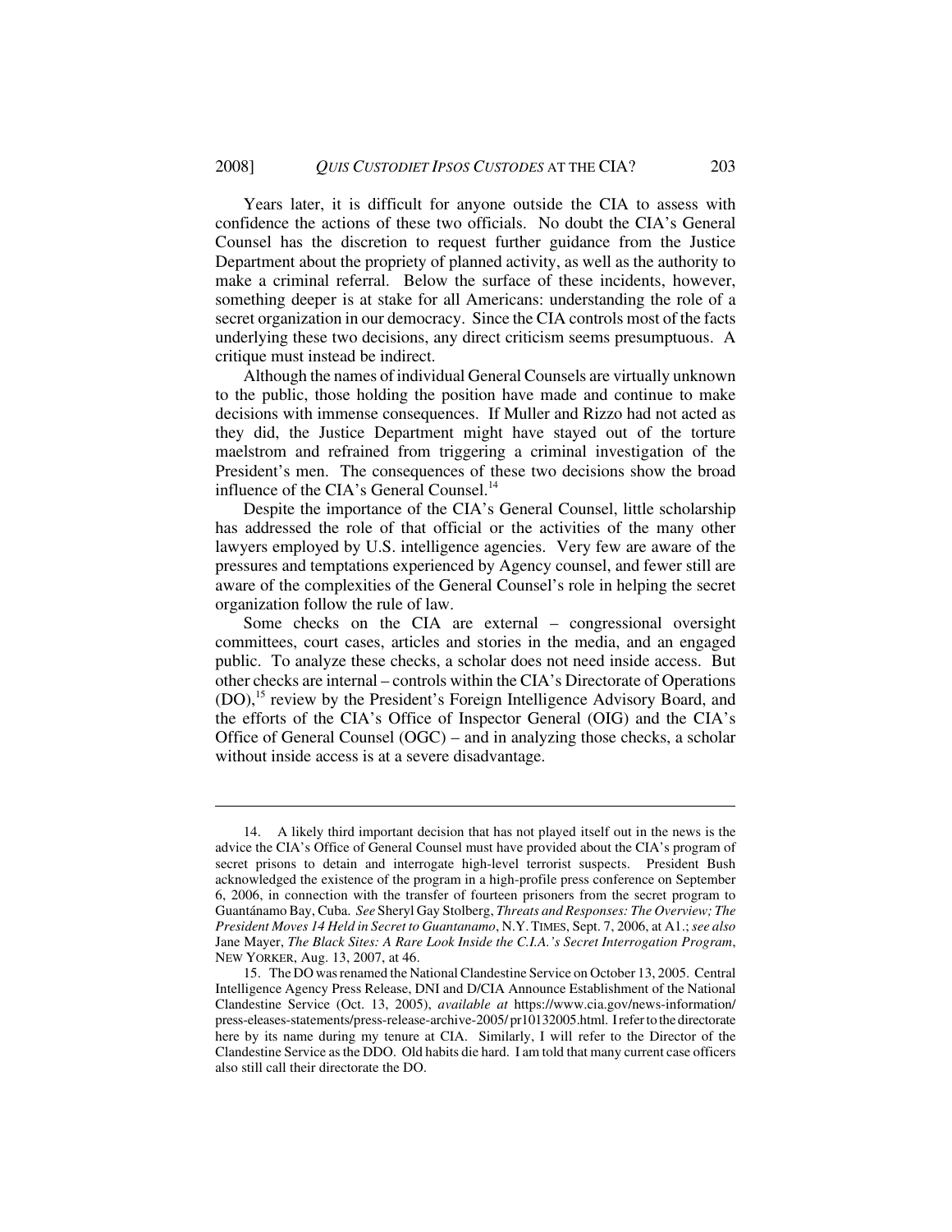Years later, it is difficult for anyone outside the CIA to assess with confidence the actions of these two officials. No doubt the CIA's General Counsel has the discretion to request further guidance from the Justice Department about the propriety of planned activity, as well as the authority to make a criminal referral. Below the surface of these incidents, however, something deeper is at stake for all Americans: understanding the role of a secret organization in our democracy. Since the CIA controls most of the facts underlying these two decisions, any direct criticism seems presumptuous. A critique must instead be indirect.

Although the names of individual General Counsels are virtually unknown to the public, those holding the position have made and continue to make decisions with immense consequences. If Muller and Rizzo had not acted as they did, the Justice Department might have stayed out of the torture maelstrom and refrained from triggering a criminal investigation of the President's men. The consequences of these two decisions show the broad influence of the CIA's General Counsel.[14]

Despite the importance of the CIA's General Counsel, little scholarship has addressed the role of that official or the activities of the many other lawyers employed by U.S. intelligence agencies. Very few are aware of the pressures and temptations experienced by Agency counsel, and fewer still are aware of the complexities of the General Counsel's role in helping the secret organization follow the rule of law.

Some checks on the CIA are external – congressional oversight committees, court cases, articles and stories in the media, and an engaged public. To analyze these checks, a scholar does not need inside access. But other checks are internal – controls within the CIA's Directorate of Operations (DO),[15] review by the President's Foreign Intelligence Advisory Board, and the efforts of the CIA's Office of Inspector General (OIG) and the CIA's Office of General Counsel (OGC) – and in analyzing those checks, a scholar without inside access is at a severe disadvantage.

---

14. A likely third important decision that has not played itself out in the news is the advice the CIA's Office of General Counsel must have provided about the CIA's program of secret prisons to detain and interrogate high-level terrorist suspects. President Bush acknowledged the existence of the program in a high-profile press conference on September 6, 2006, in connection with the transfer of fourteen prisoners from the secret program to Guantánamo Bay, Cuba. *See* Sheryl Gay Stolberg, *Threats and Responses: The Overview; The President Moves 14 Held in Secret to Guantanamo*, N.Y. TIMES, Sept. 7, 2006, at A1.; *see also* Jane Mayer, *The Black Sites: A Rare Look Inside the C.I.A.'s Secret Interrogation Program*, NEW YORKER, Aug. 13, 2007, at 46.

15. The DO was renamed the National Clandestine Service on October 13, 2005. Central Intelligence Agency Press Release, DNI and D/CIA Announce Establishment of the National Clandestine Service (Oct. 13, 2005), *available at* https://www.cia.gov/news-information/press-eleases-statements/press-release-archive-2005/pr10132005.html. I refer to the directorate here by its name during my tenure at CIA. Similarly, I will refer to the Director of the Clandestine Service as the DDO. Old habits die hard. I am told that many current case officers also still call their directorate the DO.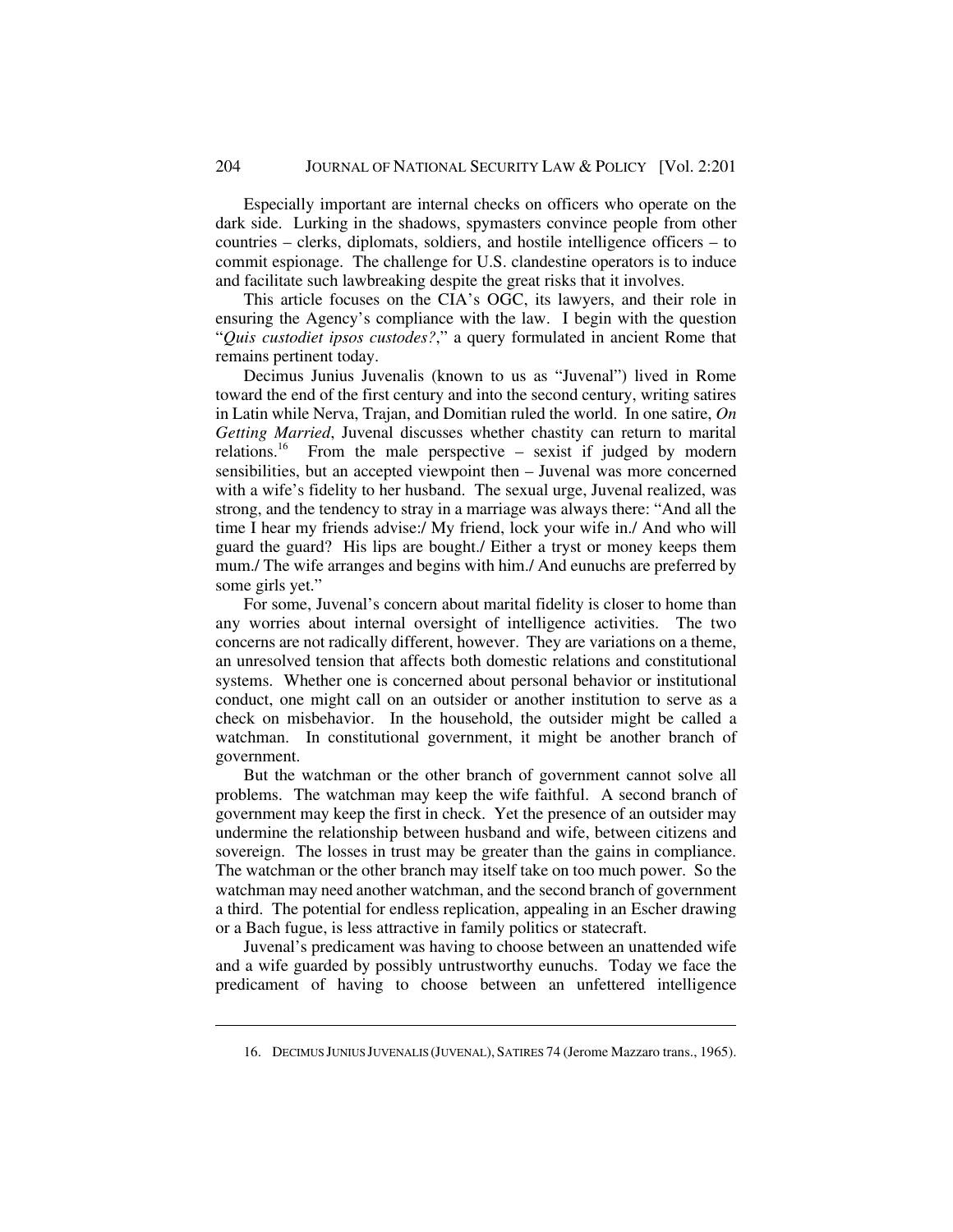Especially important are internal checks on officers who operate on the dark side. Lurking in the shadows, spymasters convince people from other countries – clerks, diplomats, soldiers, and hostile intelligence officers – to commit espionage. The challenge for U.S. clandestine operators is to induce and facilitate such lawbreaking despite the great risks that it involves.

This article focuses on the CIA's OGC, its lawyers, and their role in ensuring the Agency's compliance with the law. I begin with the question "*Quis custodiet ipsos custodes?*," a query formulated in ancient Rome that remains pertinent today.

Decimus Junius Juvenalis (known to us as "Juvenal") lived in Rome toward the end of the first century and into the second century, writing satires in Latin while Nerva, Trajan, and Domitian ruled the world. In one satire, *On Getting Married*, Juvenal discusses whether chastity can return to marital relations.[16] From the male perspective – sexist if judged by modern sensibilities, but an accepted viewpoint then – Juvenal was more concerned with a wife's fidelity to her husband. The sexual urge, Juvenal realized, was strong, and the tendency to stray in a marriage was always there: "And all the time I hear my friends advise:/ My friend, lock your wife in./ And who will guard the guard? His lips are bought./ Either a tryst or money keeps them mum./ The wife arranges and begins with him./ And eunuchs are preferred by some girls yet."

For some, Juvenal's concern about marital fidelity is closer to home than any worries about internal oversight of intelligence activities. The two concerns are not radically different, however. They are variations on a theme, an unresolved tension that affects both domestic relations and constitutional systems. Whether one is concerned about personal behavior or institutional conduct, one might call on an outsider or another institution to serve as a check on misbehavior. In the household, the outsider might be called a watchman. In constitutional government, it might be another branch of government.

But the watchman or the other branch of government cannot solve all problems. The watchman may keep the wife faithful. A second branch of government may keep the first in check. Yet the presence of an outsider may undermine the relationship between husband and wife, between citizens and sovereign. The losses in trust may be greater than the gains in compliance. The watchman or the other branch may itself take on too much power. So the watchman may need another watchman, and the second branch of government a third. The potential for endless replication, appealing in an Escher drawing or a Bach fugue, is less attractive in family politics or statecraft.

Juvenal's predicament was having to choose between an unattended wife and a wife guarded by possibly untrustworthy eunuchs. Today we face the predicament of having to choose between an unfettered intelligence

16. DECIMUS JUNIUS JUVENALIS (JUVENAL), SATIRES 74 (Jerome Mazzaro trans., 1965).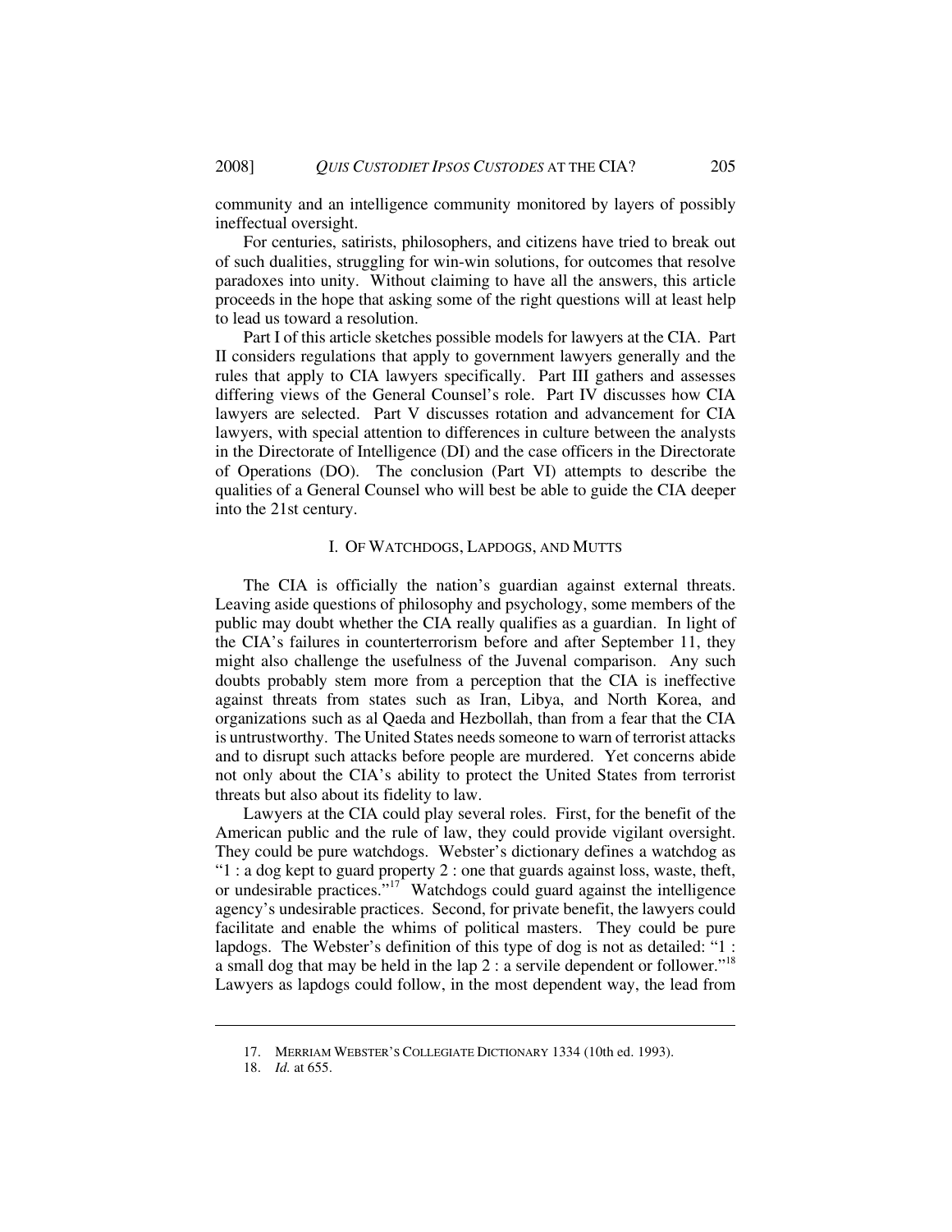community and an intelligence community monitored by layers of possibly ineffectual oversight.

For centuries, satirists, philosophers, and citizens have tried to break out of such dualities, struggling for win-win solutions, for outcomes that resolve paradoxes into unity. Without claiming to have all the answers, this article proceeds in the hope that asking some of the right questions will at least help to lead us toward a resolution.

Part I of this article sketches possible models for lawyers at the CIA. Part II considers regulations that apply to government lawyers generally and the rules that apply to CIA lawyers specifically. Part III gathers and assesses differing views of the General Counsel's role. Part IV discusses how CIA lawyers are selected. Part V discusses rotation and advancement for CIA lawyers, with special attention to differences in culture between the analysts in the Directorate of Intelligence (DI) and the case officers in the Directorate of Operations (DO). The conclusion (Part VI) attempts to describe the qualities of a General Counsel who will best be able to guide the CIA deeper into the 21st century.

## I. OF WATCHDOGS, LAPDOGS, AND MUTTS

The CIA is officially the nation's guardian against external threats. Leaving aside questions of philosophy and psychology, some members of the public may doubt whether the CIA really qualifies as a guardian. In light of the CIA's failures in counterterrorism before and after September 11, they might also challenge the usefulness of the Juvenal comparison. Any such doubts probably stem more from a perception that the CIA is ineffective against threats from states such as Iran, Libya, and North Korea, and organizations such as al Qaeda and Hezbollah, than from a fear that the CIA is untrustworthy. The United States needs someone to warn of terrorist attacks and to disrupt such attacks before people are murdered. Yet concerns abide not only about the CIA's ability to protect the United States from terrorist threats but also about its fidelity to law.

Lawyers at the CIA could play several roles. First, for the benefit of the American public and the rule of law, they could provide vigilant oversight. They could be pure watchdogs. Webster's dictionary defines a watchdog as "1 : a dog kept to guard property 2 : one that guards against loss, waste, theft, or undesirable practices."[17] Watchdogs could guard against the intelligence agency's undesirable practices. Second, for private benefit, the lawyers could facilitate and enable the whims of political masters. They could be pure lapdogs. The Webster's definition of this type of dog is not as detailed: "1 : a small dog that may be held in the lap 2 : a servile dependent or follower."[18] Lawyers as lapdogs could follow, in the most dependent way, the lead from

17. MERRIAM WEBSTER'S COLLEGIATE DICTIONARY 1334 (10th ed. 1993).

18. *Id.* at 655.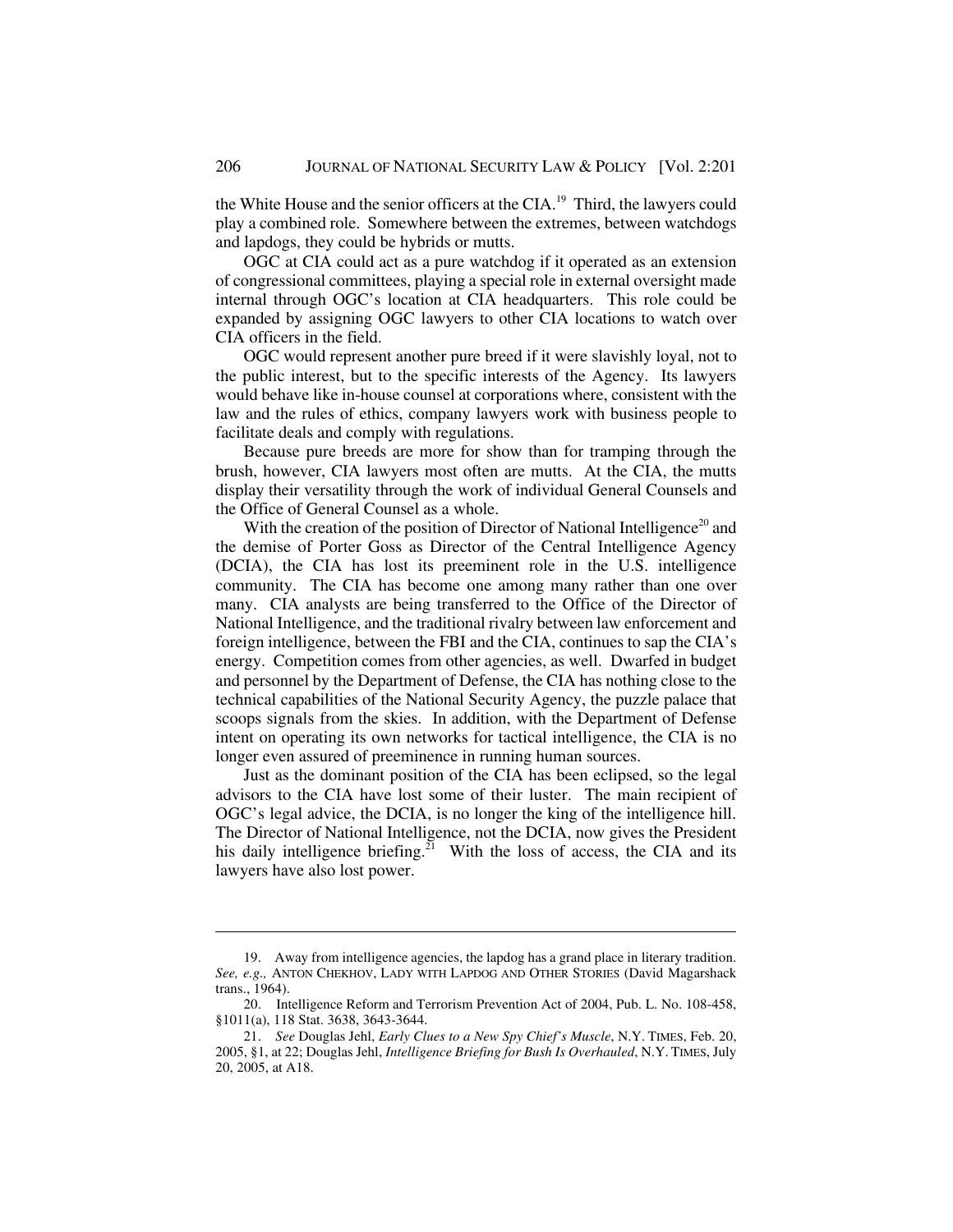the White House and the senior officers at the CIA.[19] Third, the lawyers could play a combined role. Somewhere between the extremes, between watchdogs and lapdogs, they could be hybrids or mutts.

OGC at CIA could act as a pure watchdog if it operated as an extension of congressional committees, playing a special role in external oversight made internal through OGC's location at CIA headquarters. This role could be expanded by assigning OGC lawyers to other CIA locations to watch over CIA officers in the field.

OGC would represent another pure breed if it were slavishly loyal, not to the public interest, but to the specific interests of the Agency. Its lawyers would behave like in-house counsel at corporations where, consistent with the law and the rules of ethics, company lawyers work with business people to facilitate deals and comply with regulations.

Because pure breeds are more for show than for tramping through the brush, however, CIA lawyers most often are mutts. At the CIA, the mutts display their versatility through the work of individual General Counsels and the Office of General Counsel as a whole.

With the creation of the position of Director of National Intelligence[20] and the demise of Porter Goss as Director of the Central Intelligence Agency (DCIA), the CIA has lost its preeminent role in the U.S. intelligence community. The CIA has become one among many rather than one over many. CIA analysts are being transferred to the Office of the Director of National Intelligence, and the traditional rivalry between law enforcement and foreign intelligence, between the FBI and the CIA, continues to sap the CIA's energy. Competition comes from other agencies, as well. Dwarfed in budget and personnel by the Department of Defense, the CIA has nothing close to the technical capabilities of the National Security Agency, the puzzle palace that scoops signals from the skies. In addition, with the Department of Defense intent on operating its own networks for tactical intelligence, the CIA is no longer even assured of preeminence in running human sources.

Just as the dominant position of the CIA has been eclipsed, so the legal advisors to the CIA have lost some of their luster. The main recipient of OGC's legal advice, the DCIA, is no longer the king of the intelligence hill. The Director of National Intelligence, not the DCIA, now gives the President his daily intelligence briefing.[21] With the loss of access, the CIA and its lawyers have also lost power.

---

19. Away from intelligence agencies, the lapdog has a grand place in literary tradition. *See, e.g.,* ANTON CHEKHOV, LADY WITH LAPDOG AND OTHER STORIES (David Magarshack trans., 1964).

20. Intelligence Reform and Terrorism Prevention Act of 2004, Pub. L. No. 108-458, §1011(a), 118 Stat. 3638, 3643-3644.

21. *See* Douglas Jehl, *Early Clues to a New Spy Chief's Muscle*, N.Y. TIMES, Feb. 20, 2005, §1, at 22; Douglas Jehl, *Intelligence Briefing for Bush Is Overhauled*, N.Y. TIMES, July 20, 2005, at A18.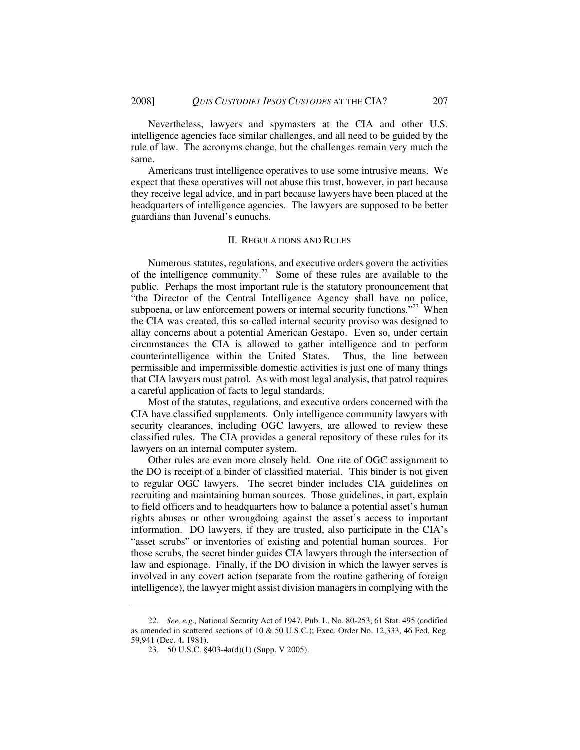Nevertheless, lawyers and spymasters at the CIA and other U.S. intelligence agencies face similar challenges, and all need to be guided by the rule of law. The acronyms change, but the challenges remain very much the same.

Americans trust intelligence operatives to use some intrusive means. We expect that these operatives will not abuse this trust, however, in part because they receive legal advice, and in part because lawyers have been placed at the headquarters of intelligence agencies. The lawyers are supposed to be better guardians than Juvenal's eunuchs.

## II. REGULATIONS AND RULES

Numerous statutes, regulations, and executive orders govern the activities of the intelligence community.[22] Some of these rules are available to the public. Perhaps the most important rule is the statutory pronouncement that "the Director of the Central Intelligence Agency shall have no police, subpoena, or law enforcement powers or internal security functions."[23] When the CIA was created, this so-called internal security proviso was designed to allay concerns about a potential American Gestapo. Even so, under certain circumstances the CIA is allowed to gather intelligence and to perform counterintelligence within the United States. Thus, the line between permissible and impermissible domestic activities is just one of many things that CIA lawyers must patrol. As with most legal analysis, that patrol requires a careful application of facts to legal standards.

Most of the statutes, regulations, and executive orders concerned with the CIA have classified supplements. Only intelligence community lawyers with security clearances, including OGC lawyers, are allowed to review these classified rules. The CIA provides a general repository of these rules for its lawyers on an internal computer system.

Other rules are even more closely held. One rite of OGC assignment to the DO is receipt of a binder of classified material. This binder is not given to regular OGC lawyers. The secret binder includes CIA guidelines on recruiting and maintaining human sources. Those guidelines, in part, explain to field officers and to headquarters how to balance a potential asset's human rights abuses or other wrongdoing against the asset's access to important information. DO lawyers, if they are trusted, also participate in the CIA's "asset scrubs" or inventories of existing and potential human sources. For those scrubs, the secret binder guides CIA lawyers through the intersection of law and espionage. Finally, if the DO division in which the lawyer serves is involved in any covert action (separate from the routine gathering of foreign intelligence), the lawyer might assist division managers in complying with the

---

22. *See, e.g.,* National Security Act of 1947, Pub. L. No. 80-253, 61 Stat. 495 (codified as amended in scattered sections of 10 & 50 U.S.C.); Exec. Order No. 12,333, 46 Fed. Reg. 59,941 (Dec. 4, 1981).

23. 50 U.S.C. §403-4a(d)(1) (Supp. V 2005).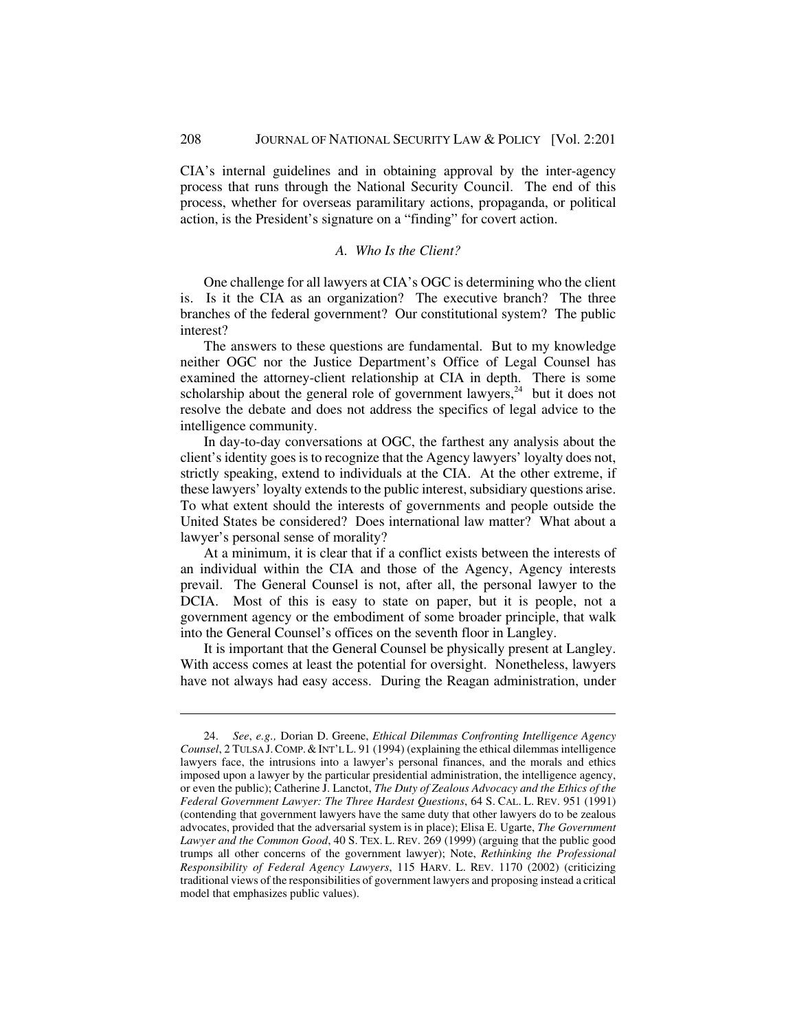CIA's internal guidelines and in obtaining approval by the inter-agency process that runs through the National Security Council. The end of this process, whether for overseas paramilitary actions, propaganda, or political action, is the President's signature on a "finding" for covert action.

### *A. Who Is the Client?*

One challenge for all lawyers at CIA's OGC is determining who the client is. Is it the CIA as an organization? The executive branch? The three branches of the federal government? Our constitutional system? The public interest?

The answers to these questions are fundamental. But to my knowledge neither OGC nor the Justice Department's Office of Legal Counsel has examined the attorney-client relationship at CIA in depth. There is some scholarship about the general role of government lawyers,[24] but it does not resolve the debate and does not address the specifics of legal advice to the intelligence community.

In day-to-day conversations at OGC, the farthest any analysis about the client's identity goes is to recognize that the Agency lawyers' loyalty does not, strictly speaking, extend to individuals at the CIA. At the other extreme, if these lawyers' loyalty extends to the public interest, subsidiary questions arise. To what extent should the interests of governments and people outside the United States be considered? Does international law matter? What about a lawyer's personal sense of morality?

At a minimum, it is clear that if a conflict exists between the interests of an individual within the CIA and those of the Agency, Agency interests prevail. The General Counsel is not, after all, the personal lawyer to the DCIA. Most of this is easy to state on paper, but it is people, not a government agency or the embodiment of some broader principle, that walk into the General Counsel's offices on the seventh floor in Langley.

It is important that the General Counsel be physically present at Langley. With access comes at least the potential for oversight. Nonetheless, lawyers have not always had easy access. During the Reagan administration, under

---

24. *See, e.g.,* Dorian D. Greene, *Ethical Dilemmas Confronting Intelligence Agency Counsel*, 2 TULSA J. COMP. & INT'L L. 91 (1994) (explaining the ethical dilemmas intelligence lawyers face, the intrusions into a lawyer's personal finances, and the morals and ethics imposed upon a lawyer by the particular presidential administration, the intelligence agency, or even the public); Catherine J. Lanctot, *The Duty of Zealous Advocacy and the Ethics of the Federal Government Lawyer: The Three Hardest Questions*, 64 S. CAL. L. REV. 951 (1991) (contending that government lawyers have the same duty that other lawyers do to be zealous advocates, provided that the adversarial system is in place); Elisa E. Ugarte, *The Government Lawyer and the Common Good*, 40 S. TEX. L. REV. 269 (1999) (arguing that the public good trumps all other concerns of the government lawyer); Note, *Rethinking the Professional Responsibility of Federal Agency Lawyers*, 115 HARV. L. REV. 1170 (2002) (criticizing traditional views of the responsibilities of government lawyers and proposing instead a critical model that emphasizes public values).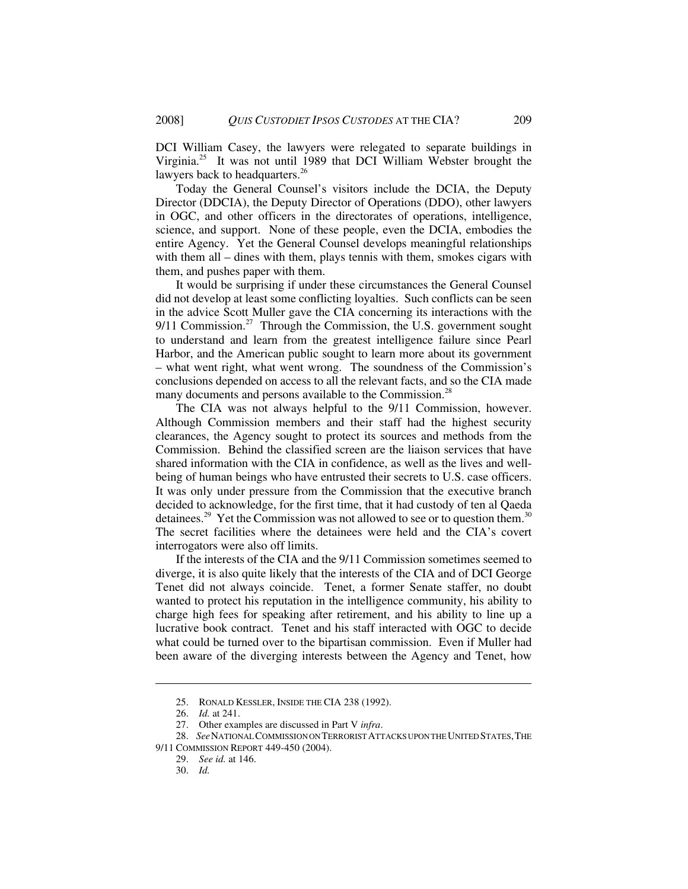DCI William Casey, the lawyers were relegated to separate buildings in Virginia.[25] It was not until 1989 that DCI William Webster brought the lawyers back to headquarters.[26]

Today the General Counsel's visitors include the DCIA, the Deputy Director (DDCIA), the Deputy Director of Operations (DDO), other lawyers in OGC, and other officers in the directorates of operations, intelligence, science, and support. None of these people, even the DCIA, embodies the entire Agency. Yet the General Counsel develops meaningful relationships with them all – dines with them, plays tennis with them, smokes cigars with them, and pushes paper with them.

It would be surprising if under these circumstances the General Counsel did not develop at least some conflicting loyalties. Such conflicts can be seen in the advice Scott Muller gave the CIA concerning its interactions with the 9/11 Commission.[27] Through the Commission, the U.S. government sought to understand and learn from the greatest intelligence failure since Pearl Harbor, and the American public sought to learn more about its government – what went right, what went wrong. The soundness of the Commission's conclusions depended on access to all the relevant facts, and so the CIA made many documents and persons available to the Commission.[28]

The CIA was not always helpful to the 9/11 Commission, however. Although Commission members and their staff had the highest security clearances, the Agency sought to protect its sources and methods from the Commission. Behind the classified screen are the liaison services that have shared information with the CIA in confidence, as well as the lives and well-being of human beings who have entrusted their secrets to U.S. case officers. It was only under pressure from the Commission that the executive branch decided to acknowledge, for the first time, that it had custody of ten al Qaeda detainees.[29] Yet the Commission was not allowed to see or to question them.[30] The secret facilities where the detainees were held and the CIA's covert interrogators were also off limits.

If the interests of the CIA and the 9/11 Commission sometimes seemed to diverge, it is also quite likely that the interests of the CIA and of DCI George Tenet did not always coincide. Tenet, a former Senate staffer, no doubt wanted to protect his reputation in the intelligence community, his ability to charge high fees for speaking after retirement, and his ability to line up a lucrative book contract. Tenet and his staff interacted with OGC to decide what could be turned over to the bipartisan commission. Even if Muller had been aware of the diverging interests between the Agency and Tenet, how

---

25. RONALD KESSLER, INSIDE THE CIA 238 (1992).

26. *Id.* at 241.

27. Other examples are discussed in Part V *infra*.

28. *See* NATIONAL COMMISSION ON TERRORIST ATTACKS UPON THE UNITED STATES, THE 9/11 COMMISSION REPORT 449-450 (2004).

29. *See id.* at 146.

30. *Id.*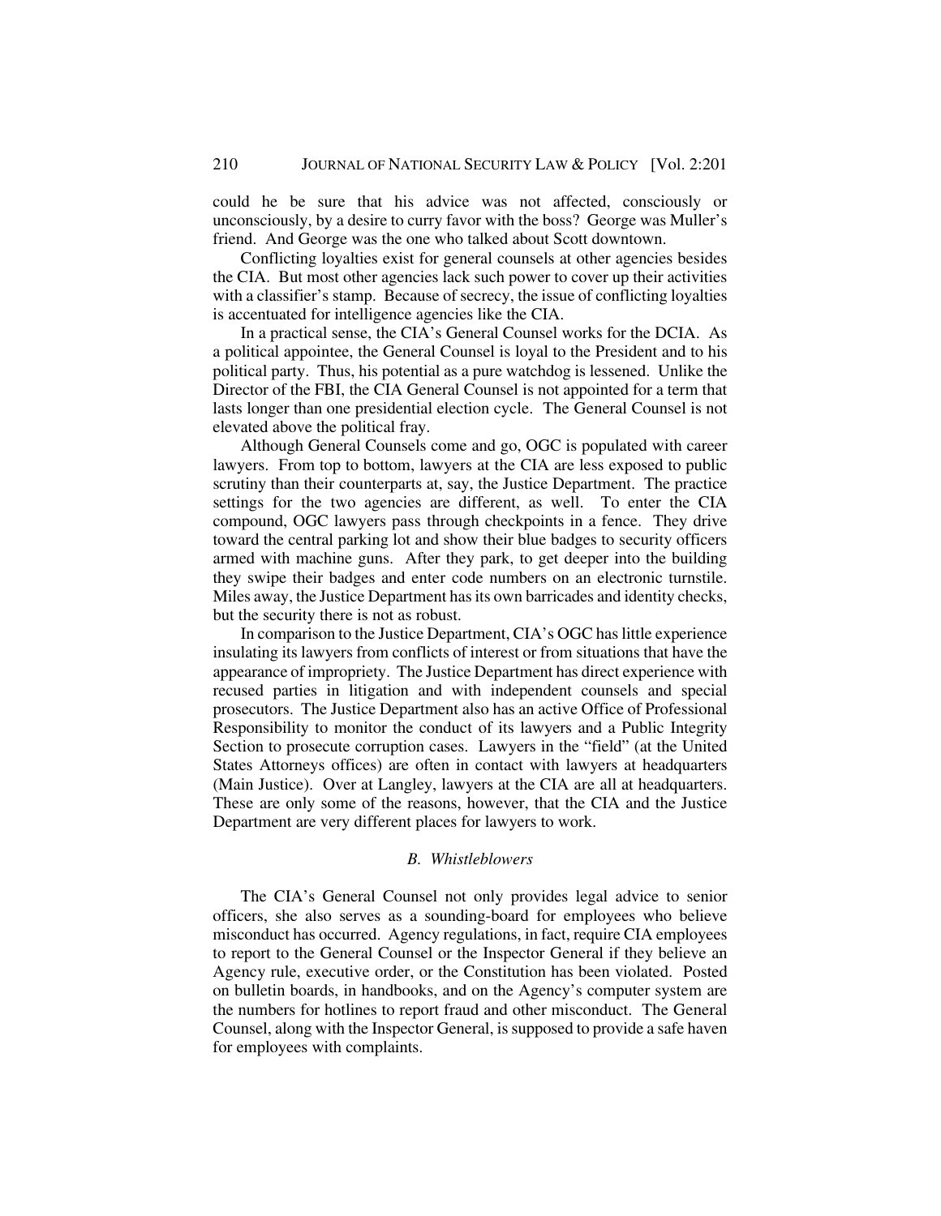could he be sure that his advice was not affected, consciously or unconsciously, by a desire to curry favor with the boss? George was Muller's friend. And George was the one who talked about Scott downtown.

Conflicting loyalties exist for general counsels at other agencies besides the CIA. But most other agencies lack such power to cover up their activities with a classifier's stamp. Because of secrecy, the issue of conflicting loyalties is accentuated for intelligence agencies like the CIA.

In a practical sense, the CIA's General Counsel works for the DCIA. As a political appointee, the General Counsel is loyal to the President and to his political party. Thus, his potential as a pure watchdog is lessened. Unlike the Director of the FBI, the CIA General Counsel is not appointed for a term that lasts longer than one presidential election cycle. The General Counsel is not elevated above the political fray.

Although General Counsels come and go, OGC is populated with career lawyers. From top to bottom, lawyers at the CIA are less exposed to public scrutiny than their counterparts at, say, the Justice Department. The practice settings for the two agencies are different, as well. To enter the CIA compound, OGC lawyers pass through checkpoints in a fence. They drive toward the central parking lot and show their blue badges to security officers armed with machine guns. After they park, to get deeper into the building they swipe their badges and enter code numbers on an electronic turnstile. Miles away, the Justice Department has its own barricades and identity checks, but the security there is not as robust.

In comparison to the Justice Department, CIA's OGC has little experience insulating its lawyers from conflicts of interest or from situations that have the appearance of impropriety. The Justice Department has direct experience with recused parties in litigation and with independent counsels and special prosecutors. The Justice Department also has an active Office of Professional Responsibility to monitor the conduct of its lawyers and a Public Integrity Section to prosecute corruption cases. Lawyers in the "field" (at the United States Attorneys offices) are often in contact with lawyers at headquarters (Main Justice). Over at Langley, lawyers at the CIA are all at headquarters. These are only some of the reasons, however, that the CIA and the Justice Department are very different places for lawyers to work.

### *B. Whistleblowers*

The CIA's General Counsel not only provides legal advice to senior officers, she also serves as a sounding-board for employees who believe misconduct has occurred. Agency regulations, in fact, require CIA employees to report to the General Counsel or the Inspector General if they believe an Agency rule, executive order, or the Constitution has been violated. Posted on bulletin boards, in handbooks, and on the Agency's computer system are the numbers for hotlines to report fraud and other misconduct. The General Counsel, along with the Inspector General, is supposed to provide a safe haven for employees with complaints.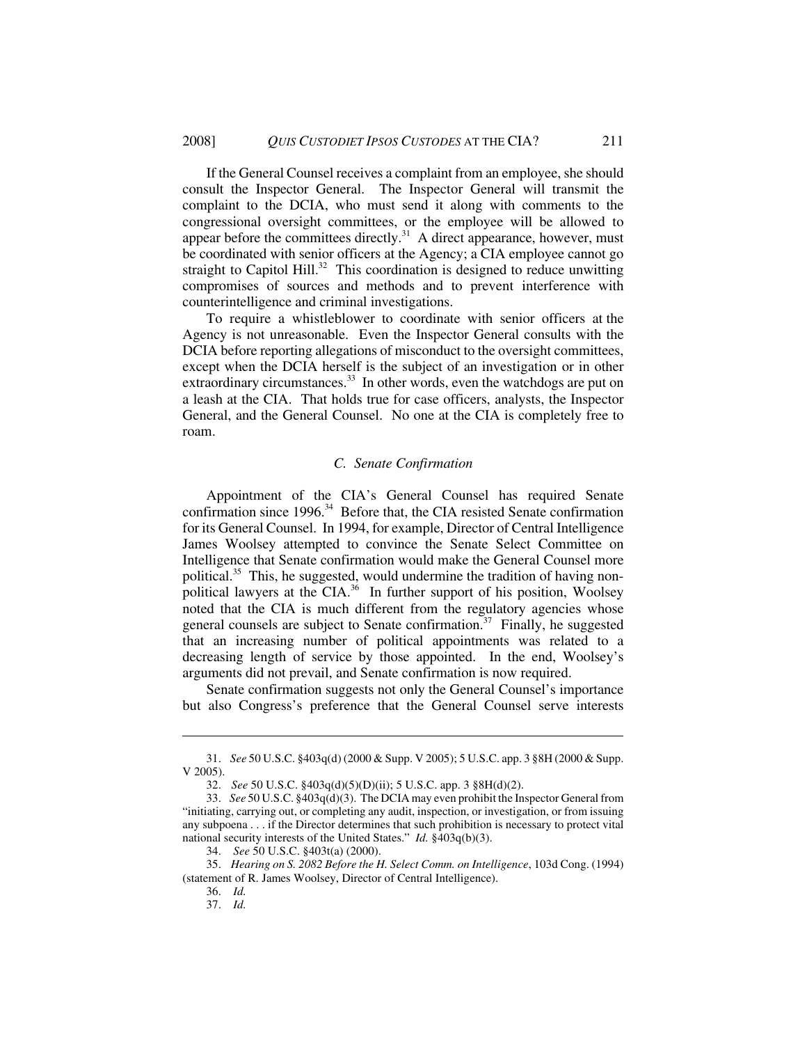If the General Counsel receives a complaint from an employee, she should consult the Inspector General. The Inspector General will transmit the complaint to the DCIA, who must send it along with comments to the congressional oversight committees, or the employee will be allowed to appear before the committees directly.[31] A direct appearance, however, must be coordinated with senior officers at the Agency; a CIA employee cannot go straight to Capitol Hill.[32] This coordination is designed to reduce unwitting compromises of sources and methods and to prevent interference with counterintelligence and criminal investigations.

To require a whistleblower to coordinate with senior officers at the Agency is not unreasonable. Even the Inspector General consults with the DCIA before reporting allegations of misconduct to the oversight committees, except when the DCIA herself is the subject of an investigation or in other extraordinary circumstances.[33] In other words, even the watchdogs are put on a leash at the CIA. That holds true for case officers, analysts, the Inspector General, and the General Counsel. No one at the CIA is completely free to roam.

### *C. Senate Confirmation*

Appointment of the CIA's General Counsel has required Senate confirmation since 1996.[34] Before that, the CIA resisted Senate confirmation for its General Counsel. In 1994, for example, Director of Central Intelligence James Woolsey attempted to convince the Senate Select Committee on Intelligence that Senate confirmation would make the General Counsel more political.[35] This, he suggested, would undermine the tradition of having non-political lawyers at the CIA.[36] In further support of his position, Woolsey noted that the CIA is much different from the regulatory agencies whose general counsels are subject to Senate confirmation.[37] Finally, he suggested that an increasing number of political appointments was related to a decreasing length of service by those appointed. In the end, Woolsey's arguments did not prevail, and Senate confirmation is now required.

Senate confirmation suggests not only the General Counsel's importance but also Congress's preference that the General Counsel serve interests

---

31. *See* 50 U.S.C. §403q(d) (2000 & Supp. V 2005); 5 U.S.C. app. 3 §8H (2000 & Supp. V 2005).

32. *See* 50 U.S.C. §403q(d)(5)(D)(ii); 5 U.S.C. app. 3 §8H(d)(2).

33. *See* 50 U.S.C. §403q(d)(3). The DCIA may even prohibit the Inspector General from "initiating, carrying out, or completing any audit, inspection, or investigation, or from issuing any subpoena . . . if the Director determines that such prohibition is necessary to protect vital national security interests of the United States." *Id.* §403q(b)(3).

34. *See* 50 U.S.C. §403t(a) (2000).

35. *Hearing on S. 2082 Before the H. Select Comm. on Intelligence*, 103d Cong. (1994) (statement of R. James Woolsey, Director of Central Intelligence).

36. *Id.*

37. *Id.*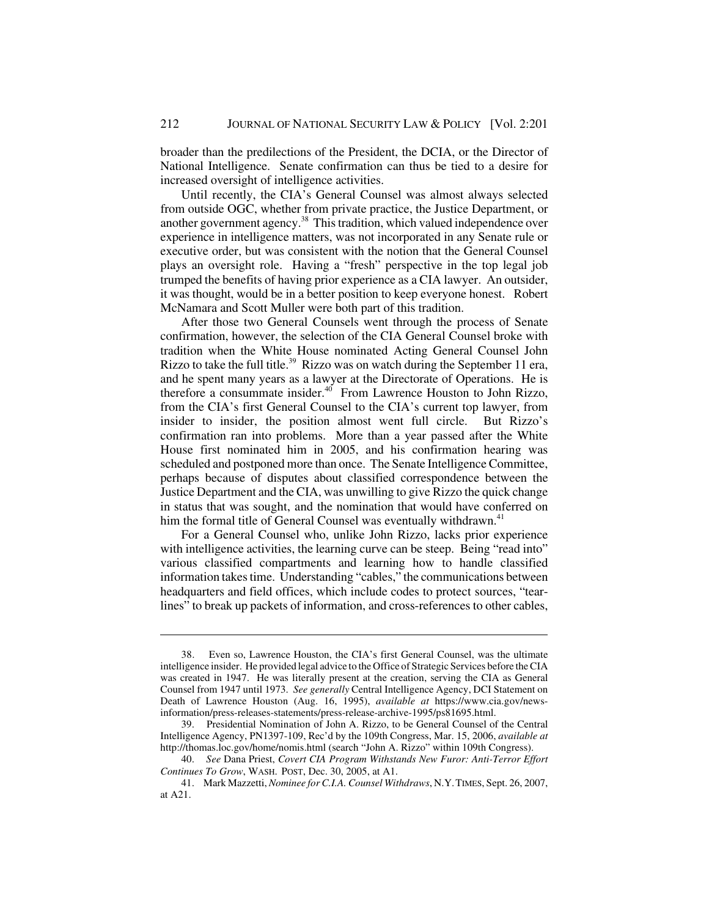broader than the predilections of the President, the DCIA, or the Director of National Intelligence. Senate confirmation can thus be tied to a desire for increased oversight of intelligence activities.

Until recently, the CIA's General Counsel was almost always selected from outside OGC, whether from private practice, the Justice Department, or another government agency.[38] This tradition, which valued independence over experience in intelligence matters, was not incorporated in any Senate rule or executive order, but was consistent with the notion that the General Counsel plays an oversight role. Having a "fresh" perspective in the top legal job trumped the benefits of having prior experience as a CIA lawyer. An outsider, it was thought, would be in a better position to keep everyone honest. Robert McNamara and Scott Muller were both part of this tradition.

After those two General Counsels went through the process of Senate confirmation, however, the selection of the CIA General Counsel broke with tradition when the White House nominated Acting General Counsel John Rizzo to take the full title.[39] Rizzo was on watch during the September 11 era, and he spent many years as a lawyer at the Directorate of Operations. He is therefore a consummate insider.[40] From Lawrence Houston to John Rizzo, from the CIA's first General Counsel to the CIA's current top lawyer, from insider to insider, the position almost went full circle. But Rizzo's confirmation ran into problems. More than a year passed after the White House first nominated him in 2005, and his confirmation hearing was scheduled and postponed more than once. The Senate Intelligence Committee, perhaps because of disputes about classified correspondence between the Justice Department and the CIA, was unwilling to give Rizzo the quick change in status that was sought, and the nomination that would have conferred on him the formal title of General Counsel was eventually withdrawn.[41]

For a General Counsel who, unlike John Rizzo, lacks prior experience with intelligence activities, the learning curve can be steep. Being "read into" various classified compartments and learning how to handle classified information takes time. Understanding "cables," the communications between headquarters and field offices, which include codes to protect sources, "tear-lines" to break up packets of information, and cross-references to other cables,

---

38. Even so, Lawrence Houston, the CIA's first General Counsel, was the ultimate intelligence insider. He provided legal advice to the Office of Strategic Services before the CIA was created in 1947. He was literally present at the creation, serving the CIA as General Counsel from 1947 until 1973. *See generally* Central Intelligence Agency, DCI Statement on Death of Lawrence Houston (Aug. 16, 1995), *available at* https://www.cia.gov/news-information/press-releases-statements/press-release-archive-1995/ps81695.html.

39. Presidential Nomination of John A. Rizzo, to be General Counsel of the Central Intelligence Agency, PN1397-109, Rec'd by the 109th Congress, Mar. 15, 2006, *available at* http://thomas.loc.gov/home/nomis.html (search "John A. Rizzo" within 109th Congress).

40. *See* Dana Priest, *Covert CIA Program Withstands New Furor: Anti-Terror Effort Continues To Grow*, WASH. POST, Dec. 30, 2005, at A1.

41. Mark Mazzetti, *Nominee for C.I.A. Counsel Withdraws*, N.Y. TIMES, Sept. 26, 2007, at A21.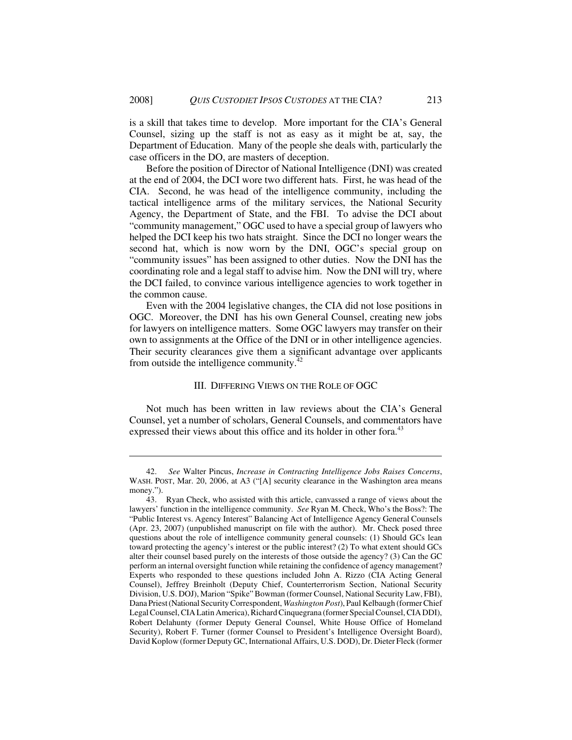is a skill that takes time to develop. More important for the CIA's General Counsel, sizing up the staff is not as easy as it might be at, say, the Department of Education. Many of the people she deals with, particularly the case officers in the DO, are masters of deception.

Before the position of Director of National Intelligence (DNI) was created at the end of 2004, the DCI wore two different hats. First, he was head of the CIA. Second, he was head of the intelligence community, including the tactical intelligence arms of the military services, the National Security Agency, the Department of State, and the FBI. To advise the DCI about "community management," OGC used to have a special group of lawyers who helped the DCI keep his two hats straight. Since the DCI no longer wears the second hat, which is now worn by the DNI, OGC's special group on "community issues" has been assigned to other duties. Now the DNI has the coordinating role and a legal staff to advise him. Now the DNI will try, where the DCI failed, to convince various intelligence agencies to work together in the common cause.

Even with the 2004 legislative changes, the CIA did not lose positions in OGC. Moreover, the DNI has his own General Counsel, creating new jobs for lawyers on intelligence matters. Some OGC lawyers may transfer on their own to assignments at the Office of the DNI or in other intelligence agencies. Their security clearances give them a significant advantage over applicants from outside the intelligence community.[42]

## III. Differing Views on the Role of OGC

Not much has been written in law reviews about the CIA's General Counsel, yet a number of scholars, General Counsels, and commentators have expressed their views about this office and its holder in other fora.[43]

---

42. *See* Walter Pincus, *Increase in Contracting Intelligence Jobs Raises Concerns*, WASH. POST, Mar. 20, 2006, at A3 ("[A] security clearance in the Washington area means money.").

43. Ryan Check, who assisted with this article, canvassed a range of views about the lawyers' function in the intelligence community. *See* Ryan M. Check, Who's the Boss?: The "Public Interest vs. Agency Interest" Balancing Act of Intelligence Agency General Counsels (Apr. 23, 2007) (unpublished manuscript on file with the author). Mr. Check posed three questions about the role of intelligence community general counsels: (1) Should GCs lean toward protecting the agency's interest or the public interest? (2) To what extent should GCs alter their counsel based purely on the interests of those outside the agency? (3) Can the GC perform an internal oversight function while retaining the confidence of agency management? Experts who responded to these questions included John A. Rizzo (CIA Acting General Counsel), Jeffrey Breinholt (Deputy Chief, Counterterrorism Section, National Security Division, U.S. DOJ), Marion "Spike" Bowman (former Counsel, National Security Law, FBI), Dana Priest (National Security Correspondent, *Washington Post*), Paul Kelbaugh (former Chief Legal Counsel, CIA Latin America), Richard Cinquegrana (former Special Counsel, CIA DDI), Robert Delahunty (former Deputy General Counsel, White House Office of Homeland Security), Robert F. Turner (former Counsel to President's Intelligence Oversight Board), David Koplow (former Deputy GC, International Affairs, U.S. DOD), Dr. Dieter Fleck (former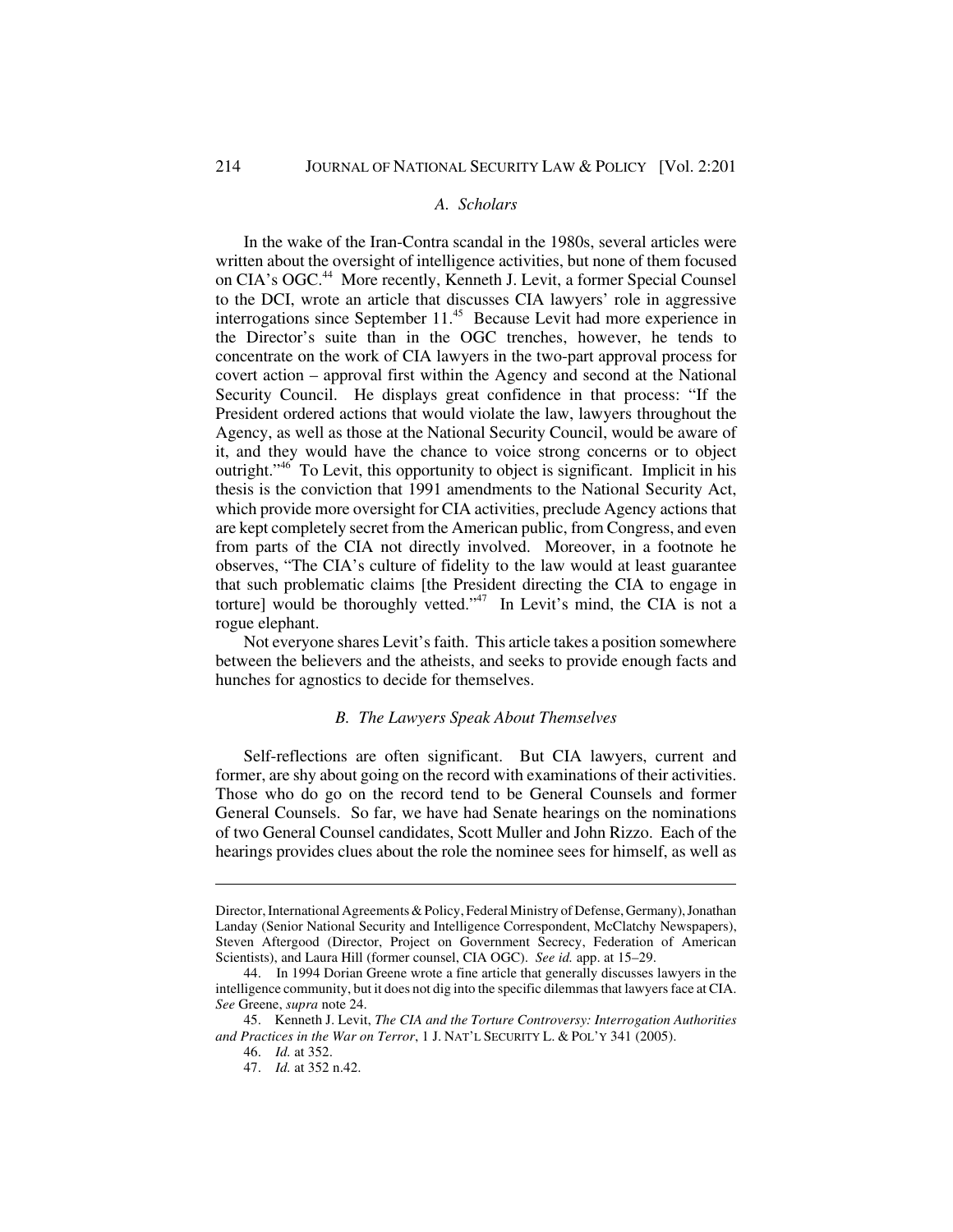### *A. Scholars*

In the wake of the Iran-Contra scandal in the 1980s, several articles were written about the oversight of intelligence activities, but none of them focused on CIA's OGC.[44] More recently, Kenneth J. Levit, a former Special Counsel to the DCI, wrote an article that discusses CIA lawyers' role in aggressive interrogations since September 11.[45] Because Levit had more experience in the Director's suite than in the OGC trenches, however, he tends to concentrate on the work of CIA lawyers in the two-part approval process for covert action – approval first within the Agency and second at the National Security Council. He displays great confidence in that process: "If the President ordered actions that would violate the law, lawyers throughout the Agency, as well as those at the National Security Council, would be aware of it, and they would have the chance to voice strong concerns or to object outright."[46] To Levit, this opportunity to object is significant. Implicit in his thesis is the conviction that 1991 amendments to the National Security Act, which provide more oversight for CIA activities, preclude Agency actions that are kept completely secret from the American public, from Congress, and even from parts of the CIA not directly involved. Moreover, in a footnote he observes, "The CIA's culture of fidelity to the law would at least guarantee that such problematic claims [the President directing the CIA to engage in torture] would be thoroughly vetted."[47] In Levit's mind, the CIA is not a rogue elephant.

Not everyone shares Levit's faith. This article takes a position somewhere between the believers and the atheists, and seeks to provide enough facts and hunches for agnostics to decide for themselves.

### *B. The Lawyers Speak About Themselves*

Self-reflections are often significant. But CIA lawyers, current and former, are shy about going on the record with examinations of their activities. Those who do go on the record tend to be General Counsels and former General Counsels. So far, we have had Senate hearings on the nominations of two General Counsel candidates, Scott Muller and John Rizzo. Each of the hearings provides clues about the role the nominee sees for himself, as well as

---

Director, International Agreements & Policy, Federal Ministry of Defense, Germany), Jonathan Landay (Senior National Security and Intelligence Correspondent, McClatchy Newspapers), Steven Aftergood (Director, Project on Government Secrecy, Federation of American Scientists), and Laura Hill (former counsel, CIA OGC). *See id.* app. at 15–29.

44. In 1994 Dorian Greene wrote a fine article that generally discusses lawyers in the intelligence community, but it does not dig into the specific dilemmas that lawyers face at CIA. *See* Greene, *supra* note 24.

45. Kenneth J. Levit, *The CIA and the Torture Controversy: Interrogation Authorities and Practices in the War on Terror*, 1 J. NAT'L SECURITY L. & POL'Y 341 (2005).

46. *Id.* at 352.

47. *Id.* at 352 n.42.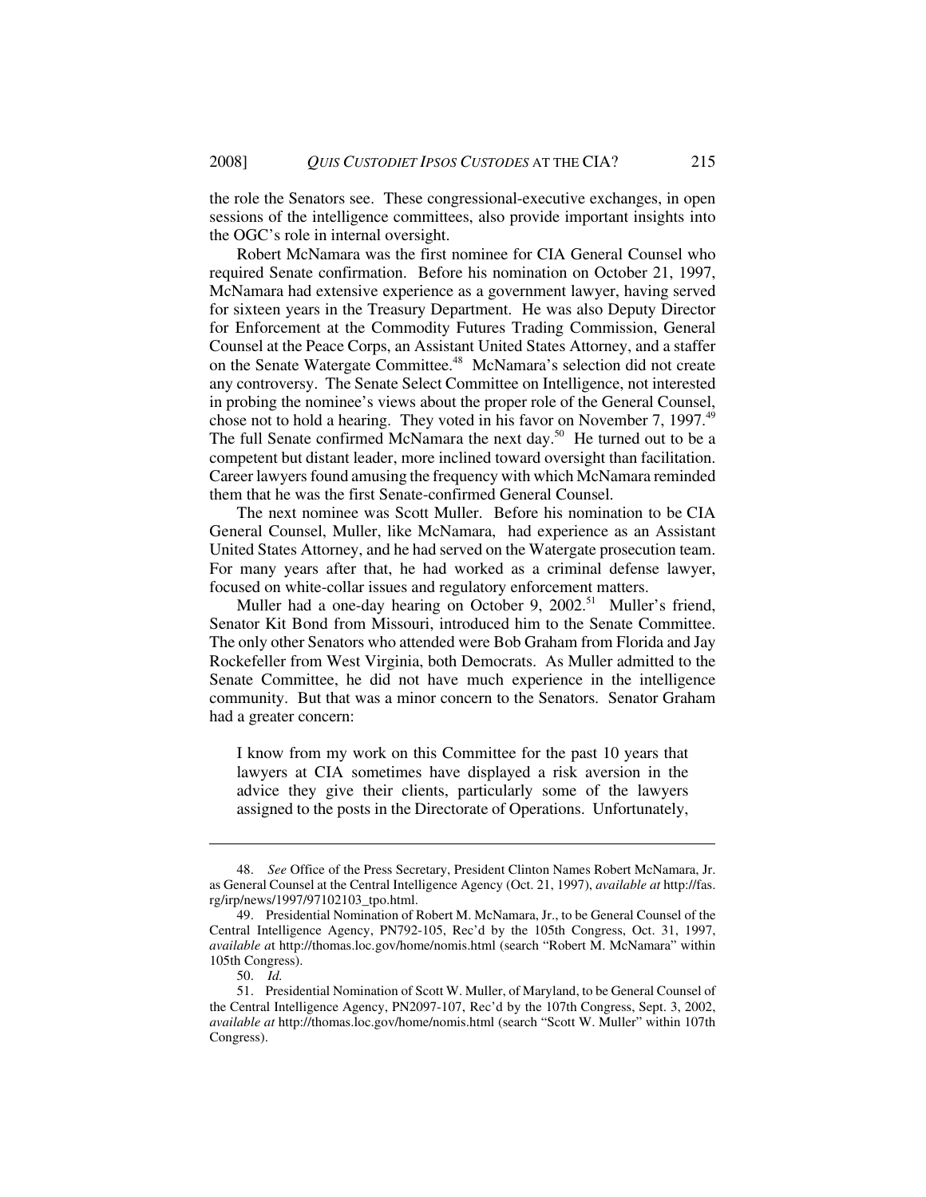the role the Senators see. These congressional-executive exchanges, in open sessions of the intelligence committees, also provide important insights into the OGC's role in internal oversight.

Robert McNamara was the first nominee for CIA General Counsel who required Senate confirmation. Before his nomination on October 21, 1997, McNamara had extensive experience as a government lawyer, having served for sixteen years in the Treasury Department. He was also Deputy Director for Enforcement at the Commodity Futures Trading Commission, General Counsel at the Peace Corps, an Assistant United States Attorney, and a staffer on the Senate Watergate Committee.[48] McNamara's selection did not create any controversy. The Senate Select Committee on Intelligence, not interested in probing the nominee's views about the proper role of the General Counsel, chose not to hold a hearing. They voted in his favor on November 7, 1997.[49] The full Senate confirmed McNamara the next day.[50] He turned out to be a competent but distant leader, more inclined toward oversight than facilitation. Career lawyers found amusing the frequency with which McNamara reminded them that he was the first Senate-confirmed General Counsel.

The next nominee was Scott Muller. Before his nomination to be CIA General Counsel, Muller, like McNamara, had experience as an Assistant United States Attorney, and he had served on the Watergate prosecution team. For many years after that, he had worked as a criminal defense lawyer, focused on white-collar issues and regulatory enforcement matters.

Muller had a one-day hearing on October 9, 2002.[51] Muller's friend, Senator Kit Bond from Missouri, introduced him to the Senate Committee. The only other Senators who attended were Bob Graham from Florida and Jay Rockefeller from West Virginia, both Democrats. As Muller admitted to the Senate Committee, he did not have much experience in the intelligence community. But that was a minor concern to the Senators. Senator Graham had a greater concern:

> I know from my work on this Committee for the past 10 years that lawyers at CIA sometimes have displayed a risk aversion in the advice they give their clients, particularly some of the lawyers assigned to the posts in the Directorate of Operations. Unfortunately,

---

48. *See* Office of the Press Secretary, President Clinton Names Robert McNamara, Jr. as General Counsel at the Central Intelligence Agency (Oct. 21, 1997), *available at* http://fas.rg/irp/news/1997/97102103_tpo.html.

49. Presidential Nomination of Robert M. McNamara, Jr., to be General Counsel of the Central Intelligence Agency, PN792-105, Rec'd by the 105th Congress, Oct. 31, 1997, *available at* http://thomas.loc.gov/home/nomis.html (search "Robert M. McNamara" within 105th Congress).

50. *Id.*

51. Presidential Nomination of Scott W. Muller, of Maryland, to be General Counsel of the Central Intelligence Agency, PN2097-107, Rec'd by the 107th Congress, Sept. 3, 2002, *available at* http://thomas.loc.gov/home/nomis.html (search "Scott W. Muller" within 107th Congress).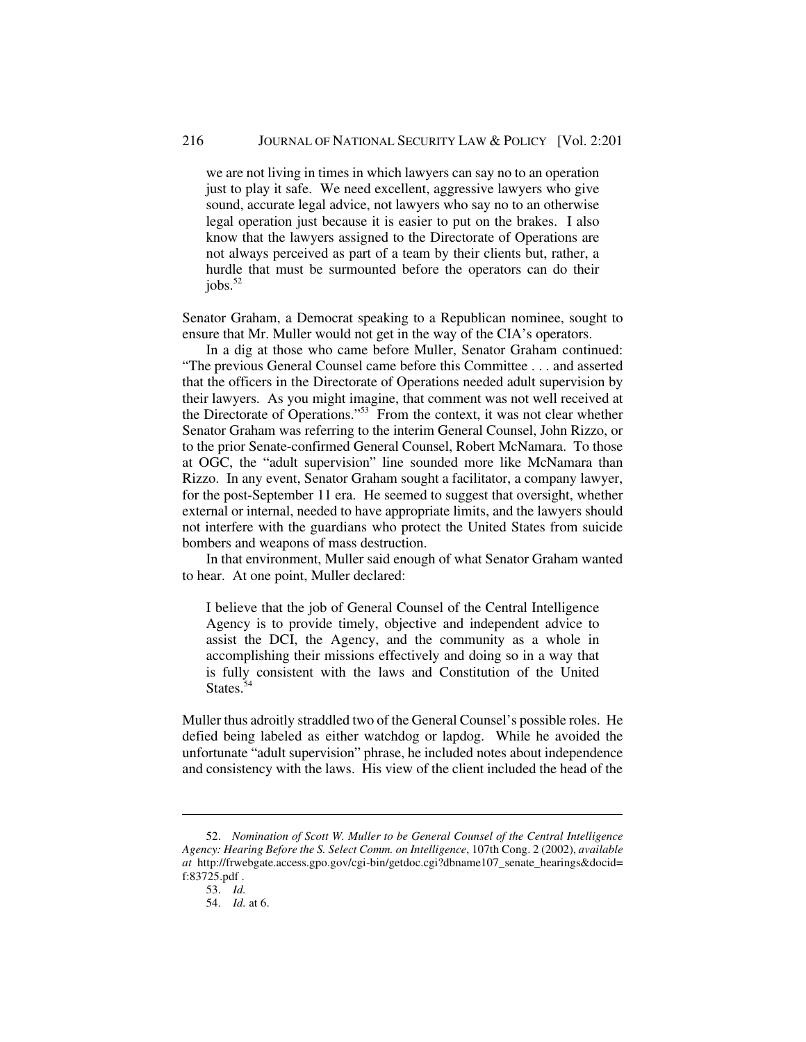> we are not living in times in which lawyers can say no to an operation just to play it safe. We need excellent, aggressive lawyers who give sound, accurate legal advice, not lawyers who say no to an otherwise legal operation just because it is easier to put on the brakes. I also know that the lawyers assigned to the Directorate of Operations are not always perceived as part of a team by their clients but, rather, a hurdle that must be surmounted before the operators can do their jobs.[52]

Senator Graham, a Democrat speaking to a Republican nominee, sought to ensure that Mr. Muller would not get in the way of the CIA's operators.

In a dig at those who came before Muller, Senator Graham continued: "The previous General Counsel came before this Committee . . . and asserted that the officers in the Directorate of Operations needed adult supervision by their lawyers. As you might imagine, that comment was not well received at the Directorate of Operations."[53] From the context, it was not clear whether Senator Graham was referring to the interim General Counsel, John Rizzo, or to the prior Senate-confirmed General Counsel, Robert McNamara. To those at OGC, the "adult supervision" line sounded more like McNamara than Rizzo. In any event, Senator Graham sought a facilitator, a company lawyer, for the post-September 11 era. He seemed to suggest that oversight, whether external or internal, needed to have appropriate limits, and the lawyers should not interfere with the guardians who protect the United States from suicide bombers and weapons of mass destruction.

In that environment, Muller said enough of what Senator Graham wanted to hear. At one point, Muller declared:

> I believe that the job of General Counsel of the Central Intelligence Agency is to provide timely, objective and independent advice to assist the DCI, the Agency, and the community as a whole in accomplishing their missions effectively and doing so in a way that is fully consistent with the laws and Constitution of the United States.[54]

Muller thus adroitly straddled two of the General Counsel's possible roles. He defied being labeled as either watchdog or lapdog. While he avoided the unfortunate "adult supervision" phrase, he included notes about independence and consistency with the laws. His view of the client included the head of the

---

52. *Nomination of Scott W. Muller to be General Counsel of the Central Intelligence Agency: Hearing Before the S. Select Comm. on Intelligence*, 107th Cong. 2 (2002), *available at* http://frwebgate.access.gpo.gov/cgi-bin/getdoc.cgi?dbname107_senate_hearings&docid=f:83725.pdf .

53. *Id.*

54. *Id.* at 6.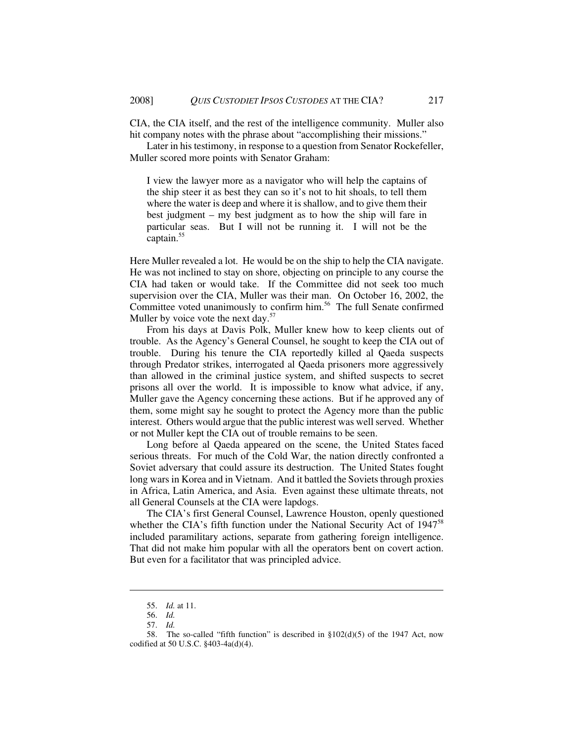CIA, the CIA itself, and the rest of the intelligence community. Muller also hit company notes with the phrase about "accomplishing their missions."

Later in his testimony, in response to a question from Senator Rockefeller, Muller scored more points with Senator Graham:

> I view the lawyer more as a navigator who will help the captains of the ship steer it as best they can so it's not to hit shoals, to tell them where the water is deep and where it is shallow, and to give them their best judgment – my best judgment as to how the ship will fare in particular seas. But I will not be running it. I will not be the captain.[55]

Here Muller revealed a lot. He would be on the ship to help the CIA navigate. He was not inclined to stay on shore, objecting on principle to any course the CIA had taken or would take. If the Committee did not seek too much supervision over the CIA, Muller was their man. On October 16, 2002, the Committee voted unanimously to confirm him.[56] The full Senate confirmed Muller by voice vote the next day.[57]

From his days at Davis Polk, Muller knew how to keep clients out of trouble. As the Agency's General Counsel, he sought to keep the CIA out of trouble. During his tenure the CIA reportedly killed al Qaeda suspects through Predator strikes, interrogated al Qaeda prisoners more aggressively than allowed in the criminal justice system, and shifted suspects to secret prisons all over the world. It is impossible to know what advice, if any, Muller gave the Agency concerning these actions. But if he approved any of them, some might say he sought to protect the Agency more than the public interest. Others would argue that the public interest was well served. Whether or not Muller kept the CIA out of trouble remains to be seen.

Long before al Qaeda appeared on the scene, the United States faced serious threats. For much of the Cold War, the nation directly confronted a Soviet adversary that could assure its destruction. The United States fought long wars in Korea and in Vietnam. And it battled the Soviets through proxies in Africa, Latin America, and Asia. Even against these ultimate threats, not all General Counsels at the CIA were lapdogs.

The CIA's first General Counsel, Lawrence Houston, openly questioned whether the CIA's fifth function under the National Security Act of 1947[58] included paramilitary actions, separate from gathering foreign intelligence. That did not make him popular with all the operators bent on covert action. But even for a facilitator that was principled advice.

---

55. *Id.* at 11.

56. *Id.*

57. *Id.*

58. The so-called "fifth function" is described in §102(d)(5) of the 1947 Act, now codified at 50 U.S.C. §403-4a(d)(4).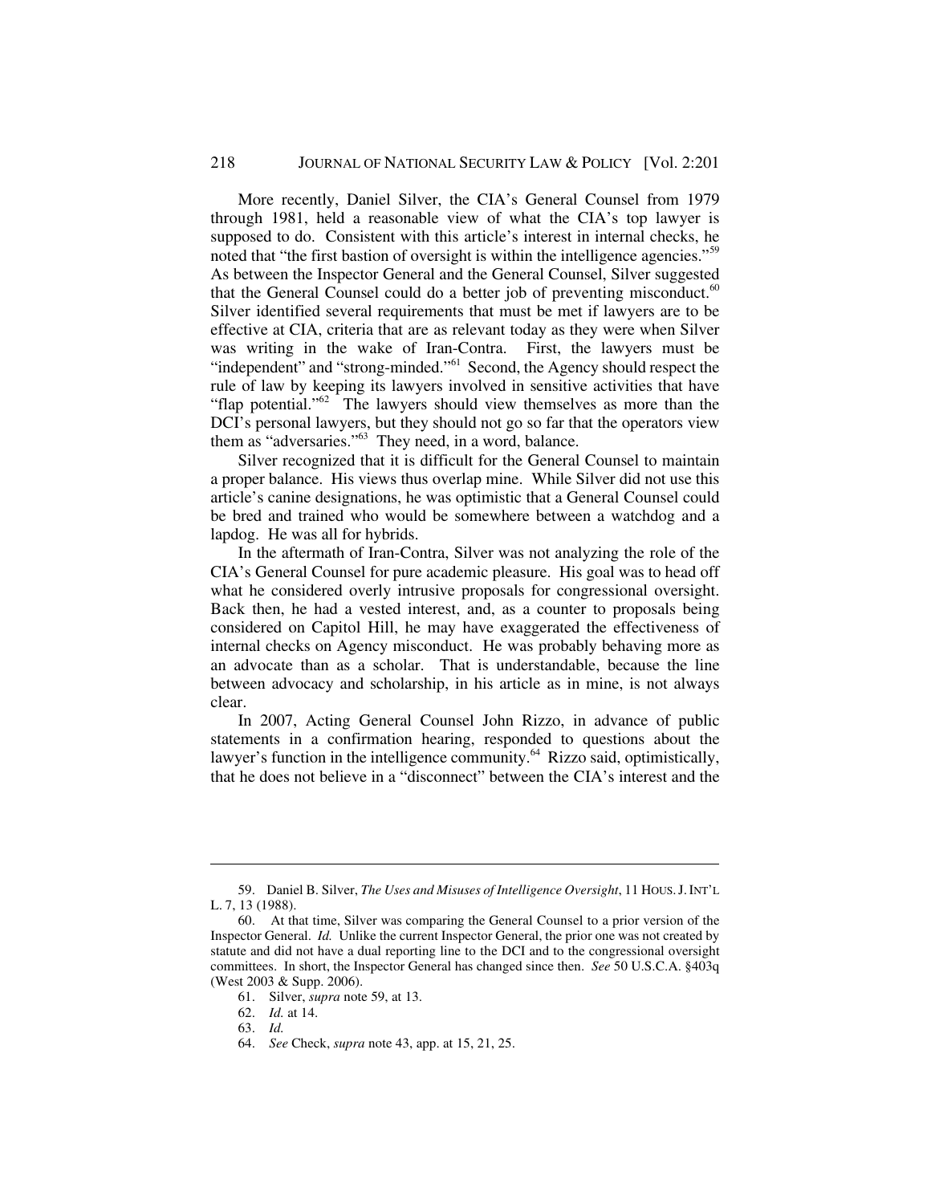More recently, Daniel Silver, the CIA's General Counsel from 1979 through 1981, held a reasonable view of what the CIA's top lawyer is supposed to do. Consistent with this article's interest in internal checks, he noted that "the first bastion of oversight is within the intelligence agencies."[59] As between the Inspector General and the General Counsel, Silver suggested that the General Counsel could do a better job of preventing misconduct.[60] Silver identified several requirements that must be met if lawyers are to be effective at CIA, criteria that are as relevant today as they were when Silver was writing in the wake of Iran-Contra. First, the lawyers must be "independent" and "strong-minded."[61] Second, the Agency should respect the rule of law by keeping its lawyers involved in sensitive activities that have "flap potential."[62] The lawyers should view themselves as more than the DCI's personal lawyers, but they should not go so far that the operators view them as "adversaries."[63] They need, in a word, balance.

Silver recognized that it is difficult for the General Counsel to maintain a proper balance. His views thus overlap mine. While Silver did not use this article's canine designations, he was optimistic that a General Counsel could be bred and trained who would be somewhere between a watchdog and a lapdog. He was all for hybrids.

In the aftermath of Iran-Contra, Silver was not analyzing the role of the CIA's General Counsel for pure academic pleasure. His goal was to head off what he considered overly intrusive proposals for congressional oversight. Back then, he had a vested interest, and, as a counter to proposals being considered on Capitol Hill, he may have exaggerated the effectiveness of internal checks on Agency misconduct. He was probably behaving more as an advocate than as a scholar. That is understandable, because the line between advocacy and scholarship, in his article as in mine, is not always clear.

In 2007, Acting General Counsel John Rizzo, in advance of public statements in a confirmation hearing, responded to questions about the lawyer's function in the intelligence community.[64] Rizzo said, optimistically, that he does not believe in a "disconnect" between the CIA's interest and the

---

59. Daniel B. Silver, *The Uses and Misuses of Intelligence Oversight*, 11 HOUS. J. INT'L L. 7, 13 (1988).

60. At that time, Silver was comparing the General Counsel to a prior version of the Inspector General. *Id.* Unlike the current Inspector General, the prior one was not created by statute and did not have a dual reporting line to the DCI and to the congressional oversight committees. In short, the Inspector General has changed since then. *See* 50 U.S.C.A. §403q (West 2003 & Supp. 2006).

61. Silver, *supra* note 59, at 13.

62. *Id.* at 14.

63. *Id.*

64. *See* Check, *supra* note 43, app. at 15, 21, 25.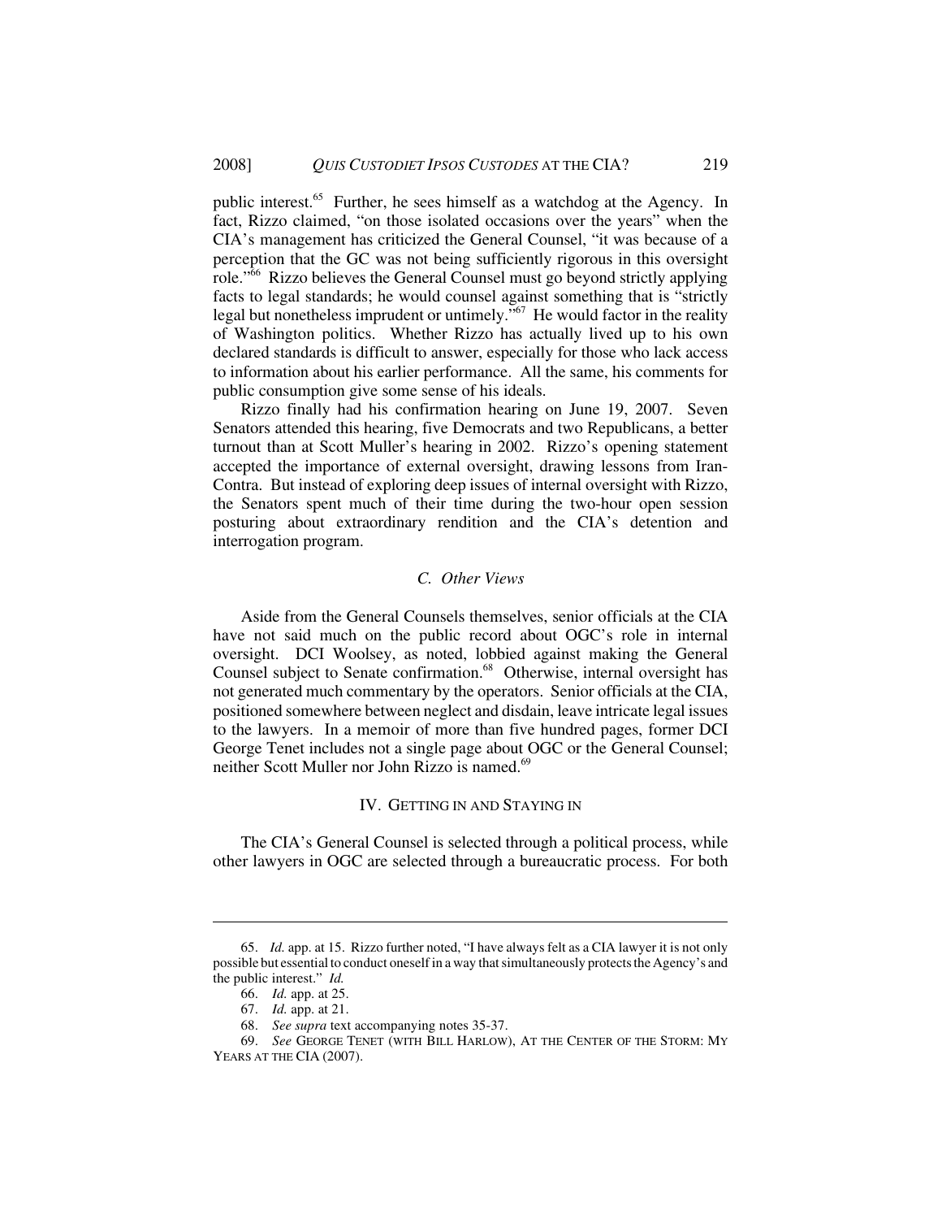public interest.[65] Further, he sees himself as a watchdog at the Agency. In fact, Rizzo claimed, "on those isolated occasions over the years" when the CIA's management has criticized the General Counsel, "it was because of a perception that the GC was not being sufficiently rigorous in this oversight role."[66] Rizzo believes the General Counsel must go beyond strictly applying facts to legal standards; he would counsel against something that is "strictly legal but nonetheless imprudent or untimely."[67] He would factor in the reality of Washington politics. Whether Rizzo has actually lived up to his own declared standards is difficult to answer, especially for those who lack access to information about his earlier performance. All the same, his comments for public consumption give some sense of his ideals.

Rizzo finally had his confirmation hearing on June 19, 2007. Seven Senators attended this hearing, five Democrats and two Republicans, a better turnout than at Scott Muller's hearing in 2002. Rizzo's opening statement accepted the importance of external oversight, drawing lessons from Iran-Contra. But instead of exploring deep issues of internal oversight with Rizzo, the Senators spent much of their time during the two-hour open session posturing about extraordinary rendition and the CIA's detention and interrogation program.

### *C. Other Views*

Aside from the General Counsels themselves, senior officials at the CIA have not said much on the public record about OGC's role in internal oversight. DCI Woolsey, as noted, lobbied against making the General Counsel subject to Senate confirmation.[68] Otherwise, internal oversight has not generated much commentary by the operators. Senior officials at the CIA, positioned somewhere between neglect and disdain, leave intricate legal issues to the lawyers. In a memoir of more than five hundred pages, former DCI George Tenet includes not a single page about OGC or the General Counsel; neither Scott Muller nor John Rizzo is named.[69]

## IV. GETTING IN AND STAYING IN

The CIA's General Counsel is selected through a political process, while other lawyers in OGC are selected through a bureaucratic process. For both

---

65. *Id.* app. at 15. Rizzo further noted, "I have always felt as a CIA lawyer it is not only possible but essential to conduct oneself in a way that simultaneously protects the Agency's and the public interest." *Id.*

66. *Id.* app. at 25.

67. *Id.* app. at 21.

68. *See supra* text accompanying notes 35-37.

69. *See* GEORGE TENET (WITH BILL HARLOW), AT THE CENTER OF THE STORM: MY YEARS AT THE CIA (2007).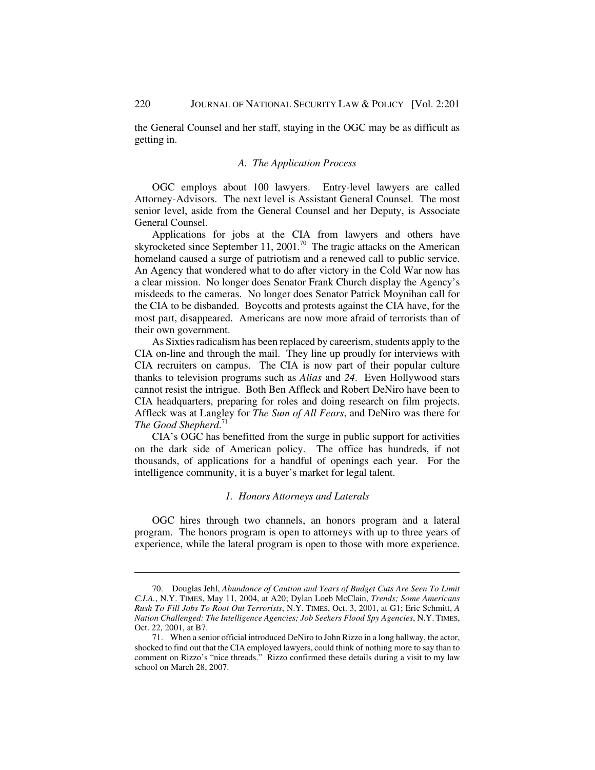the General Counsel and her staff, staying in the OGC may be as difficult as getting in.

### *A. The Application Process*

OGC employs about 100 lawyers. Entry-level lawyers are called Attorney-Advisors. The next level is Assistant General Counsel. The most senior level, aside from the General Counsel and her Deputy, is Associate General Counsel.

Applications for jobs at the CIA from lawyers and others have skyrocketed since September 11, 2001.[70] The tragic attacks on the American homeland caused a surge of patriotism and a renewed call to public service. An Agency that wondered what to do after victory in the Cold War now has a clear mission. No longer does Senator Frank Church display the Agency's misdeeds to the cameras. No longer does Senator Patrick Moynihan call for the CIA to be disbanded. Boycotts and protests against the CIA have, for the most part, disappeared. Americans are now more afraid of terrorists than of their own government.

As Sixties radicalism has been replaced by careerism, students apply to the CIA on-line and through the mail. They line up proudly for interviews with CIA recruiters on campus. The CIA is now part of their popular culture thanks to television programs such as *Alias* and *24*. Even Hollywood stars cannot resist the intrigue. Both Ben Affleck and Robert DeNiro have been to CIA headquarters, preparing for roles and doing research on film projects. Affleck was at Langley for *The Sum of All Fears*, and DeNiro was there for *The Good Shepherd*.[71]

CIA's OGC has benefitted from the surge in public support for activities on the dark side of American policy. The office has hundreds, if not thousands, of applications for a handful of openings each year. For the intelligence community, it is a buyer's market for legal talent.

#### *1. Honors Attorneys and Laterals*

OGC hires through two channels, an honors program and a lateral program. The honors program is open to attorneys with up to three years of experience, while the lateral program is open to those with more experience.

---

70. Douglas Jehl, *Abundance of Caution and Years of Budget Cuts Are Seen To Limit C.I.A.*, N.Y. TIMES, May 11, 2004, at A20; Dylan Loeb McClain, *Trends; Some Americans Rush To Fill Jobs To Root Out Terrorists*, N.Y. TIMES, Oct. 3, 2001, at G1; Eric Schmitt, *A Nation Challenged: The Intelligence Agencies; Job Seekers Flood Spy Agencies*, N.Y. TIMES, Oct. 22, 2001, at B7.

71. When a senior official introduced DeNiro to John Rizzo in a long hallway, the actor, shocked to find out that the CIA employed lawyers, could think of nothing more to say than to comment on Rizzo's "nice threads." Rizzo confirmed these details during a visit to my law school on March 28, 2007.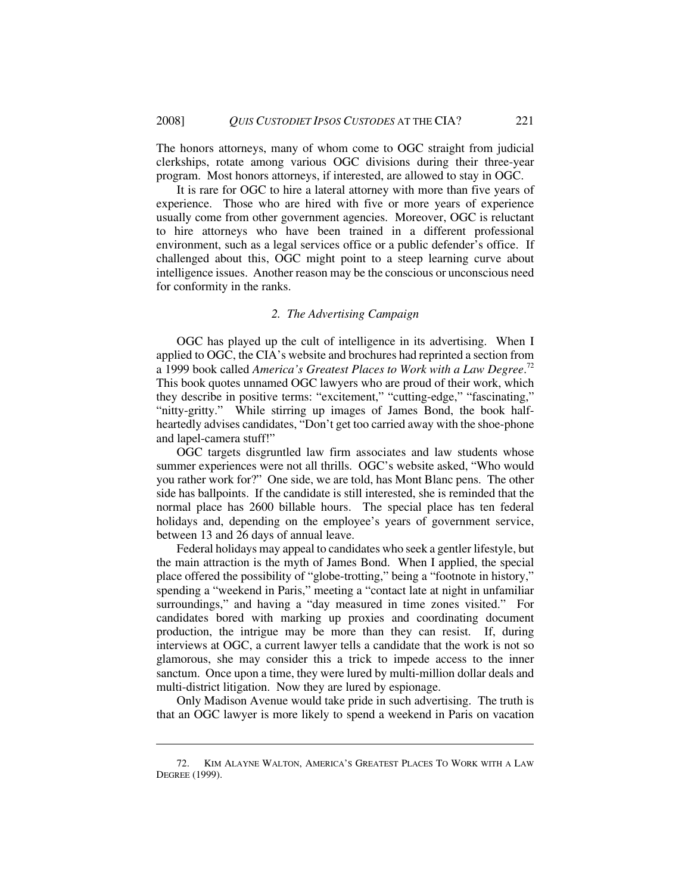The honors attorneys, many of whom come to OGC straight from judicial clerkships, rotate among various OGC divisions during their three-year program. Most honors attorneys, if interested, are allowed to stay in OGC.

It is rare for OGC to hire a lateral attorney with more than five years of experience. Those who are hired with five or more years of experience usually come from other government agencies. Moreover, OGC is reluctant to hire attorneys who have been trained in a different professional environment, such as a legal services office or a public defender's office. If challenged about this, OGC might point to a steep learning curve about intelligence issues. Another reason may be the conscious or unconscious need for conformity in the ranks.

### *2. The Advertising Campaign*

OGC has played up the cult of intelligence in its advertising. When I applied to OGC, the CIA's website and brochures had reprinted a section from a 1999 book called *America's Greatest Places to Work with a Law Degree*.[72] This book quotes unnamed OGC lawyers who are proud of their work, which they describe in positive terms: "excitement," "cutting-edge," "fascinating," "nitty-gritty." While stirring up images of James Bond, the book half-heartedly advises candidates, "Don't get too carried away with the shoe-phone and lapel-camera stuff!"

OGC targets disgruntled law firm associates and law students whose summer experiences were not all thrills. OGC's website asked, "Who would you rather work for?" One side, we are told, has Mont Blanc pens. The other side has ballpoints. If the candidate is still interested, she is reminded that the normal place has 2600 billable hours. The special place has ten federal holidays and, depending on the employee's years of government service, between 13 and 26 days of annual leave.

Federal holidays may appeal to candidates who seek a gentler lifestyle, but the main attraction is the myth of James Bond. When I applied, the special place offered the possibility of "globe-trotting," being a "footnote in history," spending a "weekend in Paris," meeting a "contact late at night in unfamiliar surroundings," and having a "day measured in time zones visited." For candidates bored with marking up proxies and coordinating document production, the intrigue may be more than they can resist. If, during interviews at OGC, a current lawyer tells a candidate that the work is not so glamorous, she may consider this a trick to impede access to the inner sanctum. Once upon a time, they were lured by multi-million dollar deals and multi-district litigation. Now they are lured by espionage.

Only Madison Avenue would take pride in such advertising. The truth is that an OGC lawyer is more likely to spend a weekend in Paris on vacation

---

72. KIM ALAYNE WALTON, AMERICA'S GREATEST PLACES TO WORK WITH A LAW DEGREE (1999).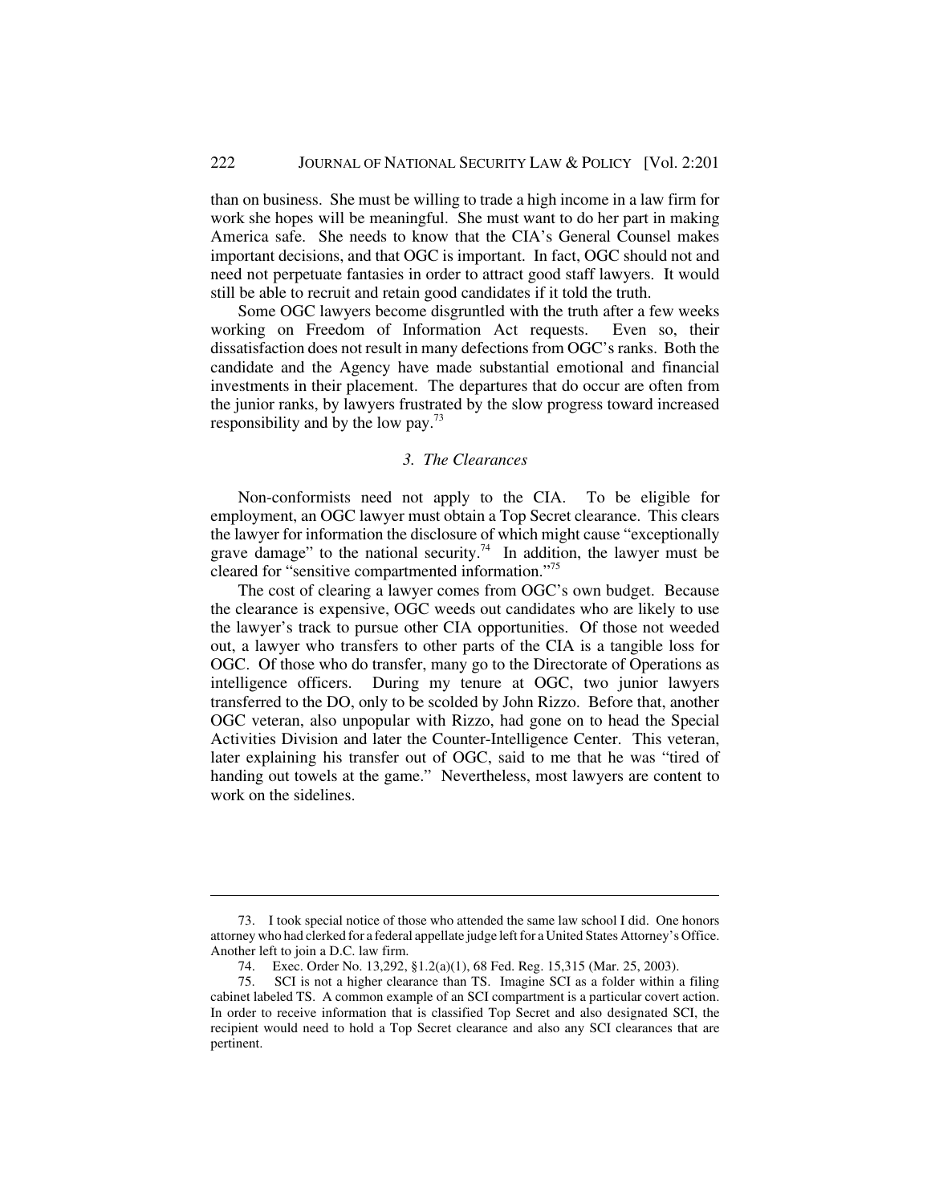than on business. She must be willing to trade a high income in a law firm for work she hopes will be meaningful. She must want to do her part in making America safe. She needs to know that the CIA's General Counsel makes important decisions, and that OGC is important. In fact, OGC should not and need not perpetuate fantasies in order to attract good staff lawyers. It would still be able to recruit and retain good candidates if it told the truth.

Some OGC lawyers become disgruntled with the truth after a few weeks working on Freedom of Information Act requests. Even so, their dissatisfaction does not result in many defections from OGC's ranks. Both the candidate and the Agency have made substantial emotional and financial investments in their placement. The departures that do occur are often from the junior ranks, by lawyers frustrated by the slow progress toward increased responsibility and by the low pay.[73]

### *3. The Clearances*

Non-conformists need not apply to the CIA. To be eligible for employment, an OGC lawyer must obtain a Top Secret clearance. This clears the lawyer for information the disclosure of which might cause "exceptionally grave damage" to the national security.[74] In addition, the lawyer must be cleared for "sensitive compartmented information."[75]

The cost of clearing a lawyer comes from OGC's own budget. Because the clearance is expensive, OGC weeds out candidates who are likely to use the lawyer's track to pursue other CIA opportunities. Of those not weeded out, a lawyer who transfers to other parts of the CIA is a tangible loss for OGC. Of those who do transfer, many go to the Directorate of Operations as intelligence officers. During my tenure at OGC, two junior lawyers transferred to the DO, only to be scolded by John Rizzo. Before that, another OGC veteran, also unpopular with Rizzo, had gone on to head the Special Activities Division and later the Counter-Intelligence Center. This veteran, later explaining his transfer out of OGC, said to me that he was "tired of handing out towels at the game." Nevertheless, most lawyers are content to work on the sidelines.

---

73. I took special notice of those who attended the same law school I did. One honors attorney who had clerked for a federal appellate judge left for a United States Attorney's Office. Another left to join a D.C. law firm.

74. Exec. Order No. 13,292, §1.2(a)(1), 68 Fed. Reg. 15,315 (Mar. 25, 2003).

75. SCI is not a higher clearance than TS. Imagine SCI as a folder within a filing cabinet labeled TS. A common example of an SCI compartment is a particular covert action. In order to receive information that is classified Top Secret and also designated SCI, the recipient would need to hold a Top Secret clearance and also any SCI clearances that are pertinent.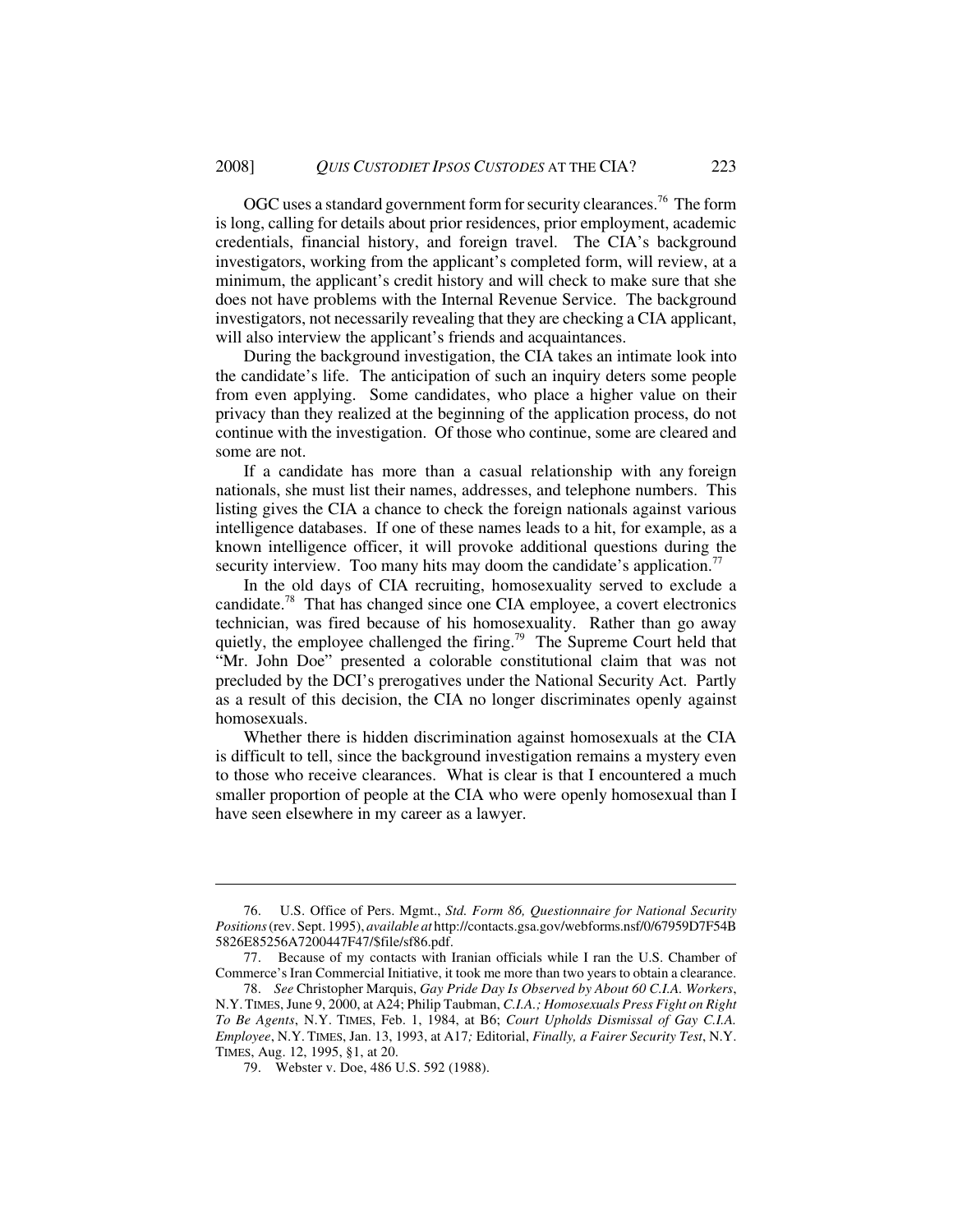OGC uses a standard government form for security clearances.[76] The form is long, calling for details about prior residences, prior employment, academic credentials, financial history, and foreign travel. The CIA's background investigators, working from the applicant's completed form, will review, at a minimum, the applicant's credit history and will check to make sure that she does not have problems with the Internal Revenue Service. The background investigators, not necessarily revealing that they are checking a CIA applicant, will also interview the applicant's friends and acquaintances.

During the background investigation, the CIA takes an intimate look into the candidate's life. The anticipation of such an inquiry deters some people from even applying. Some candidates, who place a higher value on their privacy than they realized at the beginning of the application process, do not continue with the investigation. Of those who continue, some are cleared and some are not.

If a candidate has more than a casual relationship with any foreign nationals, she must list their names, addresses, and telephone numbers. This listing gives the CIA a chance to check the foreign nationals against various intelligence databases. If one of these names leads to a hit, for example, as a known intelligence officer, it will provoke additional questions during the security interview. Too many hits may doom the candidate's application.[77]

In the old days of CIA recruiting, homosexuality served to exclude a candidate.[78] That has changed since one CIA employee, a covert electronics technician, was fired because of his homosexuality. Rather than go away quietly, the employee challenged the firing.[79] The Supreme Court held that "Mr. John Doe" presented a colorable constitutional claim that was not precluded by the DCI's prerogatives under the National Security Act. Partly as a result of this decision, the CIA no longer discriminates openly against homosexuals.

Whether there is hidden discrimination against homosexuals at the CIA is difficult to tell, since the background investigation remains a mystery even to those who receive clearances. What is clear is that I encountered a much smaller proportion of people at the CIA who were openly homosexual than I have seen elsewhere in my career as a lawyer.

---

76. U.S. Office of Pers. Mgmt., *Std. Form 86, Questionnaire for National Security Positions* (rev. Sept. 1995), *available at* http://contacts.gsa.gov/webforms.nsf/0/67959D7F54B5826E85256A7200447F47/$file/sf86.pdf.

77. Because of my contacts with Iranian officials while I ran the U.S. Chamber of Commerce's Iran Commercial Initiative, it took me more than two years to obtain a clearance.

78. *See* Christopher Marquis, *Gay Pride Day Is Observed by About 60 C.I.A. Workers*, N.Y. TIMES, June 9, 2000, at A24; Philip Taubman, *C.I.A.; Homosexuals Press Fight on Right To Be Agents*, N.Y. TIMES, Feb. 1, 1984, at B6; *Court Upholds Dismissal of Gay C.I.A. Employee*, N.Y. TIMES, Jan. 13, 1993, at A17*;* Editorial, *Finally, a Fairer Security Test*, N.Y. TIMES, Aug. 12, 1995, §1, at 20.

79. Webster v. Doe, 486 U.S. 592 (1988).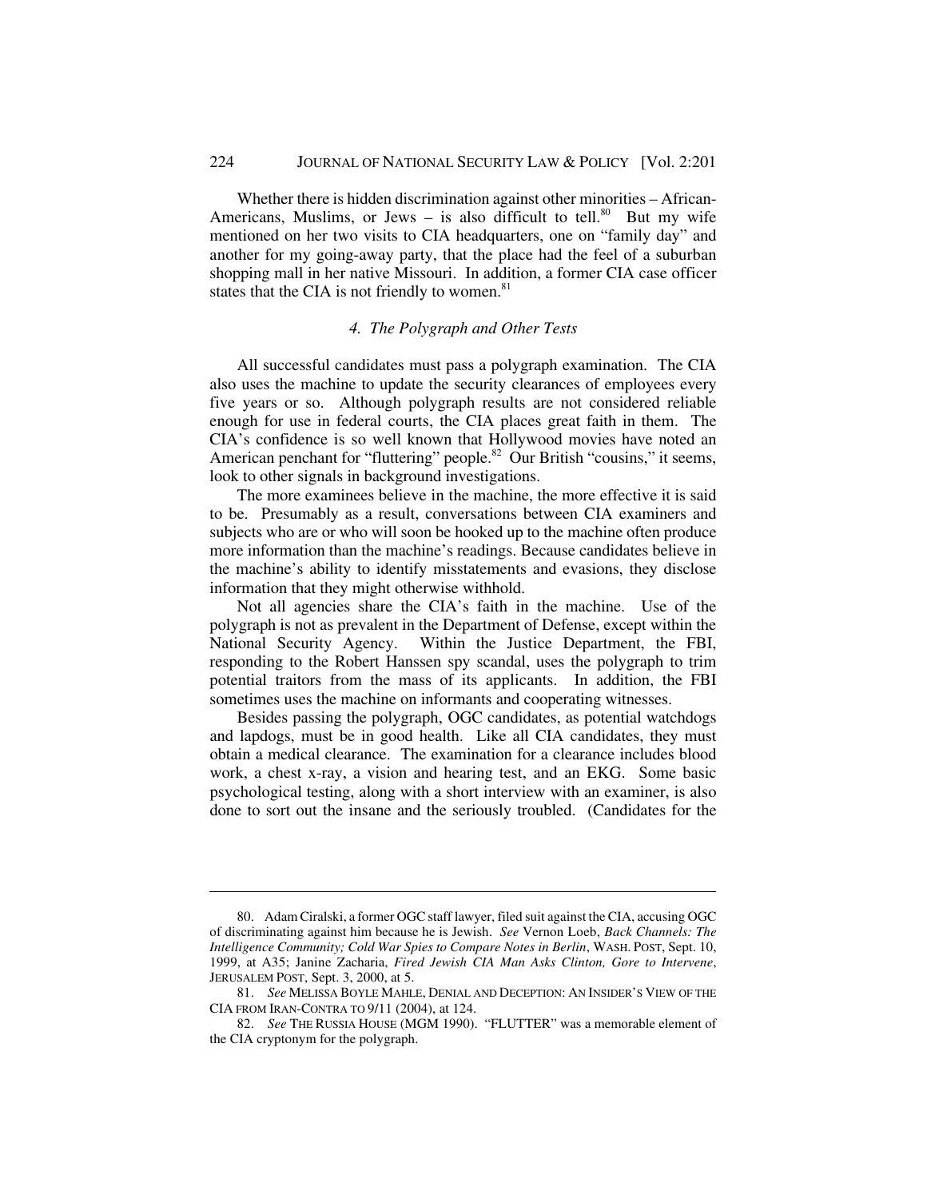Whether there is hidden discrimination against other minorities – African-Americans, Muslims, or Jews – is also difficult to tell.[80] But my wife mentioned on her two visits to CIA headquarters, one on "family day" and another for my going-away party, that the place had the feel of a suburban shopping mall in her native Missouri. In addition, a former CIA case officer states that the CIA is not friendly to women.[81]

#### *4. The Polygraph and Other Tests*

All successful candidates must pass a polygraph examination. The CIA also uses the machine to update the security clearances of employees every five years or so. Although polygraph results are not considered reliable enough for use in federal courts, the CIA places great faith in them. The CIA's confidence is so well known that Hollywood movies have noted an American penchant for "fluttering" people.[82] Our British "cousins," it seems, look to other signals in background investigations.

The more examinees believe in the machine, the more effective it is said to be. Presumably as a result, conversations between CIA examiners and subjects who are or who will soon be hooked up to the machine often produce more information than the machine's readings. Because candidates believe in the machine's ability to identify misstatements and evasions, they disclose information that they might otherwise withhold.

Not all agencies share the CIA's faith in the machine. Use of the polygraph is not as prevalent in the Department of Defense, except within the National Security Agency. Within the Justice Department, the FBI, responding to the Robert Hanssen spy scandal, uses the polygraph to trim potential traitors from the mass of its applicants. In addition, the FBI sometimes uses the machine on informants and cooperating witnesses.

Besides passing the polygraph, OGC candidates, as potential watchdogs and lapdogs, must be in good health. Like all CIA candidates, they must obtain a medical clearance. The examination for a clearance includes blood work, a chest x-ray, a vision and hearing test, and an EKG. Some basic psychological testing, along with a short interview with an examiner, is also done to sort out the insane and the seriously troubled. (Candidates for the

---

80. Adam Ciralski, a former OGC staff lawyer, filed suit against the CIA, accusing OGC of discriminating against him because he is Jewish. *See* Vernon Loeb, *Back Channels: The Intelligence Community; Cold War Spies to Compare Notes in Berlin*, WASH. POST, Sept. 10, 1999, at A35; Janine Zacharia, *Fired Jewish CIA Man Asks Clinton, Gore to Intervene*, JERUSALEM POST, Sept. 3, 2000, at 5.

81. *See* MELISSA BOYLE MAHLE, DENIAL AND DECEPTION: AN INSIDER'S VIEW OF THE CIA FROM IRAN-CONTRA TO 9/11 (2004), at 124.

82. *See* THE RUSSIA HOUSE (MGM 1990). "FLUTTER" was a memorable element of the CIA cryptonym for the polygraph.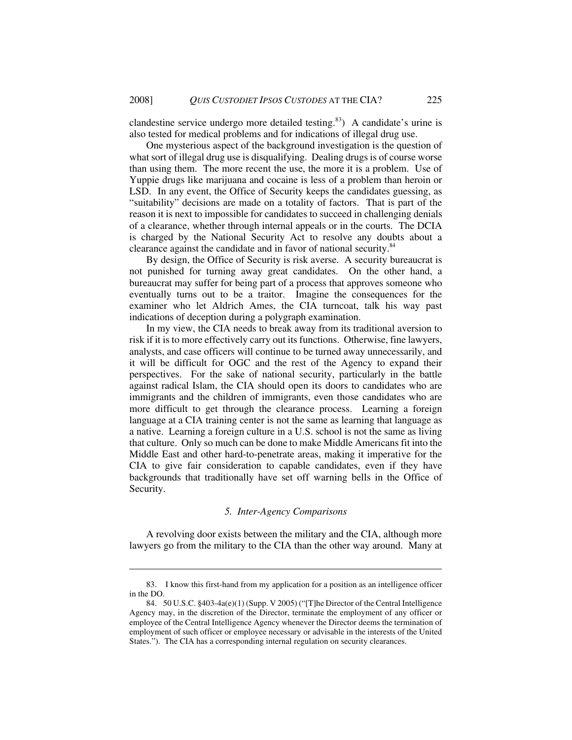clandestine service undergo more detailed testing.[83]) A candidate's urine is also tested for medical problems and for indications of illegal drug use.

One mysterious aspect of the background investigation is the question of what sort of illegal drug use is disqualifying. Dealing drugs is of course worse than using them. The more recent the use, the more it is a problem. Use of Yuppie drugs like marijuana and cocaine is less of a problem than heroin or LSD. In any event, the Office of Security keeps the candidates guessing, as "suitability" decisions are made on a totality of factors. That is part of the reason it is next to impossible for candidates to succeed in challenging denials of a clearance, whether through internal appeals or in the courts. The DCIA is charged by the National Security Act to resolve any doubts about a clearance against the candidate and in favor of national security.[84]

By design, the Office of Security is risk averse. A security bureaucrat is not punished for turning away great candidates. On the other hand, a bureaucrat may suffer for being part of a process that approves someone who eventually turns out to be a traitor. Imagine the consequences for the examiner who let Aldrich Ames, the CIA turncoat, talk his way past indications of deception during a polygraph examination.

In my view, the CIA needs to break away from its traditional aversion to risk if it is to more effectively carry out its functions. Otherwise, fine lawyers, analysts, and case officers will continue to be turned away unnecessarily, and it will be difficult for OGC and the rest of the Agency to expand their perspectives. For the sake of national security, particularly in the battle against radical Islam, the CIA should open its doors to candidates who are immigrants and the children of immigrants, even those candidates who are more difficult to get through the clearance process. Learning a foreign language at a CIA training center is not the same as learning that language as a native. Learning a foreign culture in a U.S. school is not the same as living that culture. Only so much can be done to make Middle Americans fit into the Middle East and other hard-to-penetrate areas, making it imperative for the CIA to give fair consideration to capable candidates, even if they have backgrounds that traditionally have set off warning bells in the Office of Security.

### *5. Inter-Agency Comparisons*

A revolving door exists between the military and the CIA, although more lawyers go from the military to the CIA than the other way around. Many at

---

83. I know this first-hand from my application for a position as an intelligence officer in the DO.

84. 50 U.S.C. §403-4a(e)(1) (Supp. V 2005) ("[T]he Director of the Central Intelligence Agency may, in the discretion of the Director, terminate the employment of any officer or employee of the Central Intelligence Agency whenever the Director deems the termination of employment of such officer or employee necessary or advisable in the interests of the United States."). The CIA has a corresponding internal regulation on security clearances.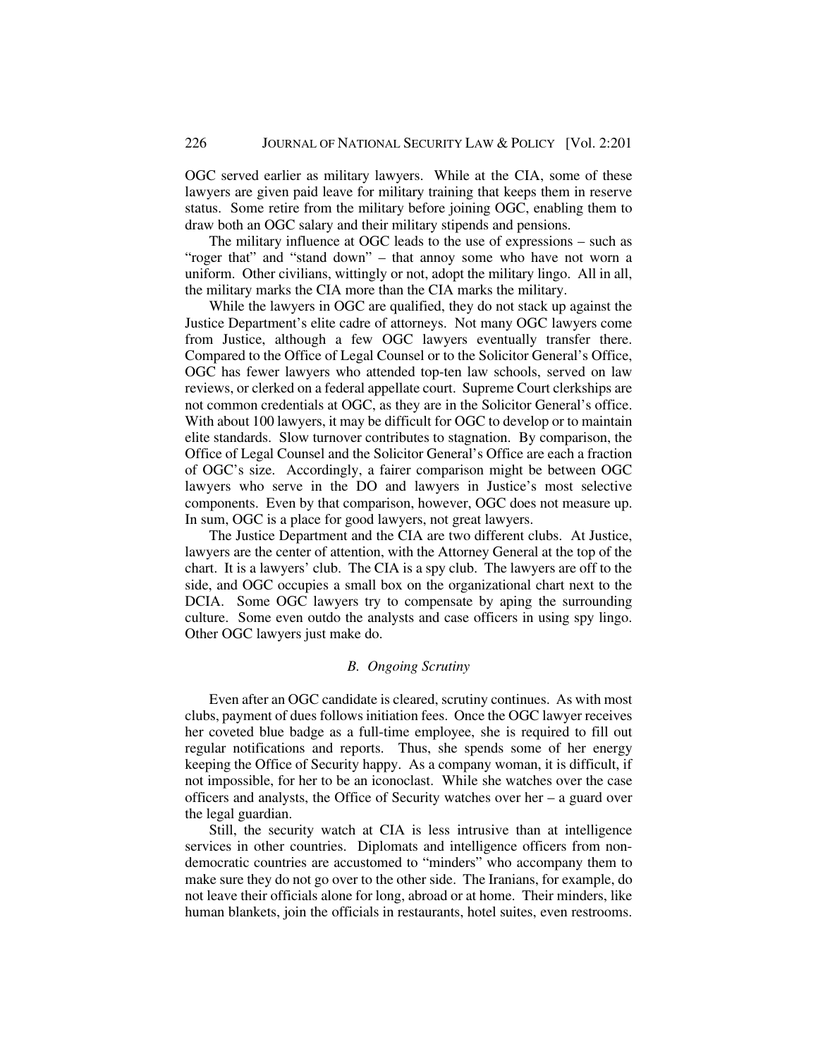OGC served earlier as military lawyers. While at the CIA, some of these lawyers are given paid leave for military training that keeps them in reserve status. Some retire from the military before joining OGC, enabling them to draw both an OGC salary and their military stipends and pensions.

The military influence at OGC leads to the use of expressions – such as "roger that" and "stand down" – that annoy some who have not worn a uniform. Other civilians, wittingly or not, adopt the military lingo. All in all, the military marks the CIA more than the CIA marks the military.

While the lawyers in OGC are qualified, they do not stack up against the Justice Department's elite cadre of attorneys. Not many OGC lawyers come from Justice, although a few OGC lawyers eventually transfer there. Compared to the Office of Legal Counsel or to the Solicitor General's Office, OGC has fewer lawyers who attended top-ten law schools, served on law reviews, or clerked on a federal appellate court. Supreme Court clerkships are not common credentials at OGC, as they are in the Solicitor General's office. With about 100 lawyers, it may be difficult for OGC to develop or to maintain elite standards. Slow turnover contributes to stagnation. By comparison, the Office of Legal Counsel and the Solicitor General's Office are each a fraction of OGC's size. Accordingly, a fairer comparison might be between OGC lawyers who serve in the DO and lawyers in Justice's most selective components. Even by that comparison, however, OGC does not measure up. In sum, OGC is a place for good lawyers, not great lawyers.

The Justice Department and the CIA are two different clubs. At Justice, lawyers are the center of attention, with the Attorney General at the top of the chart. It is a lawyers' club. The CIA is a spy club. The lawyers are off to the side, and OGC occupies a small box on the organizational chart next to the DCIA. Some OGC lawyers try to compensate by aping the surrounding culture. Some even outdo the analysts and case officers in using spy lingo. Other OGC lawyers just make do.

### *B. Ongoing Scrutiny*

Even after an OGC candidate is cleared, scrutiny continues. As with most clubs, payment of dues follows initiation fees. Once the OGC lawyer receives her coveted blue badge as a full-time employee, she is required to fill out regular notifications and reports. Thus, she spends some of her energy keeping the Office of Security happy. As a company woman, it is difficult, if not impossible, for her to be an iconoclast. While she watches over the case officers and analysts, the Office of Security watches over her – a guard over the legal guardian.

Still, the security watch at CIA is less intrusive than at intelligence services in other countries. Diplomats and intelligence officers from non-democratic countries are accustomed to "minders" who accompany them to make sure they do not go over to the other side. The Iranians, for example, do not leave their officials alone for long, abroad or at home. Their minders, like human blankets, join the officials in restaurants, hotel suites, even restrooms.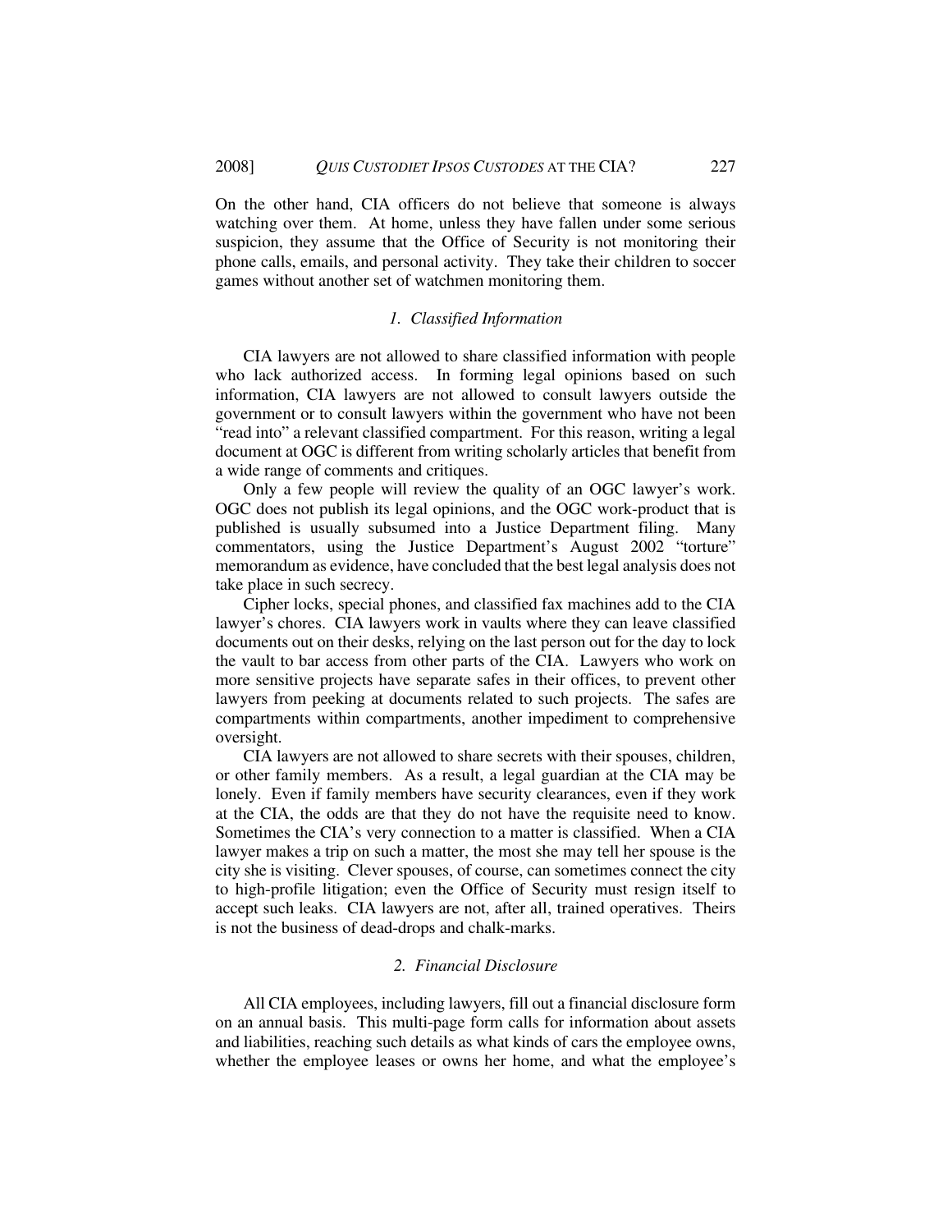On the other hand, CIA officers do not believe that someone is always watching over them. At home, unless they have fallen under some serious suspicion, they assume that the Office of Security is not monitoring their phone calls, emails, and personal activity. They take their children to soccer games without another set of watchmen monitoring them.

### *1. Classified Information*

CIA lawyers are not allowed to share classified information with people who lack authorized access. In forming legal opinions based on such information, CIA lawyers are not allowed to consult lawyers outside the government or to consult lawyers within the government who have not been "read into" a relevant classified compartment. For this reason, writing a legal document at OGC is different from writing scholarly articles that benefit from a wide range of comments and critiques.

Only a few people will review the quality of an OGC lawyer's work. OGC does not publish its legal opinions, and the OGC work-product that is published is usually subsumed into a Justice Department filing. Many commentators, using the Justice Department's August 2002 "torture" memorandum as evidence, have concluded that the best legal analysis does not take place in such secrecy.

Cipher locks, special phones, and classified fax machines add to the CIA lawyer's chores. CIA lawyers work in vaults where they can leave classified documents out on their desks, relying on the last person out for the day to lock the vault to bar access from other parts of the CIA. Lawyers who work on more sensitive projects have separate safes in their offices, to prevent other lawyers from peeking at documents related to such projects. The safes are compartments within compartments, another impediment to comprehensive oversight.

CIA lawyers are not allowed to share secrets with their spouses, children, or other family members. As a result, a legal guardian at the CIA may be lonely. Even if family members have security clearances, even if they work at the CIA, the odds are that they do not have the requisite need to know. Sometimes the CIA's very connection to a matter is classified. When a CIA lawyer makes a trip on such a matter, the most she may tell her spouse is the city she is visiting. Clever spouses, of course, can sometimes connect the city to high-profile litigation; even the Office of Security must resign itself to accept such leaks. CIA lawyers are not, after all, trained operatives. Theirs is not the business of dead-drops and chalk-marks.

### *2. Financial Disclosure*

All CIA employees, including lawyers, fill out a financial disclosure form on an annual basis. This multi-page form calls for information about assets and liabilities, reaching such details as what kinds of cars the employee owns, whether the employee leases or owns her home, and what the employee's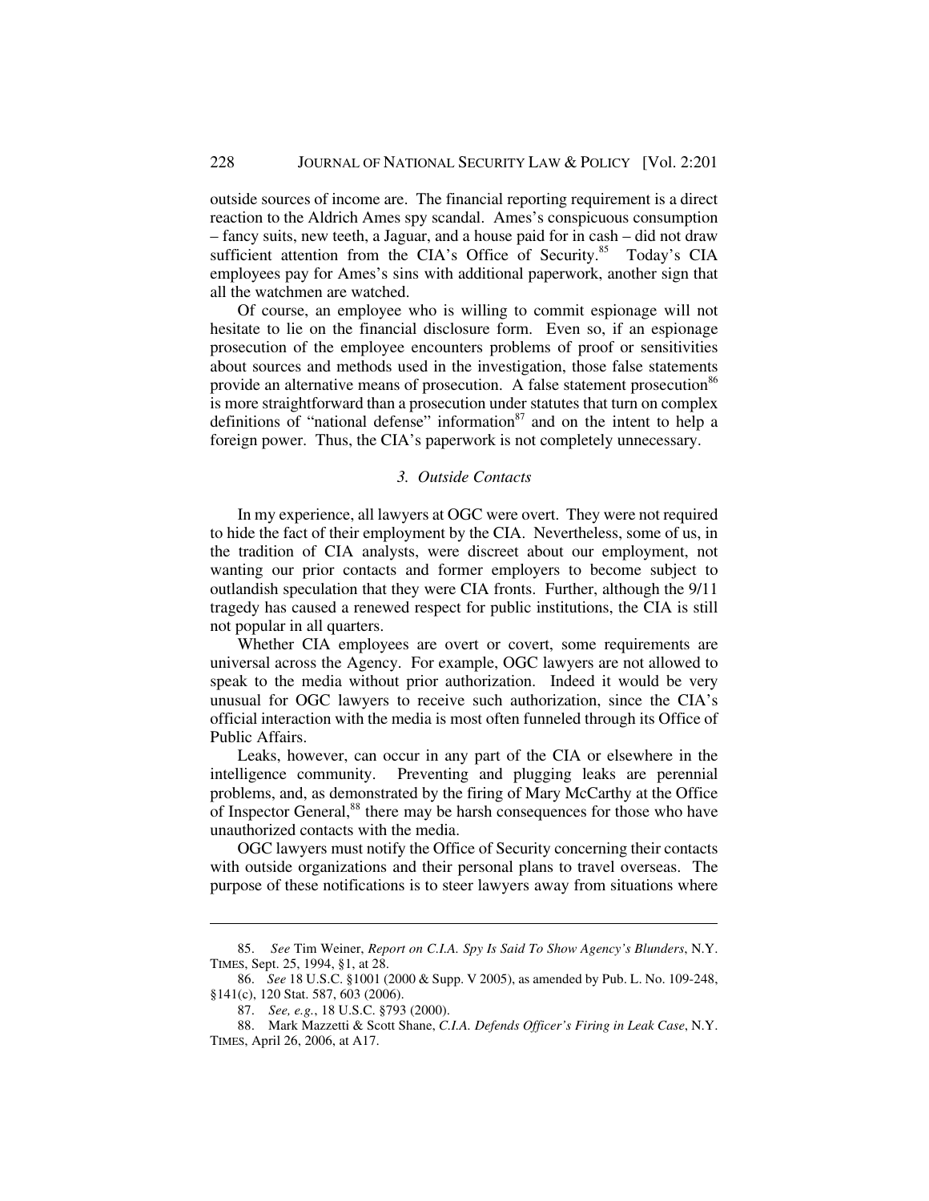outside sources of income are. The financial reporting requirement is a direct reaction to the Aldrich Ames spy scandal. Ames's conspicuous consumption – fancy suits, new teeth, a Jaguar, and a house paid for in cash – did not draw sufficient attention from the CIA's Office of Security.[85] Today's CIA employees pay for Ames's sins with additional paperwork, another sign that all the watchmen are watched.

Of course, an employee who is willing to commit espionage will not hesitate to lie on the financial disclosure form. Even so, if an espionage prosecution of the employee encounters problems of proof or sensitivities about sources and methods used in the investigation, those false statements provide an alternative means of prosecution. A false statement prosecution[86] is more straightforward than a prosecution under statutes that turn on complex definitions of "national defense" information[87] and on the intent to help a foreign power. Thus, the CIA's paperwork is not completely unnecessary.

### *3. Outside Contacts*

In my experience, all lawyers at OGC were overt. They were not required to hide the fact of their employment by the CIA. Nevertheless, some of us, in the tradition of CIA analysts, were discreet about our employment, not wanting our prior contacts and former employers to become subject to outlandish speculation that they were CIA fronts. Further, although the 9/11 tragedy has caused a renewed respect for public institutions, the CIA is still not popular in all quarters.

Whether CIA employees are overt or covert, some requirements are universal across the Agency. For example, OGC lawyers are not allowed to speak to the media without prior authorization. Indeed it would be very unusual for OGC lawyers to receive such authorization, since the CIA's official interaction with the media is most often funneled through its Office of Public Affairs.

Leaks, however, can occur in any part of the CIA or elsewhere in the intelligence community. Preventing and plugging leaks are perennial problems, and, as demonstrated by the firing of Mary McCarthy at the Office of Inspector General,[88] there may be harsh consequences for those who have unauthorized contacts with the media.

OGC lawyers must notify the Office of Security concerning their contacts with outside organizations and their personal plans to travel overseas. The purpose of these notifications is to steer lawyers away from situations where

---

85. *See* Tim Weiner, *Report on C.I.A. Spy Is Said To Show Agency's Blunders*, N.Y. TIMES, Sept. 25, 1994, §1, at 28.

86. *See* 18 U.S.C. §1001 (2000 & Supp. V 2005), as amended by Pub. L. No. 109-248, §141(c), 120 Stat. 587, 603 (2006).

87. *See, e.g.*, 18 U.S.C. §793 (2000).

88. Mark Mazzetti & Scott Shane, *C.I.A. Defends Officer's Firing in Leak Case*, N.Y. TIMES, April 26, 2006, at A17.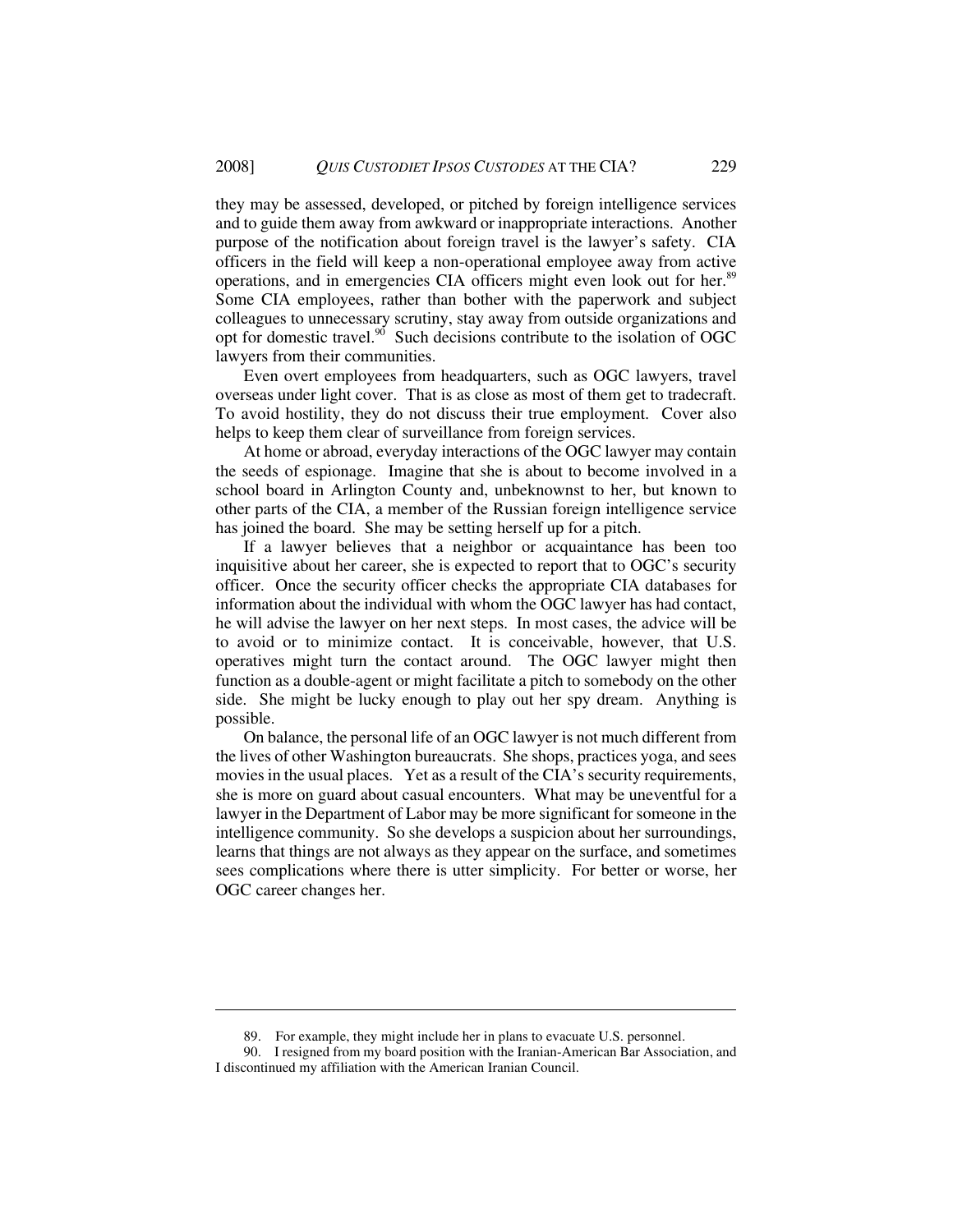they may be assessed, developed, or pitched by foreign intelligence services and to guide them away from awkward or inappropriate interactions. Another purpose of the notification about foreign travel is the lawyer's safety. CIA officers in the field will keep a non-operational employee away from active operations, and in emergencies CIA officers might even look out for her.[89] Some CIA employees, rather than bother with the paperwork and subject colleagues to unnecessary scrutiny, stay away from outside organizations and opt for domestic travel.[90] Such decisions contribute to the isolation of OGC lawyers from their communities.

Even overt employees from headquarters, such as OGC lawyers, travel overseas under light cover. That is as close as most of them get to tradecraft. To avoid hostility, they do not discuss their true employment. Cover also helps to keep them clear of surveillance from foreign services.

At home or abroad, everyday interactions of the OGC lawyer may contain the seeds of espionage. Imagine that she is about to become involved in a school board in Arlington County and, unbeknownst to her, but known to other parts of the CIA, a member of the Russian foreign intelligence service has joined the board. She may be setting herself up for a pitch.

If a lawyer believes that a neighbor or acquaintance has been too inquisitive about her career, she is expected to report that to OGC's security officer. Once the security officer checks the appropriate CIA databases for information about the individual with whom the OGC lawyer has had contact, he will advise the lawyer on her next steps. In most cases, the advice will be to avoid or to minimize contact. It is conceivable, however, that U.S. operatives might turn the contact around. The OGC lawyer might then function as a double-agent or might facilitate a pitch to somebody on the other side. She might be lucky enough to play out her spy dream. Anything is possible.

On balance, the personal life of an OGC lawyer is not much different from the lives of other Washington bureaucrats. She shops, practices yoga, and sees movies in the usual places. Yet as a result of the CIA's security requirements, she is more on guard about casual encounters. What may be uneventful for a lawyer in the Department of Labor may be more significant for someone in the intelligence community. So she develops a suspicion about her surroundings, learns that things are not always as they appear on the surface, and sometimes sees complications where there is utter simplicity. For better or worse, her OGC career changes her.

---

89. For example, they might include her in plans to evacuate U.S. personnel.

90. I resigned from my board position with the Iranian-American Bar Association, and I discontinued my affiliation with the American Iranian Council.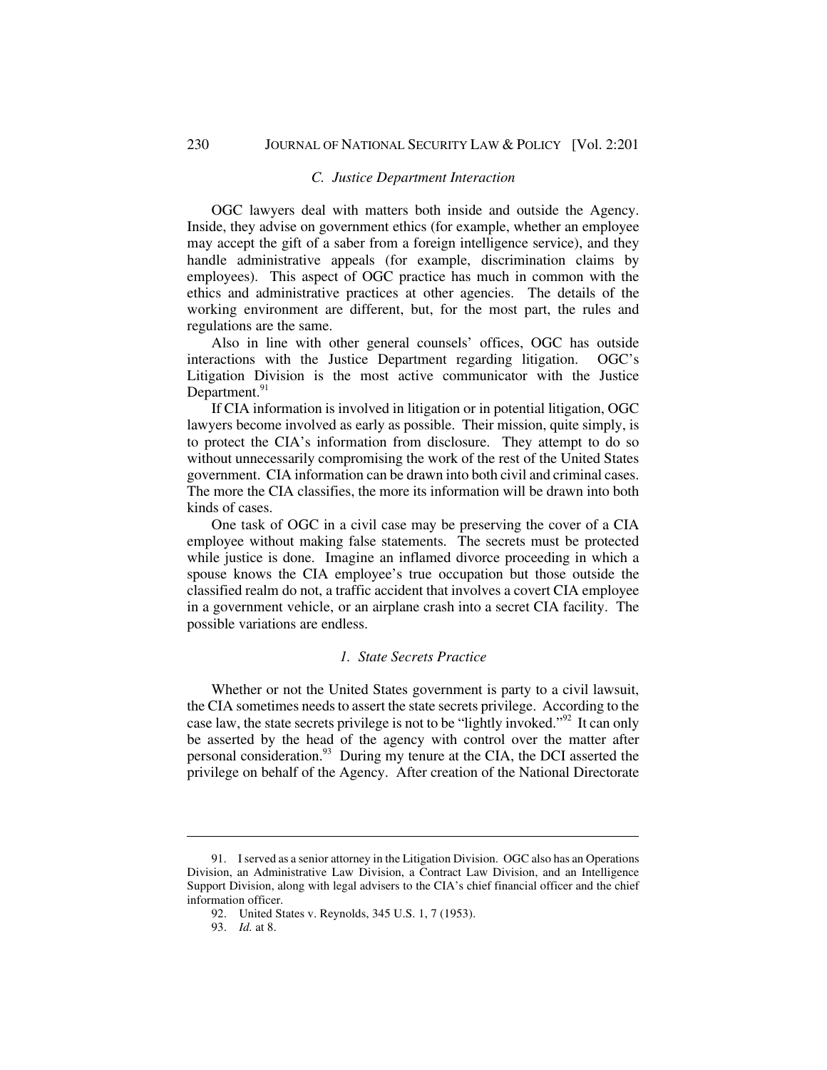### C. *Justice Department Interaction*

OGC lawyers deal with matters both inside and outside the Agency. Inside, they advise on government ethics (for example, whether an employee may accept the gift of a saber from a foreign intelligence service), and they handle administrative appeals (for example, discrimination claims by employees). This aspect of OGC practice has much in common with the ethics and administrative practices at other agencies. The details of the working environment are different, but, for the most part, the rules and regulations are the same.

Also in line with other general counsels' offices, OGC has outside interactions with the Justice Department regarding litigation. OGC's Litigation Division is the most active communicator with the Justice Department.[91]

If CIA information is involved in litigation or in potential litigation, OGC lawyers become involved as early as possible. Their mission, quite simply, is to protect the CIA's information from disclosure. They attempt to do so without unnecessarily compromising the work of the rest of the United States government. CIA information can be drawn into both civil and criminal cases. The more the CIA classifies, the more its information will be drawn into both kinds of cases.

One task of OGC in a civil case may be preserving the cover of a CIA employee without making false statements. The secrets must be protected while justice is done. Imagine an inflamed divorce proceeding in which a spouse knows the CIA employee's true occupation but those outside the classified realm do not, a traffic accident that involves a covert CIA employee in a government vehicle, or an airplane crash into a secret CIA facility. The possible variations are endless.

#### 1. *State Secrets Practice*

Whether or not the United States government is party to a civil lawsuit, the CIA sometimes needs to assert the state secrets privilege. According to the case law, the state secrets privilege is not to be "lightly invoked."[92] It can only be asserted by the head of the agency with control over the matter after personal consideration.[93] During my tenure at the CIA, the DCI asserted the privilege on behalf of the Agency. After creation of the National Directorate

---

91. I served as a senior attorney in the Litigation Division. OGC also has an Operations Division, an Administrative Law Division, a Contract Law Division, and an Intelligence Support Division, along with legal advisers to the CIA's chief financial officer and the chief information officer.

92. United States v. Reynolds, 345 U.S. 1, 7 (1953).

93. *Id.* at 8.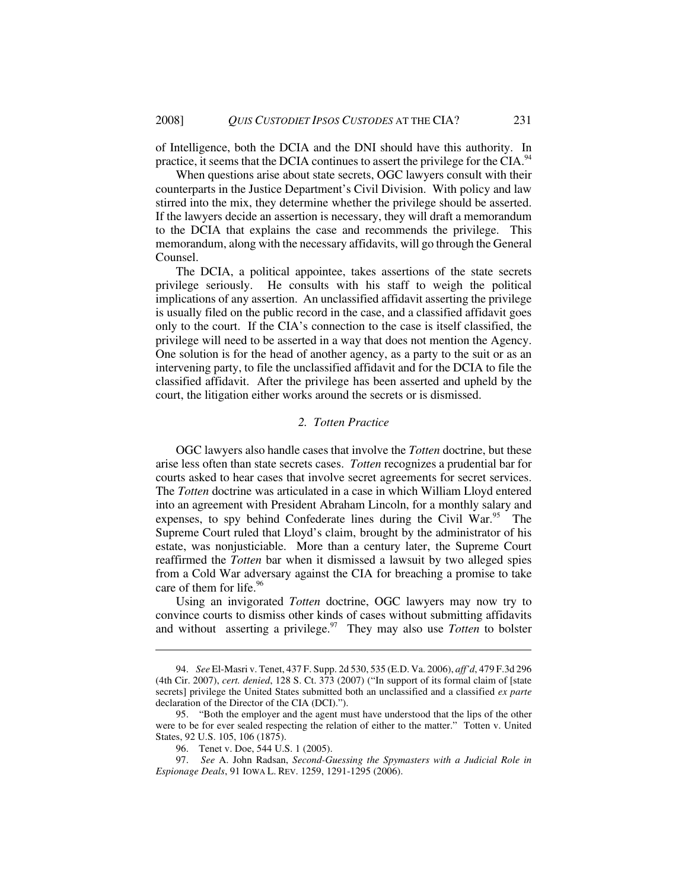of Intelligence, both the DCIA and the DNI should have this authority. In practice, it seems that the DCIA continues to assert the privilege for the CIA.[94]

When questions arise about state secrets, OGC lawyers consult with their counterparts in the Justice Department's Civil Division. With policy and law stirred into the mix, they determine whether the privilege should be asserted. If the lawyers decide an assertion is necessary, they will draft a memorandum to the DCIA that explains the case and recommends the privilege. This memorandum, along with the necessary affidavits, will go through the General Counsel.

The DCIA, a political appointee, takes assertions of the state secrets privilege seriously. He consults with his staff to weigh the political implications of any assertion. An unclassified affidavit asserting the privilege is usually filed on the public record in the case, and a classified affidavit goes only to the court. If the CIA's connection to the case is itself classified, the privilege will need to be asserted in a way that does not mention the Agency. One solution is for the head of another agency, as a party to the suit or as an intervening party, to file the unclassified affidavit and for the DCIA to file the classified affidavit. After the privilege has been asserted and upheld by the court, the litigation either works around the secrets or is dismissed.

### 2. *Totten* Practice

OGC lawyers also handle cases that involve the *Totten* doctrine, but these arise less often than state secrets cases. *Totten* recognizes a prudential bar for courts asked to hear cases that involve secret agreements for secret services. The *Totten* doctrine was articulated in a case in which William Lloyd entered into an agreement with President Abraham Lincoln, for a monthly salary and expenses, to spy behind Confederate lines during the Civil War.[95] The Supreme Court ruled that Lloyd's claim, brought by the administrator of his estate, was nonjusticiable. More than a century later, the Supreme Court reaffirmed the *Totten* bar when it dismissed a lawsuit by two alleged spies from a Cold War adversary against the CIA for breaching a promise to take care of them for life.[96]

Using an invigorated *Totten* doctrine, OGC lawyers may now try to convince courts to dismiss other kinds of cases without submitting affidavits and without asserting a privilege.[97] They may also use *Totten* to bolster

---

94. *See* El-Masri v. Tenet, 437 F. Supp. 2d 530, 535 (E.D. Va. 2006), *aff'd*, 479 F.3d 296 (4th Cir. 2007), *cert. denied*, 128 S. Ct. 373 (2007) ("In support of its formal claim of [state secrets] privilege the United States submitted both an unclassified and a classified *ex parte* declaration of the Director of the CIA (DCI).").

95. "Both the employer and the agent must have understood that the lips of the other were to be for ever sealed respecting the relation of either to the matter." Totten v. United States, 92 U.S. 105, 106 (1875).

96. Tenet v. Doe, 544 U.S. 1 (2005).

97. *See* A. John Radsan, *Second-Guessing the Spymasters with a Judicial Role in Espionage Deals*, 91 IOWA L. REV. 1259, 1291-1295 (2006).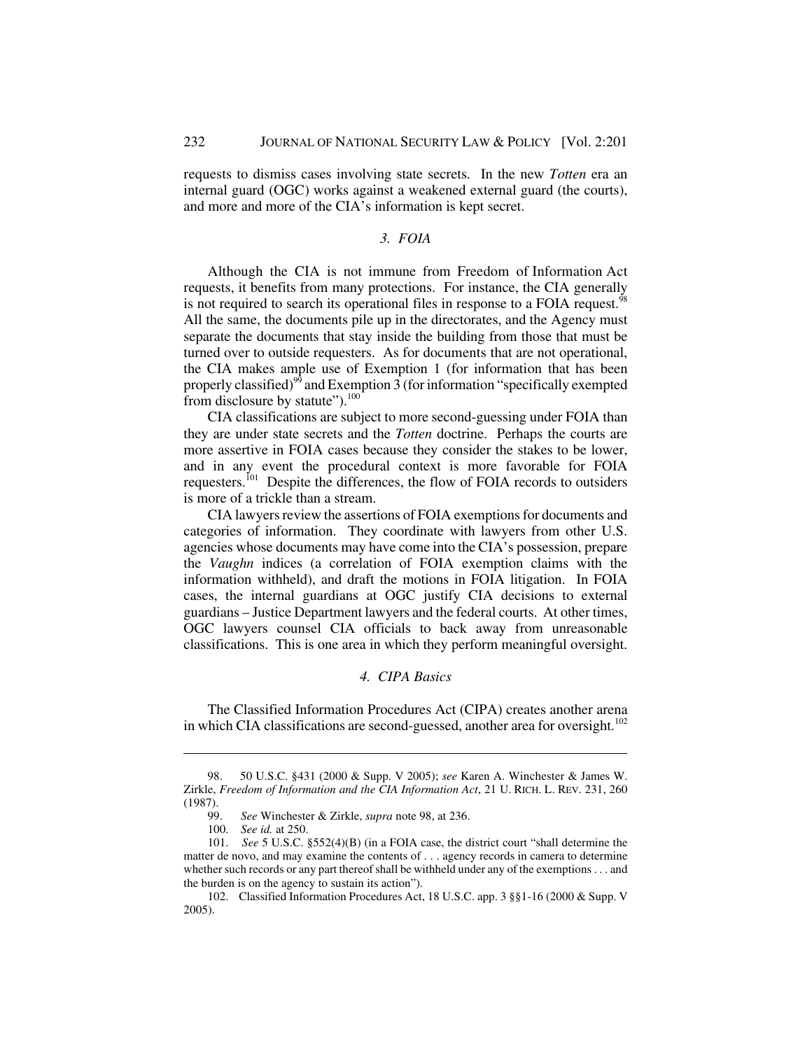requests to dismiss cases involving state secrets. In the new *Totten* era an internal guard (OGC) works against a weakened external guard (the courts), and more and more of the CIA's information is kept secret.

### *3. FOIA*

Although the CIA is not immune from Freedom of Information Act requests, it benefits from many protections. For instance, the CIA generally is not required to search its operational files in response to a FOIA request.[98] All the same, the documents pile up in the directorates, and the Agency must separate the documents that stay inside the building from those that must be turned over to outside requesters. As for documents that are not operational, the CIA makes ample use of Exemption 1 (for information that has been properly classified)[99] and Exemption 3 (for information "specifically exempted from disclosure by statute").[100]

CIA classifications are subject to more second-guessing under FOIA than they are under state secrets and the *Totten* doctrine. Perhaps the courts are more assertive in FOIA cases because they consider the stakes to be lower, and in any event the procedural context is more favorable for FOIA requesters.[101] Despite the differences, the flow of FOIA records to outsiders is more of a trickle than a stream.

CIA lawyers review the assertions of FOIA exemptions for documents and categories of information. They coordinate with lawyers from other U.S. agencies whose documents may have come into the CIA's possession, prepare the *Vaughn* indices (a correlation of FOIA exemption claims with the information withheld), and draft the motions in FOIA litigation. In FOIA cases, the internal guardians at OGC justify CIA decisions to external guardians – Justice Department lawyers and the federal courts. At other times, OGC lawyers counsel CIA officials to back away from unreasonable classifications. This is one area in which they perform meaningful oversight.

### *4. CIPA Basics*

The Classified Information Procedures Act (CIPA) creates another arena in which CIA classifications are second-guessed, another area for oversight.[102]

---

98. 50 U.S.C. §431 (2000 & Supp. V 2005); *see* Karen A. Winchester & James W. Zirkle, *Freedom of Information and the CIA Information Act*, 21 U. RICH. L. REV. 231, 260 (1987).

99. *See* Winchester & Zirkle, *supra* note 98, at 236.

100. *See id.* at 250.

101. *See* 5 U.S.C. §552(4)(B) (in a FOIA case, the district court "shall determine the matter de novo, and may examine the contents of . . . agency records in camera to determine whether such records or any part thereof shall be withheld under any of the exemptions . . . and the burden is on the agency to sustain its action").

102. Classified Information Procedures Act, 18 U.S.C. app. 3 §§1-16 (2000 & Supp. V 2005).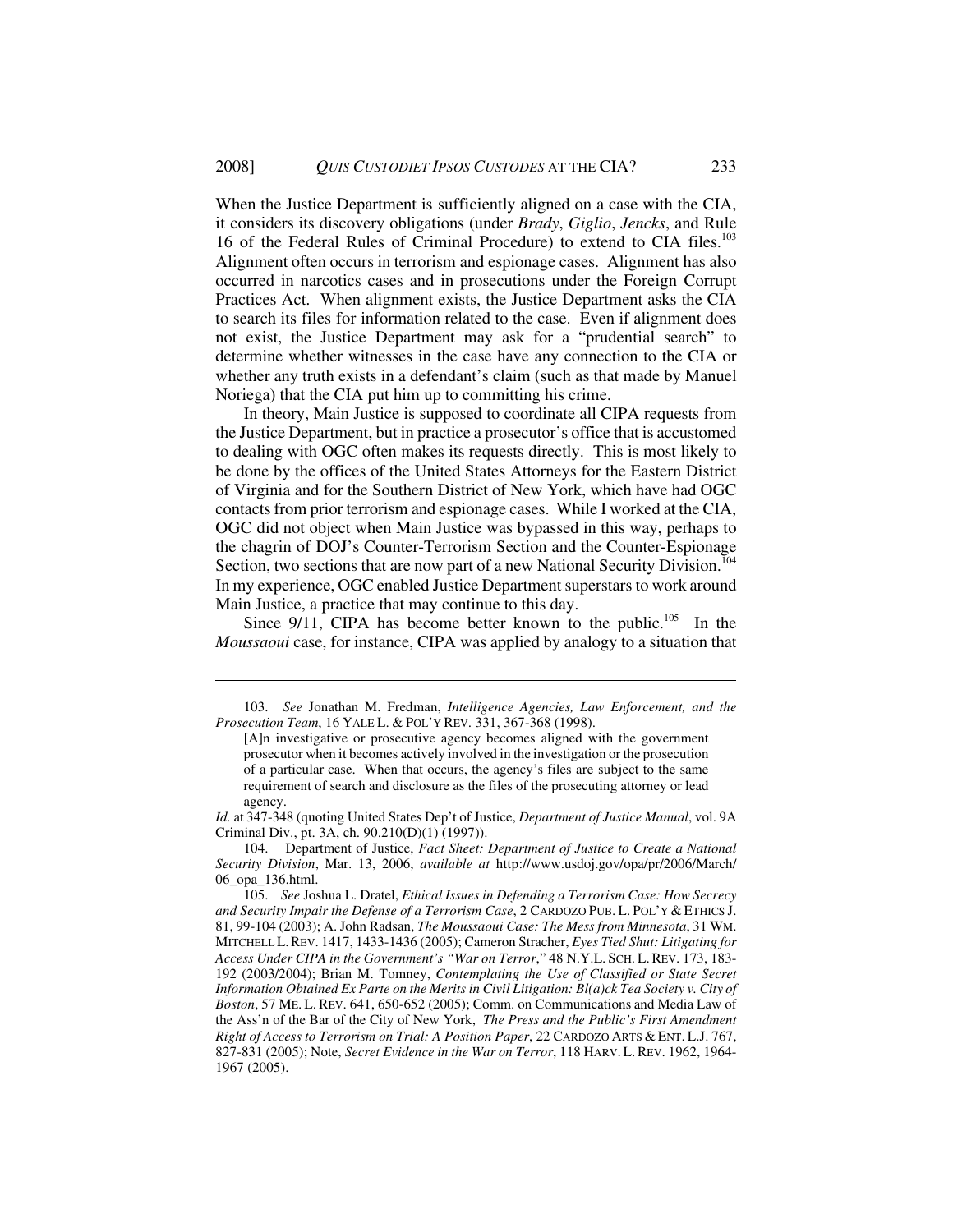When the Justice Department is sufficiently aligned on a case with the CIA, it considers its discovery obligations (under *Brady*, *Giglio*, *Jencks*, and Rule 16 of the Federal Rules of Criminal Procedure) to extend to CIA files.[103] Alignment often occurs in terrorism and espionage cases. Alignment has also occurred in narcotics cases and in prosecutions under the Foreign Corrupt Practices Act. When alignment exists, the Justice Department asks the CIA to search its files for information related to the case. Even if alignment does not exist, the Justice Department may ask for a "prudential search" to determine whether witnesses in the case have any connection to the CIA or whether any truth exists in a defendant's claim (such as that made by Manuel Noriega) that the CIA put him up to committing his crime.

In theory, Main Justice is supposed to coordinate all CIPA requests from the Justice Department, but in practice a prosecutor's office that is accustomed to dealing with OGC often makes its requests directly. This is most likely to be done by the offices of the United States Attorneys for the Eastern District of Virginia and for the Southern District of New York, which have had OGC contacts from prior terrorism and espionage cases. While I worked at the CIA, OGC did not object when Main Justice was bypassed in this way, perhaps to the chagrin of DOJ's Counter-Terrorism Section and the Counter-Espionage Section, two sections that are now part of a new National Security Division.[104] In my experience, OGC enabled Justice Department superstars to work around Main Justice, a practice that may continue to this day.

Since 9/11, CIPA has become better known to the public.[105] In the *Moussaoui* case, for instance, CIPA was applied by analogy to a situation that

---

103. *See* Jonathan M. Fredman, *Intelligence Agencies, Law Enforcement, and the Prosecution Team*, 16 YALE L. & POL'Y REV. 331, 367-368 (1998).

> [A]n investigative or prosecutive agency becomes aligned with the government prosecutor when it becomes actively involved in the investigation or the prosecution of a particular case. When that occurs, the agency's files are subject to the same requirement of search and disclosure as the files of the prosecuting attorney or lead agency.

*Id.* at 347-348 (quoting United States Dep't of Justice, *Department of Justice Manual*, vol. 9A Criminal Div., pt. 3A, ch. 90.210(D)(1) (1997)).

104. Department of Justice, *Fact Sheet: Department of Justice to Create a National Security Division*, Mar. 13, 2006, *available at* http://www.usdoj.gov/opa/pr/2006/March/06_opa_136.html.

105. *See* Joshua L. Dratel, *Ethical Issues in Defending a Terrorism Case: How Secrecy and Security Impair the Defense of a Terrorism Case*, 2 CARDOZO PUB. L. POL'Y & ETHICS J. 81, 99-104 (2003); A. John Radsan, *The Moussaoui Case: The Mess from Minnesota*, 31 WM. MITCHELL L. REV. 1417, 1433-1436 (2005); Cameron Stracher, *Eyes Tied Shut: Litigating for Access Under CIPA in the Government's "War on Terror*," 48 N.Y.L. SCH. L. REV. 173, 183-192 (2003/2004); Brian M. Tomney, *Contemplating the Use of Classified or State Secret Information Obtained Ex Parte on the Merits in Civil Litigation: Bl(a)ck Tea Society v. City of Boston*, 57 ME. L. REV. 641, 650-652 (2005); Comm. on Communications and Media Law of the Ass'n of the Bar of the City of New York, *The Press and the Public's First Amendment Right of Access to Terrorism on Trial: A Position Paper*, 22 CARDOZO ARTS & ENT. L.J. 767, 827-831 (2005); Note, *Secret Evidence in the War on Terror*, 118 HARV. L. REV. 1962, 1964-1967 (2005).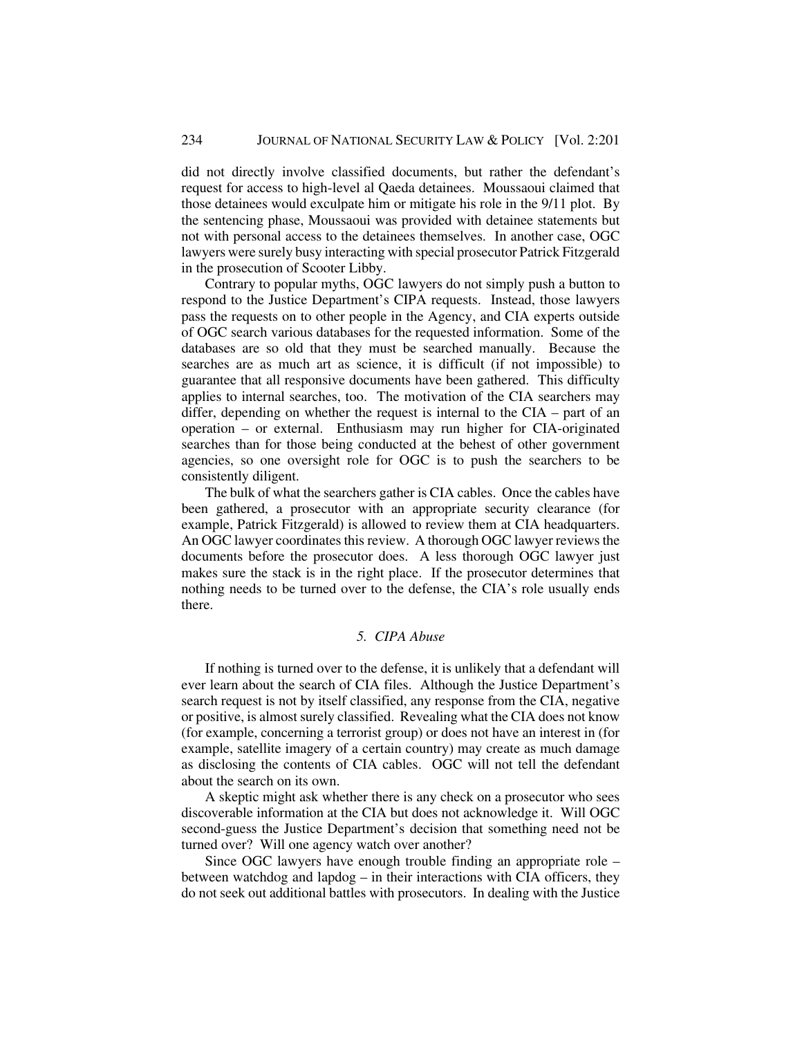did not directly involve classified documents, but rather the defendant's request for access to high-level al Qaeda detainees. Moussaoui claimed that those detainees would exculpate him or mitigate his role in the 9/11 plot. By the sentencing phase, Moussaoui was provided with detainee statements but not with personal access to the detainees themselves. In another case, OGC lawyers were surely busy interacting with special prosecutor Patrick Fitzgerald in the prosecution of Scooter Libby.

Contrary to popular myths, OGC lawyers do not simply push a button to respond to the Justice Department's CIPA requests. Instead, those lawyers pass the requests on to other people in the Agency, and CIA experts outside of OGC search various databases for the requested information. Some of the databases are so old that they must be searched manually. Because the searches are as much art as science, it is difficult (if not impossible) to guarantee that all responsive documents have been gathered. This difficulty applies to internal searches, too. The motivation of the CIA searchers may differ, depending on whether the request is internal to the CIA – part of an operation – or external. Enthusiasm may run higher for CIA-originated searches than for those being conducted at the behest of other government agencies, so one oversight role for OGC is to push the searchers to be consistently diligent.

The bulk of what the searchers gather is CIA cables. Once the cables have been gathered, a prosecutor with an appropriate security clearance (for example, Patrick Fitzgerald) is allowed to review them at CIA headquarters. An OGC lawyer coordinates this review. A thorough OGC lawyer reviews the documents before the prosecutor does. A less thorough OGC lawyer just makes sure the stack is in the right place. If the prosecutor determines that nothing needs to be turned over to the defense, the CIA's role usually ends there.

### *5. CIPA Abuse*

If nothing is turned over to the defense, it is unlikely that a defendant will ever learn about the search of CIA files. Although the Justice Department's search request is not by itself classified, any response from the CIA, negative or positive, is almost surely classified. Revealing what the CIA does not know (for example, concerning a terrorist group) or does not have an interest in (for example, satellite imagery of a certain country) may create as much damage as disclosing the contents of CIA cables. OGC will not tell the defendant about the search on its own.

A skeptic might ask whether there is any check on a prosecutor who sees discoverable information at the CIA but does not acknowledge it. Will OGC second-guess the Justice Department's decision that something need not be turned over? Will one agency watch over another?

Since OGC lawyers have enough trouble finding an appropriate role – between watchdog and lapdog – in their interactions with CIA officers, they do not seek out additional battles with prosecutors. In dealing with the Justice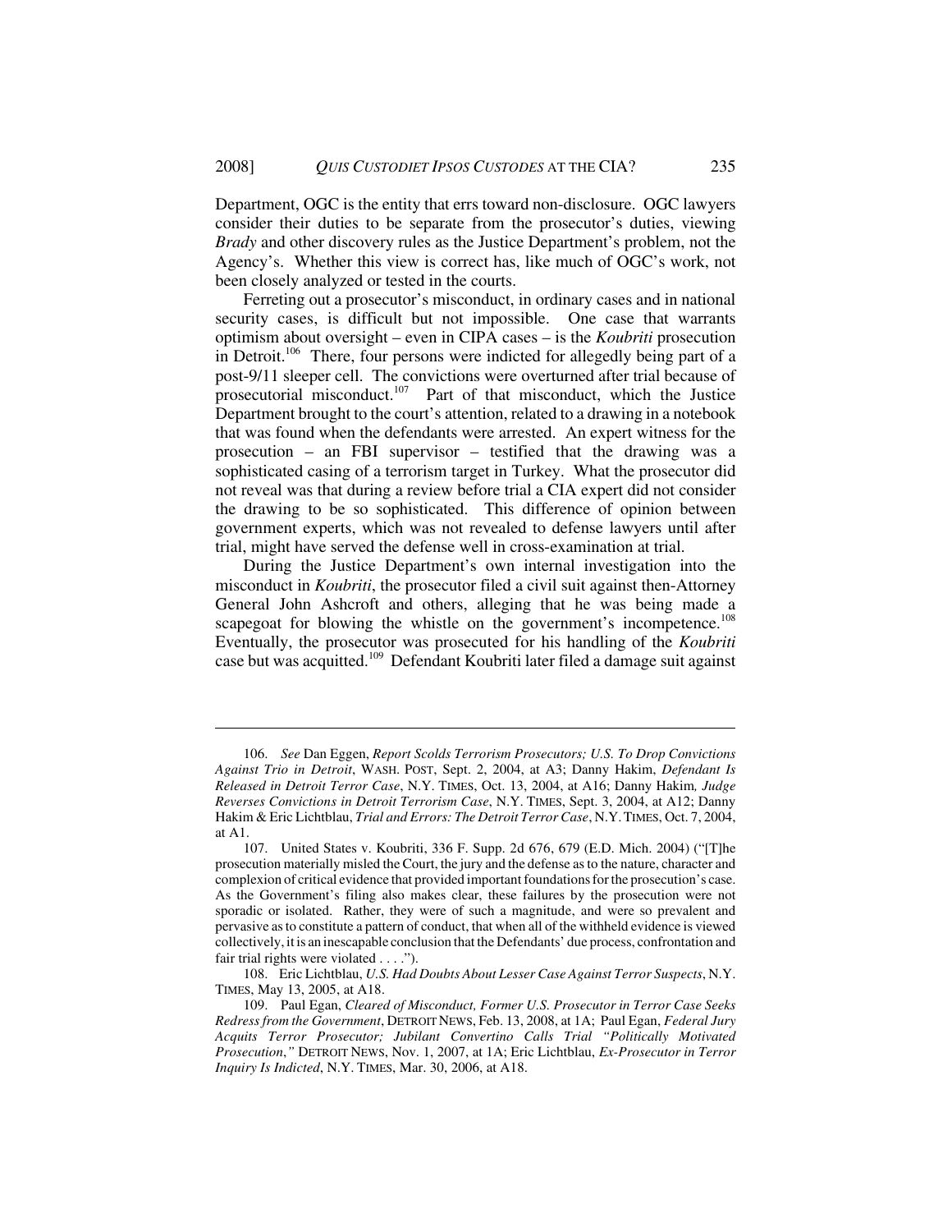Department, OGC is the entity that errs toward non-disclosure. OGC lawyers consider their duties to be separate from the prosecutor's duties, viewing *Brady* and other discovery rules as the Justice Department's problem, not the Agency's. Whether this view is correct has, like much of OGC's work, not been closely analyzed or tested in the courts.

Ferreting out a prosecutor's misconduct, in ordinary cases and in national security cases, is difficult but not impossible. One case that warrants optimism about oversight – even in CIPA cases – is the *Koubriti* prosecution in Detroit.[106] There, four persons were indicted for allegedly being part of a post-9/11 sleeper cell. The convictions were overturned after trial because of prosecutorial misconduct.[107] Part of that misconduct, which the Justice Department brought to the court's attention, related to a drawing in a notebook that was found when the defendants were arrested. An expert witness for the prosecution – an FBI supervisor – testified that the drawing was a sophisticated casing of a terrorism target in Turkey. What the prosecutor did not reveal was that during a review before trial a CIA expert did not consider the drawing to be so sophisticated. This difference of opinion between government experts, which was not revealed to defense lawyers until after trial, might have served the defense well in cross-examination at trial.

During the Justice Department's own internal investigation into the misconduct in *Koubriti*, the prosecutor filed a civil suit against then-Attorney General John Ashcroft and others, alleging that he was being made a scapegoat for blowing the whistle on the government's incompetence.[108] Eventually, the prosecutor was prosecuted for his handling of the *Koubriti* case but was acquitted.[109] Defendant Koubriti later filed a damage suit against

---

106. *See* Dan Eggen, *Report Scolds Terrorism Prosecutors; U.S. To Drop Convictions Against Trio in Detroit*, WASH. POST, Sept. 2, 2004, at A3; Danny Hakim, *Defendant Is Released in Detroit Terror Case*, N.Y. TIMES, Oct. 13, 2004, at A16; Danny Hakim, *Judge Reverses Convictions in Detroit Terrorism Case*, N.Y. TIMES, Sept. 3, 2004, at A12; Danny Hakim & Eric Lichtblau, *Trial and Errors: The Detroit Terror Case*, N.Y. TIMES, Oct. 7, 2004, at A1.

107. United States v. Koubriti, 336 F. Supp. 2d 676, 679 (E.D. Mich. 2004) ("[T]he prosecution materially misled the Court, the jury and the defense as to the nature, character and complexion of critical evidence that provided important foundations for the prosecution's case. As the Government's filing also makes clear, these failures by the prosecution were not sporadic or isolated. Rather, they were of such a magnitude, and were so prevalent and pervasive as to constitute a pattern of conduct, that when all of the withheld evidence is viewed collectively, it is an inescapable conclusion that the Defendants' due process, confrontation and fair trial rights were violated . . . .").

108. Eric Lichtblau, *U.S. Had Doubts About Lesser Case Against Terror Suspects*, N.Y. TIMES, May 13, 2005, at A18.

109. Paul Egan, *Cleared of Misconduct, Former U.S. Prosecutor in Terror Case Seeks Redress from the Government*, DETROIT NEWS, Feb. 13, 2008, at 1A; Paul Egan, *Federal Jury Acquits Terror Prosecutor; Jubilant Convertino Calls Trial "Politically Motivated Prosecution*,*"* DETROIT NEWS, Nov. 1, 2007, at 1A; Eric Lichtblau, *Ex-Prosecutor in Terror Inquiry Is Indicted*, N.Y. TIMES, Mar. 30, 2006, at A18.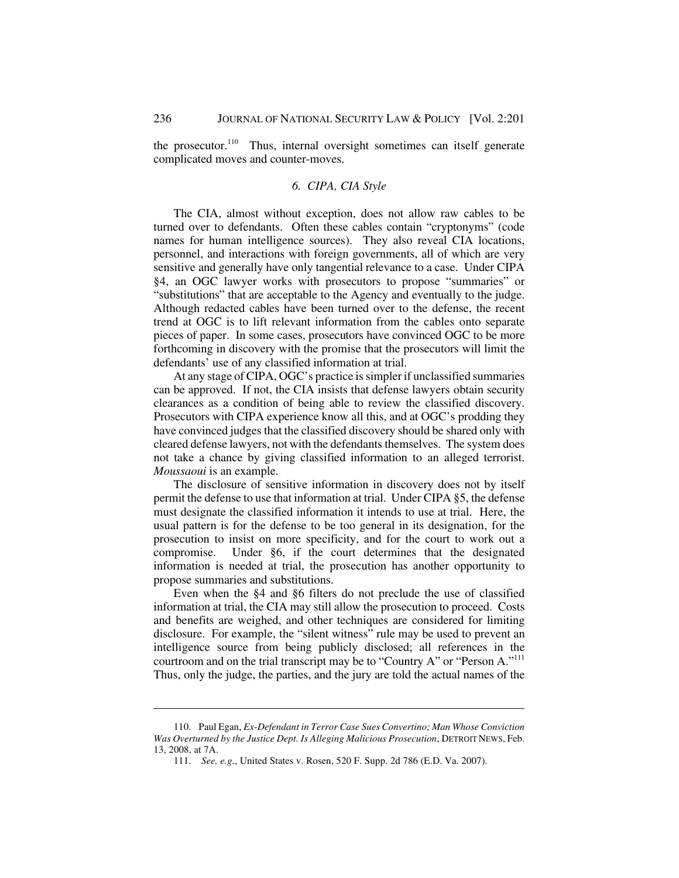the prosecutor.[110] Thus, internal oversight sometimes can itself generate complicated moves and counter-moves.

### *6. CIPA, CIA Style*

The CIA, almost without exception, does not allow raw cables to be turned over to defendants. Often these cables contain "cryptonyms" (code names for human intelligence sources). They also reveal CIA locations, personnel, and interactions with foreign governments, all of which are very sensitive and generally have only tangential relevance to a case. Under CIPA §4, an OGC lawyer works with prosecutors to propose "summaries" or "substitutions" that are acceptable to the Agency and eventually to the judge. Although redacted cables have been turned over to the defense, the recent trend at OGC is to lift relevant information from the cables onto separate pieces of paper. In some cases, prosecutors have convinced OGC to be more forthcoming in discovery with the promise that the prosecutors will limit the defendants' use of any classified information at trial.

At any stage of CIPA, OGC's practice is simpler if unclassified summaries can be approved. If not, the CIA insists that defense lawyers obtain security clearances as a condition of being able to review the classified discovery. Prosecutors with CIPA experience know all this, and at OGC's prodding they have convinced judges that the classified discovery should be shared only with cleared defense lawyers, not with the defendants themselves. The system does not take a chance by giving classified information to an alleged terrorist. *Moussaoui* is an example.

The disclosure of sensitive information in discovery does not by itself permit the defense to use that information at trial. Under CIPA §5, the defense must designate the classified information it intends to use at trial. Here, the usual pattern is for the defense to be too general in its designation, for the prosecution to insist on more specificity, and for the court to work out a compromise. Under §6, if the court determines that the designated information is needed at trial, the prosecution has another opportunity to propose summaries and substitutions.

Even when the §4 and §6 filters do not preclude the use of classified information at trial, the CIA may still allow the prosecution to proceed. Costs and benefits are weighed, and other techniques are considered for limiting disclosure. For example, the "silent witness" rule may be used to prevent an intelligence source from being publicly disclosed; all references in the courtroom and on the trial transcript may be to "Country A" or "Person A."[111] Thus, only the judge, the parties, and the jury are told the actual names of the

---

110. Paul Egan, *Ex-Defendant in Terror Case Sues Convertino; Man Whose Conviction Was Overturned by the Justice Dept. Is Alleging Malicious Prosecution*, DETROIT NEWS, Feb. 13, 2008, at 7A.

111. *See, e.g.*, United States v. Rosen, 520 F. Supp. 2d 786 (E.D. Va. 2007).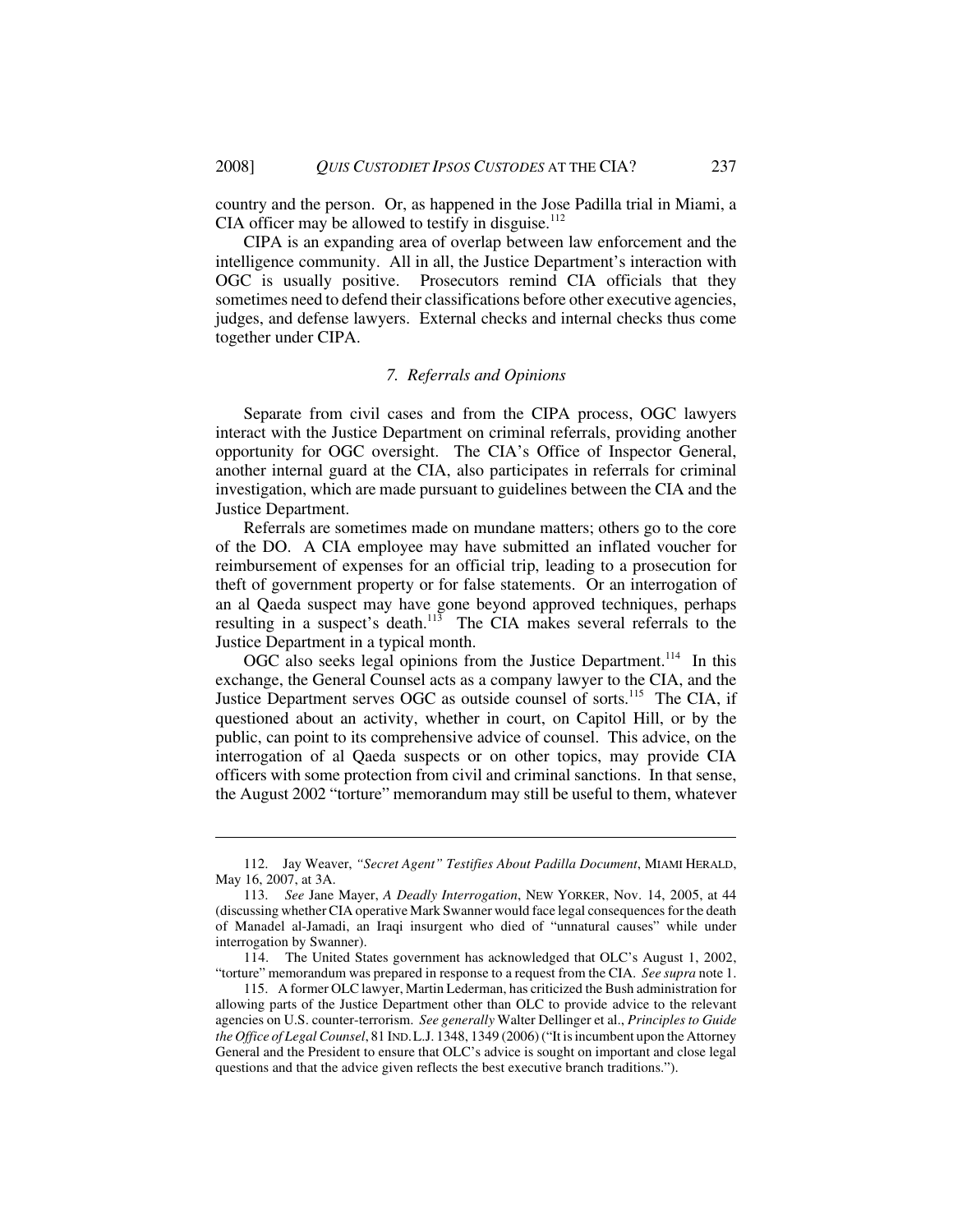country and the person. Or, as happened in the Jose Padilla trial in Miami, a CIA officer may be allowed to testify in disguise.[112]

CIPA is an expanding area of overlap between law enforcement and the intelligence community. All in all, the Justice Department's interaction with OGC is usually positive. Prosecutors remind CIA officials that they sometimes need to defend their classifications before other executive agencies, judges, and defense lawyers. External checks and internal checks thus come together under CIPA.

### *7. Referrals and Opinions*

Separate from civil cases and from the CIPA process, OGC lawyers interact with the Justice Department on criminal referrals, providing another opportunity for OGC oversight. The CIA's Office of Inspector General, another internal guard at the CIA, also participates in referrals for criminal investigation, which are made pursuant to guidelines between the CIA and the Justice Department.

Referrals are sometimes made on mundane matters; others go to the core of the DO. A CIA employee may have submitted an inflated voucher for reimbursement of expenses for an official trip, leading to a prosecution for theft of government property or for false statements. Or an interrogation of an al Qaeda suspect may have gone beyond approved techniques, perhaps resulting in a suspect's death.[113] The CIA makes several referrals to the Justice Department in a typical month.

OGC also seeks legal opinions from the Justice Department.[114] In this exchange, the General Counsel acts as a company lawyer to the CIA, and the Justice Department serves OGC as outside counsel of sorts.[115] The CIA, if questioned about an activity, whether in court, on Capitol Hill, or by the public, can point to its comprehensive advice of counsel. This advice, on the interrogation of al Qaeda suspects or on other topics, may provide CIA officers with some protection from civil and criminal sanctions. In that sense, the August 2002 "torture" memorandum may still be useful to them, whatever

---

112. Jay Weaver, *"Secret Agent" Testifies About Padilla Document*, MIAMI HERALD, May 16, 2007, at 3A.

113. *See* Jane Mayer, *A Deadly Interrogation*, NEW YORKER, Nov. 14, 2005, at 44 (discussing whether CIA operative Mark Swanner would face legal consequences for the death of Manadel al-Jamadi, an Iraqi insurgent who died of "unnatural causes" while under interrogation by Swanner).

114. The United States government has acknowledged that OLC's August 1, 2002, "torture" memorandum was prepared in response to a request from the CIA. *See supra* note 1.

115. A former OLC lawyer, Martin Lederman, has criticized the Bush administration for allowing parts of the Justice Department other than OLC to provide advice to the relevant agencies on U.S. counter-terrorism. *See generally* Walter Dellinger et al., *Principles to Guide the Office of Legal Counsel*, 81 IND. L.J. 1348, 1349 (2006) ("It is incumbent upon the Attorney General and the President to ensure that OLC's advice is sought on important and close legal questions and that the advice given reflects the best executive branch traditions.").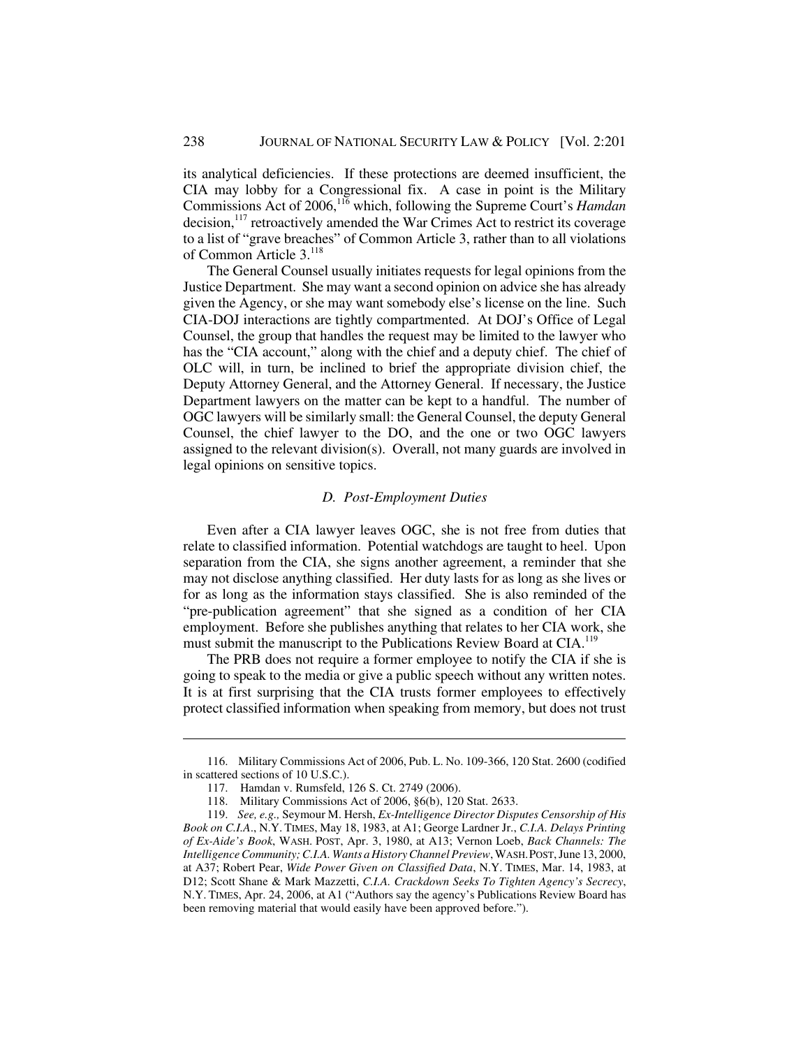its analytical deficiencies. If these protections are deemed insufficient, the CIA may lobby for a Congressional fix. A case in point is the Military Commissions Act of 2006,[116] which, following the Supreme Court's *Hamdan* decision,[117] retroactively amended the War Crimes Act to restrict its coverage to a list of "grave breaches" of Common Article 3, rather than to all violations of Common Article 3.[118]

The General Counsel usually initiates requests for legal opinions from the Justice Department. She may want a second opinion on advice she has already given the Agency, or she may want somebody else's license on the line. Such CIA-DOJ interactions are tightly compartmented. At DOJ's Office of Legal Counsel, the group that handles the request may be limited to the lawyer who has the "CIA account," along with the chief and a deputy chief. The chief of OLC will, in turn, be inclined to brief the appropriate division chief, the Deputy Attorney General, and the Attorney General. If necessary, the Justice Department lawyers on the matter can be kept to a handful. The number of OGC lawyers will be similarly small: the General Counsel, the deputy General Counsel, the chief lawyer to the DO, and the one or two OGC lawyers assigned to the relevant division(s). Overall, not many guards are involved in legal opinions on sensitive topics.

### *D. Post-Employment Duties*

Even after a CIA lawyer leaves OGC, she is not free from duties that relate to classified information. Potential watchdogs are taught to heel. Upon separation from the CIA, she signs another agreement, a reminder that she may not disclose anything classified. Her duty lasts for as long as she lives or for as long as the information stays classified. She is also reminded of the "pre-publication agreement" that she signed as a condition of her CIA employment. Before she publishes anything that relates to her CIA work, she must submit the manuscript to the Publications Review Board at CIA.[119]

The PRB does not require a former employee to notify the CIA if she is going to speak to the media or give a public speech without any written notes. It is at first surprising that the CIA trusts former employees to effectively protect classified information when speaking from memory, but does not trust

---

116. Military Commissions Act of 2006, Pub. L. No. 109-366, 120 Stat. 2600 (codified in scattered sections of 10 U.S.C.).

117. Hamdan v. Rumsfeld, 126 S. Ct. 2749 (2006).

118. Military Commissions Act of 2006, §6(b), 120 Stat. 2633.

119. *See, e.g.,* Seymour M. Hersh, *Ex-Intelligence Director Disputes Censorship of His Book on C.I.A.*, N.Y. TIMES, May 18, 1983, at A1; George Lardner Jr., *C.I.A. Delays Printing of Ex-Aide's Book*, WASH. POST, Apr. 3, 1980, at A13; Vernon Loeb, *Back Channels: The Intelligence Community; C.I.A. Wants a History Channel Preview*, WASH. POST, June 13, 2000, at A37; Robert Pear, *Wide Power Given on Classified Data*, N.Y. TIMES, Mar. 14, 1983, at D12; Scott Shane & Mark Mazzetti, *C.I.A. Crackdown Seeks To Tighten Agency's Secrecy*, N.Y. TIMES, Apr. 24, 2006, at A1 ("Authors say the agency's Publications Review Board has been removing material that would easily have been approved before.").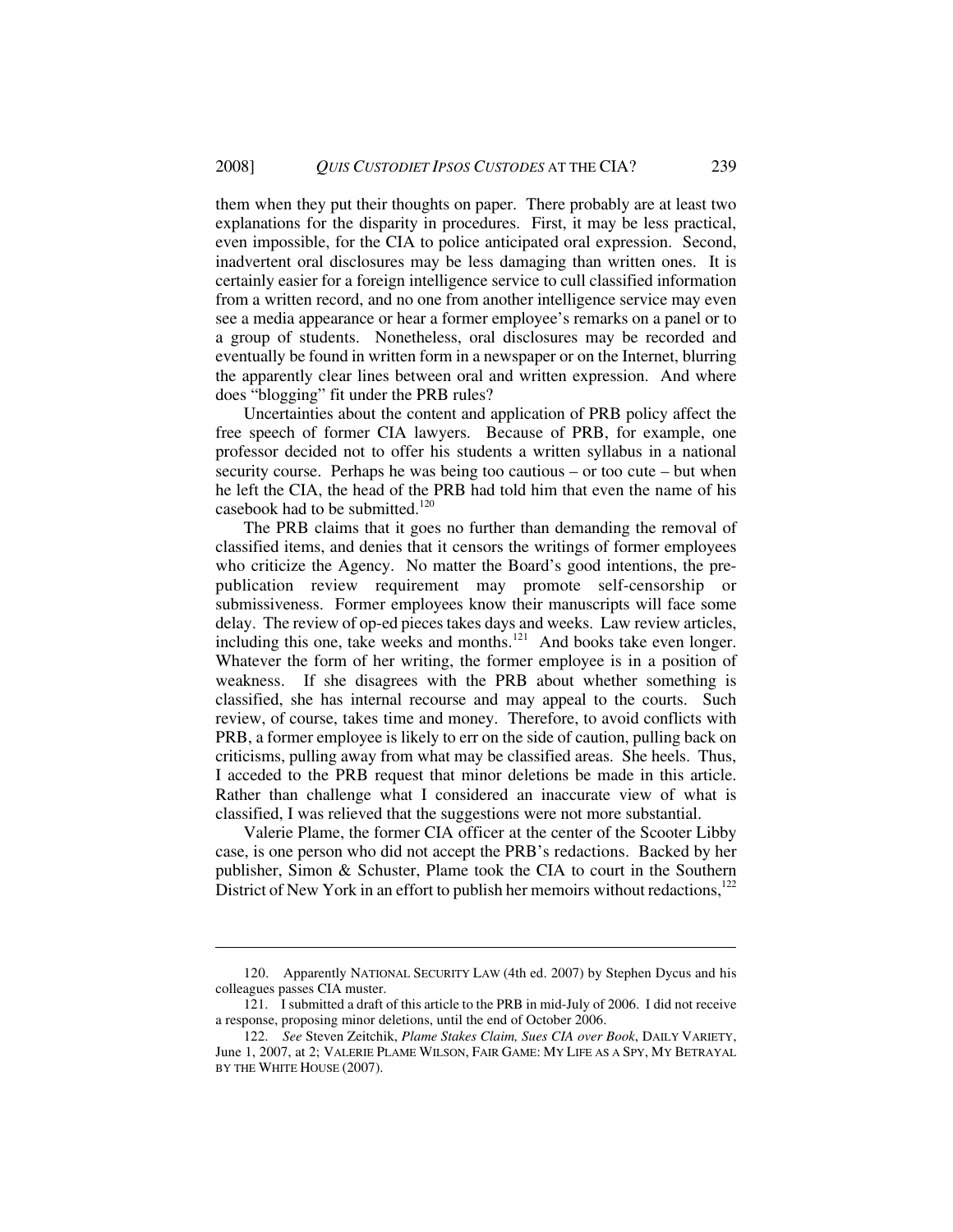them when they put their thoughts on paper. There probably are at least two explanations for the disparity in procedures. First, it may be less practical, even impossible, for the CIA to police anticipated oral expression. Second, inadvertent oral disclosures may be less damaging than written ones. It is certainly easier for a foreign intelligence service to cull classified information from a written record, and no one from another intelligence service may even see a media appearance or hear a former employee's remarks on a panel or to a group of students. Nonetheless, oral disclosures may be recorded and eventually be found in written form in a newspaper or on the Internet, blurring the apparently clear lines between oral and written expression. And where does "blogging" fit under the PRB rules?

Uncertainties about the content and application of PRB policy affect the free speech of former CIA lawyers. Because of PRB, for example, one professor decided not to offer his students a written syllabus in a national security course. Perhaps he was being too cautious – or too cute – but when he left the CIA, the head of the PRB had told him that even the name of his casebook had to be submitted.[120]

The PRB claims that it goes no further than demanding the removal of classified items, and denies that it censors the writings of former employees who criticize the Agency. No matter the Board's good intentions, the pre-publication review requirement may promote self-censorship or submissiveness. Former employees know their manuscripts will face some delay. The review of op-ed pieces takes days and weeks. Law review articles, including this one, take weeks and months.[121] And books take even longer. Whatever the form of her writing, the former employee is in a position of weakness. If she disagrees with the PRB about whether something is classified, she has internal recourse and may appeal to the courts. Such review, of course, takes time and money. Therefore, to avoid conflicts with PRB, a former employee is likely to err on the side of caution, pulling back on criticisms, pulling away from what may be classified areas. She heels. Thus, I acceded to the PRB request that minor deletions be made in this article. Rather than challenge what I considered an inaccurate view of what is classified, I was relieved that the suggestions were not more substantial.

Valerie Plame, the former CIA officer at the center of the Scooter Libby case, is one person who did not accept the PRB's redactions. Backed by her publisher, Simon & Schuster, Plame took the CIA to court in the Southern District of New York in an effort to publish her memoirs without redactions,[122]

---

120. Apparently NATIONAL SECURITY LAW (4th ed. 2007) by Stephen Dycus and his colleagues passes CIA muster.

121. I submitted a draft of this article to the PRB in mid-July of 2006. I did not receive a response, proposing minor deletions, until the end of October 2006.

122. *See* Steven Zeitchik, *Plame Stakes Claim, Sues CIA over Book*, DAILY VARIETY, June 1, 2007, at 2; VALERIE PLAME WILSON, FAIR GAME: MY LIFE AS A SPY, MY BETRAYAL BY THE WHITE HOUSE (2007).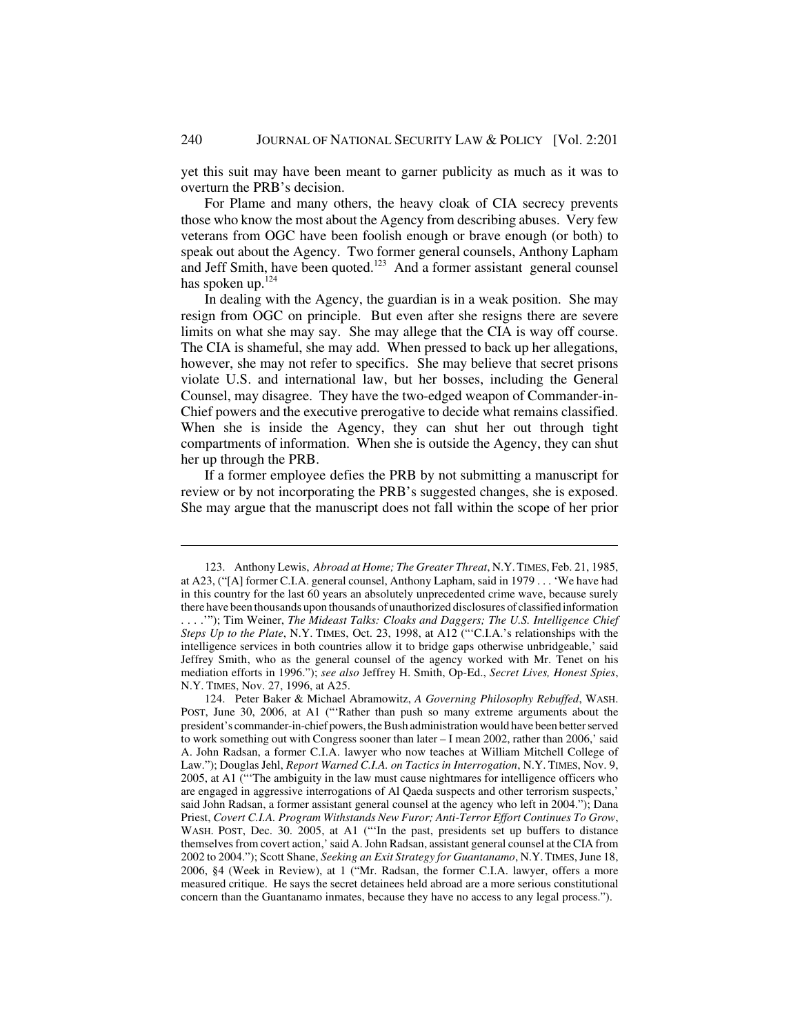yet this suit may have been meant to garner publicity as much as it was to overturn the PRB's decision.

For Plame and many others, the heavy cloak of CIA secrecy prevents those who know the most about the Agency from describing abuses. Very few veterans from OGC have been foolish enough or brave enough (or both) to speak out about the Agency. Two former general counsels, Anthony Lapham and Jeff Smith, have been quoted.[123] And a former assistant general counsel has spoken up.[124]

In dealing with the Agency, the guardian is in a weak position. She may resign from OGC on principle. But even after she resigns there are severe limits on what she may say. She may allege that the CIA is way off course. The CIA is shameful, she may add. When pressed to back up her allegations, however, she may not refer to specifics. She may believe that secret prisons violate U.S. and international law, but her bosses, including the General Counsel, may disagree. They have the two-edged weapon of Commander-in-Chief powers and the executive prerogative to decide what remains classified. When she is inside the Agency, they can shut her out through tight compartments of information. When she is outside the Agency, they can shut her up through the PRB.

If a former employee defies the PRB by not submitting a manuscript for review or by not incorporating the PRB's suggested changes, she is exposed. She may argue that the manuscript does not fall within the scope of her prior

---

123. Anthony Lewis, *Abroad at Home; The Greater Threat*, N.Y. TIMES, Feb. 21, 1985, at A23, ("[A] former C.I.A. general counsel, Anthony Lapham, said in 1979 . . . 'We have had in this country for the last 60 years an absolutely unprecedented crime wave, because surely there have been thousands upon thousands of unauthorized disclosures of classified information . . . .'"); Tim Weiner, *The Mideast Talks: Cloaks and Daggers; The U.S. Intelligence Chief Steps Up to the Plate*, N.Y. TIMES, Oct. 23, 1998, at A12 ("'C.I.A.'s relationships with the intelligence services in both countries allow it to bridge gaps otherwise unbridgeable,' said Jeffrey Smith, who as the general counsel of the agency worked with Mr. Tenet on his mediation efforts in 1996."); *see also* Jeffrey H. Smith, Op-Ed., *Secret Lives, Honest Spies*, N.Y. TIMES, Nov. 27, 1996, at A25.

124. Peter Baker & Michael Abramowitz, *A Governing Philosophy Rebuffed*, WASH. POST, June 30, 2006, at A1 ("'Rather than push so many extreme arguments about the president's commander-in-chief powers, the Bush administration would have been better served to work something out with Congress sooner than later – I mean 2002, rather than 2006,' said A. John Radsan, a former C.I.A. lawyer who now teaches at William Mitchell College of Law."); Douglas Jehl, *Report Warned C.I.A. on Tactics in Interrogation*, N.Y. TIMES, Nov. 9, 2005, at A1 ("'The ambiguity in the law must cause nightmares for intelligence officers who are engaged in aggressive interrogations of Al Qaeda suspects and other terrorism suspects,' said John Radsan, a former assistant general counsel at the agency who left in 2004."); Dana Priest, *Covert C.I.A. Program Withstands New Furor; Anti-Terror Effort Continues To Grow*, WASH. POST, Dec. 30. 2005, at A1 ("'In the past, presidents set up buffers to distance themselves from covert action,' said A. John Radsan, assistant general counsel at the CIA from 2002 to 2004."); Scott Shane, *Seeking an Exit Strategy for Guantanamo*, N.Y. TIMES, June 18, 2006, §4 (Week in Review), at 1 ("Mr. Radsan, the former C.I.A. lawyer, offers a more measured critique. He says the secret detainees held abroad are a more serious constitutional concern than the Guantanamo inmates, because they have no access to any legal process.").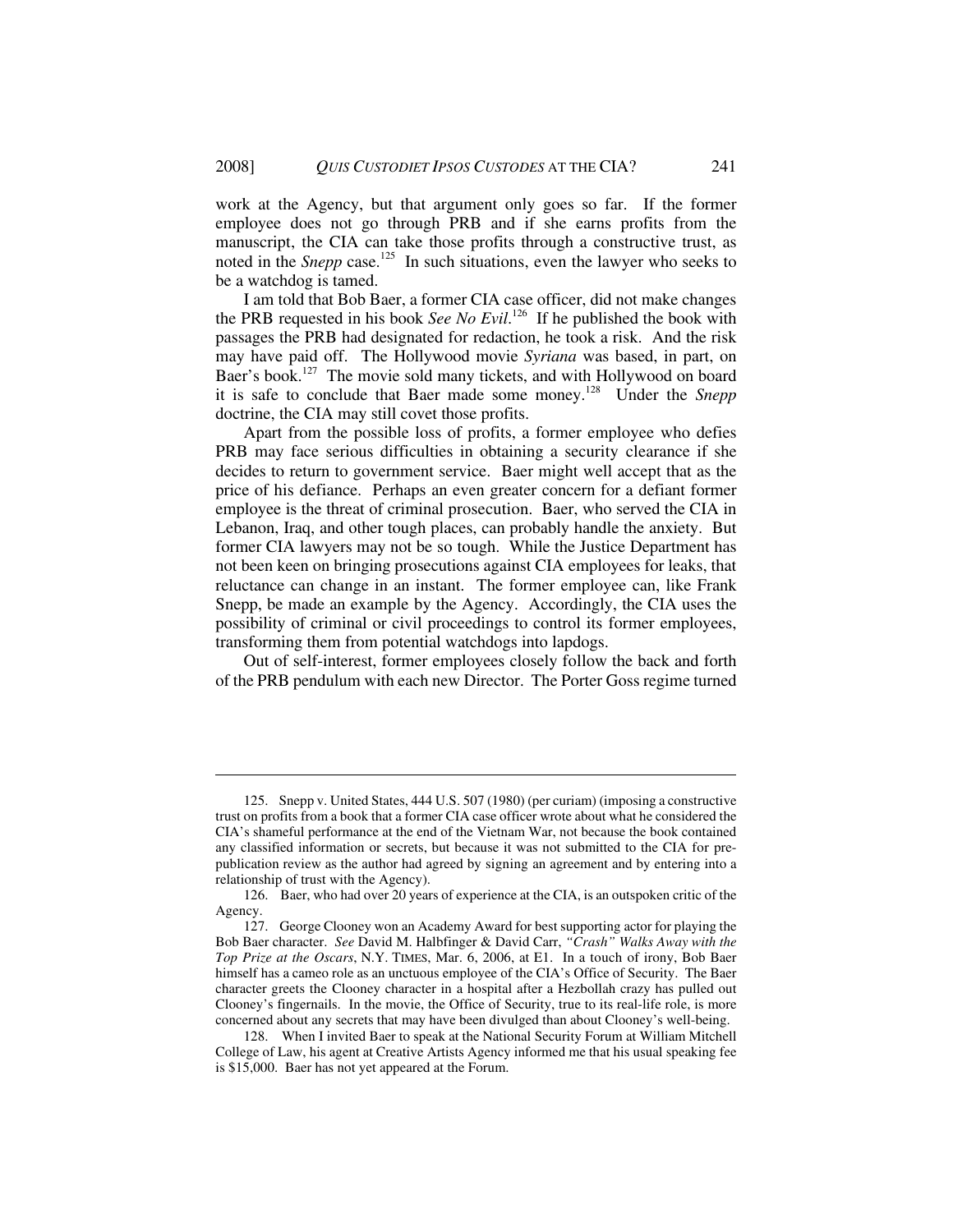work at the Agency, but that argument only goes so far. If the former employee does not go through PRB and if she earns profits from the manuscript, the CIA can take those profits through a constructive trust, as noted in the *Snepp* case.[125] In such situations, even the lawyer who seeks to be a watchdog is tamed.

I am told that Bob Baer, a former CIA case officer, did not make changes the PRB requested in his book *See No Evil*.[126] If he published the book with passages the PRB had designated for redaction, he took a risk. And the risk may have paid off. The Hollywood movie *Syriana* was based, in part, on Baer's book.[127] The movie sold many tickets, and with Hollywood on board it is safe to conclude that Baer made some money.[128] Under the *Snepp* doctrine, the CIA may still covet those profits.

Apart from the possible loss of profits, a former employee who defies PRB may face serious difficulties in obtaining a security clearance if she decides to return to government service. Baer might well accept that as the price of his defiance. Perhaps an even greater concern for a defiant former employee is the threat of criminal prosecution. Baer, who served the CIA in Lebanon, Iraq, and other tough places, can probably handle the anxiety. But former CIA lawyers may not be so tough. While the Justice Department has not been keen on bringing prosecutions against CIA employees for leaks, that reluctance can change in an instant. The former employee can, like Frank Snepp, be made an example by the Agency. Accordingly, the CIA uses the possibility of criminal or civil proceedings to control its former employees, transforming them from potential watchdogs into lapdogs.

Out of self-interest, former employees closely follow the back and forth of the PRB pendulum with each new Director. The Porter Goss regime turned

---

125. Snepp v. United States, 444 U.S. 507 (1980) (per curiam) (imposing a constructive trust on profits from a book that a former CIA case officer wrote about what he considered the CIA's shameful performance at the end of the Vietnam War, not because the book contained any classified information or secrets, but because it was not submitted to the CIA for prepublication review as the author had agreed by signing an agreement and by entering into a relationship of trust with the Agency).

126. Baer, who had over 20 years of experience at the CIA, is an outspoken critic of the Agency.

127. George Clooney won an Academy Award for best supporting actor for playing the Bob Baer character. *See* David M. Halbfinger & David Carr, *"Crash" Walks Away with the Top Prize at the Oscars*, N.Y. TIMES, Mar. 6, 2006, at E1. In a touch of irony, Bob Baer himself has a cameo role as an unctuous employee of the CIA's Office of Security. The Baer character greets the Clooney character in a hospital after a Hezbollah crazy has pulled out Clooney's fingernails. In the movie, the Office of Security, true to its real-life role, is more concerned about any secrets that may have been divulged than about Clooney's well-being.

128. When I invited Baer to speak at the National Security Forum at William Mitchell College of Law, his agent at Creative Artists Agency informed me that his usual speaking fee is $15,000. Baer has not yet appeared at the Forum.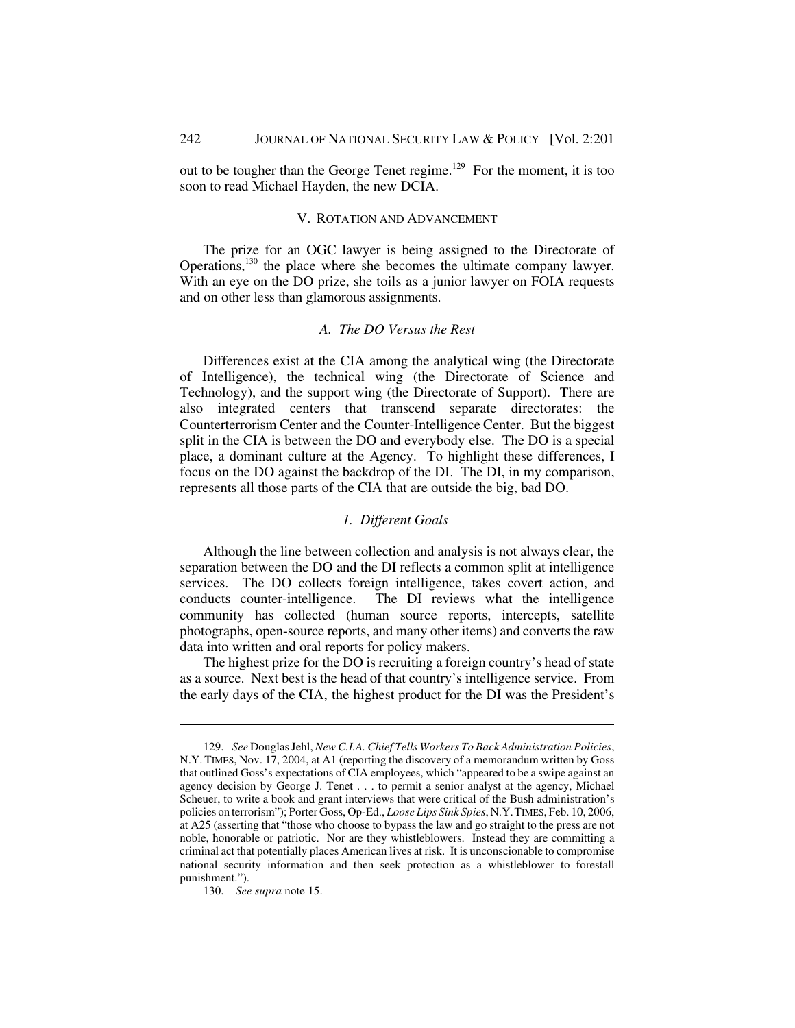out to be tougher than the George Tenet regime.[129] For the moment, it is too soon to read Michael Hayden, the new DCIA.

## V. Rotation and Advancement

The prize for an OGC lawyer is being assigned to the Directorate of Operations,[130] the place where she becomes the ultimate company lawyer. With an eye on the DO prize, she toils as a junior lawyer on FOIA requests and on other less than glamorous assignments.

### *A. The DO Versus the Rest*

Differences exist at the CIA among the analytical wing (the Directorate of Intelligence), the technical wing (the Directorate of Science and Technology), and the support wing (the Directorate of Support). There are also integrated centers that transcend separate directorates: the Counterterrorism Center and the Counter-Intelligence Center. But the biggest split in the CIA is between the DO and everybody else. The DO is a special place, a dominant culture at the Agency. To highlight these differences, I focus on the DO against the backdrop of the DI. The DI, in my comparison, represents all those parts of the CIA that are outside the big, bad DO.

#### *1. Different Goals*

Although the line between collection and analysis is not always clear, the separation between the DO and the DI reflects a common split at intelligence services. The DO collects foreign intelligence, takes covert action, and conducts counter-intelligence. The DI reviews what the intelligence community has collected (human source reports, intercepts, satellite photographs, open-source reports, and many other items) and converts the raw data into written and oral reports for policy makers.

The highest prize for the DO is recruiting a foreign country's head of state as a source. Next best is the head of that country's intelligence service. From the early days of the CIA, the highest product for the DI was the President's

---

129. *See* Douglas Jehl, *New C.I.A. Chief Tells Workers To Back Administration Policies*, N.Y. TIMES, Nov. 17, 2004, at A1 (reporting the discovery of a memorandum written by Goss that outlined Goss's expectations of CIA employees, which "appeared to be a swipe against an agency decision by George J. Tenet . . . to permit a senior analyst at the agency, Michael Scheuer, to write a book and grant interviews that were critical of the Bush administration's policies on terrorism"); Porter Goss, Op-Ed., *Loose Lips Sink Spies*, N.Y. TIMES, Feb. 10, 2006, at A25 (asserting that "those who choose to bypass the law and go straight to the press are not noble, honorable or patriotic. Nor are they whistleblowers. Instead they are committing a criminal act that potentially places American lives at risk. It is unconscionable to compromise national security information and then seek protection as a whistleblower to forestall punishment.").

130. *See supra* note 15.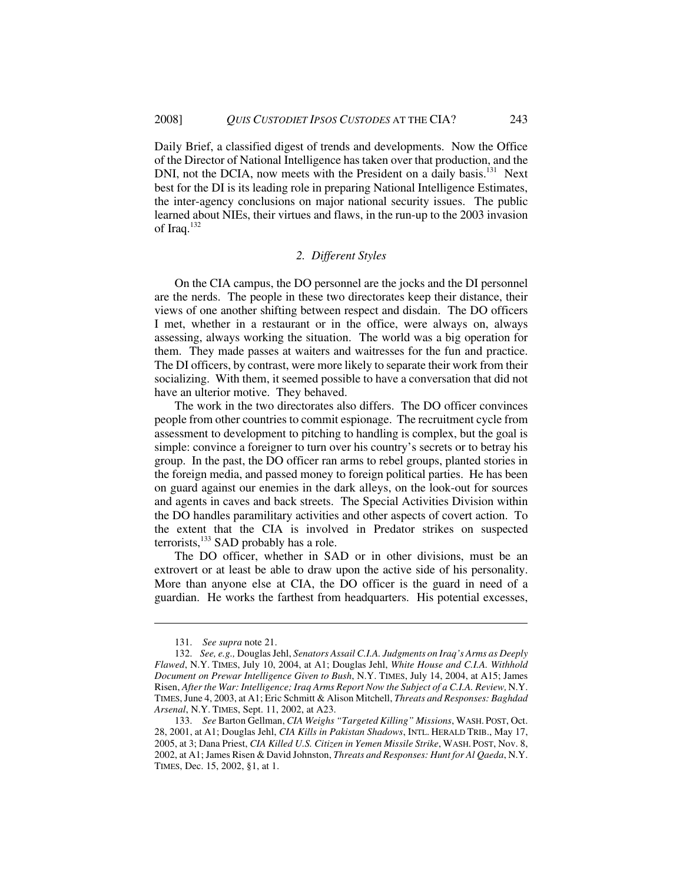Daily Brief, a classified digest of trends and developments. Now the Office of the Director of National Intelligence has taken over that production, and the DNI, not the DCIA, now meets with the President on a daily basis.[131] Next best for the DI is its leading role in preparing National Intelligence Estimates, the inter-agency conclusions on major national security issues. The public learned about NIEs, their virtues and flaws, in the run-up to the 2003 invasion of Iraq.[132]

### 2. *Different Styles*

On the CIA campus, the DO personnel are the jocks and the DI personnel are the nerds. The people in these two directorates keep their distance, their views of one another shifting between respect and disdain. The DO officers I met, whether in a restaurant or in the office, were always on, always assessing, always working the situation. The world was a big operation for them. They made passes at waiters and waitresses for the fun and practice. The DI officers, by contrast, were more likely to separate their work from their socializing. With them, it seemed possible to have a conversation that did not have an ulterior motive. They behaved.

The work in the two directorates also differs. The DO officer convinces people from other countries to commit espionage. The recruitment cycle from assessment to development to pitching to handling is complex, but the goal is simple: convince a foreigner to turn over his country's secrets or to betray his group. In the past, the DO officer ran arms to rebel groups, planted stories in the foreign media, and passed money to foreign political parties. He has been on guard against our enemies in the dark alleys, on the look-out for sources and agents in caves and back streets. The Special Activities Division within the DO handles paramilitary activities and other aspects of covert action. To the extent that the CIA is involved in Predator strikes on suspected terrorists,[133] SAD probably has a role.

The DO officer, whether in SAD or in other divisions, must be an extrovert or at least be able to draw upon the active side of his personality. More than anyone else at CIA, the DO officer is the guard in need of a guardian. He works the farthest from headquarters. His potential excesses,

---

131. *See supra* note 21.

132. *See, e.g.,* Douglas Jehl, *Senators Assail C.I.A. Judgments on Iraq's Arms as Deeply Flawed*, N.Y. TIMES, July 10, 2004, at A1; Douglas Jehl, *White House and C.I.A. Withhold Document on Prewar Intelligence Given to Bush*, N.Y. TIMES, July 14, 2004, at A15; James Risen, *After the War: Intelligence; Iraq Arms Report Now the Subject of a C.I.A. Review,* N.Y. TIMES, June 4, 2003, at A1; Eric Schmitt & Alison Mitchell, *Threats and Responses: Baghdad Arsenal*, N.Y. TIMES, Sept. 11, 2002, at A23.

133. *See* Barton Gellman, *CIA Weighs "Targeted Killing" Missions*, WASH. POST, Oct. 28, 2001, at A1; Douglas Jehl, *CIA Kills in Pakistan Shadows*, INTL. HERALD TRIB., May 17, 2005, at 3; Dana Priest, *CIA Killed U.S. Citizen in Yemen Missile Strike*, WASH. POST, Nov. 8, 2002, at A1; James Risen & David Johnston, *Threats and Responses: Hunt for Al Qaeda*, N.Y. TIMES, Dec. 15, 2002, §1, at 1.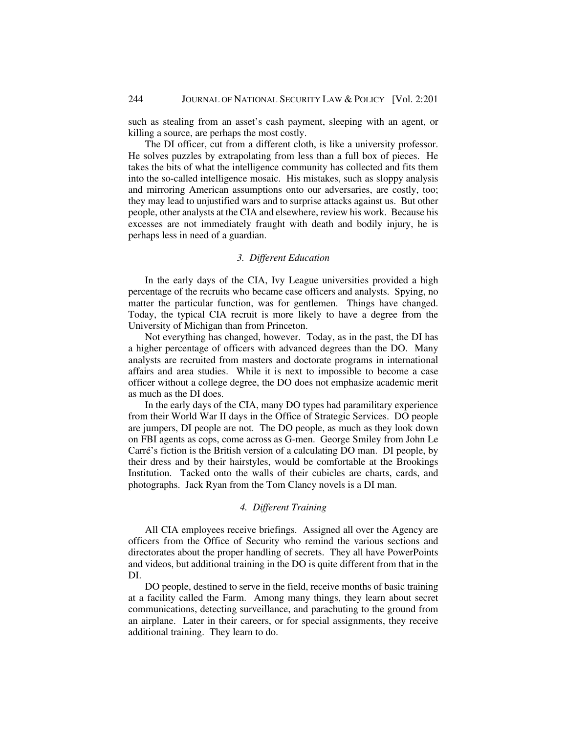such as stealing from an asset's cash payment, sleeping with an agent, or killing a source, are perhaps the most costly.

The DI officer, cut from a different cloth, is like a university professor. He solves puzzles by extrapolating from less than a full box of pieces. He takes the bits of what the intelligence community has collected and fits them into the so-called intelligence mosaic. His mistakes, such as sloppy analysis and mirroring American assumptions onto our adversaries, are costly, too; they may lead to unjustified wars and to surprise attacks against us. But other people, other analysts at the CIA and elsewhere, review his work. Because his excesses are not immediately fraught with death and bodily injury, he is perhaps less in need of a guardian.

### *3. Different Education*

In the early days of the CIA, Ivy League universities provided a high percentage of the recruits who became case officers and analysts. Spying, no matter the particular function, was for gentlemen. Things have changed. Today, the typical CIA recruit is more likely to have a degree from the University of Michigan than from Princeton.

Not everything has changed, however. Today, as in the past, the DI has a higher percentage of officers with advanced degrees than the DO. Many analysts are recruited from masters and doctorate programs in international affairs and area studies. While it is next to impossible to become a case officer without a college degree, the DO does not emphasize academic merit as much as the DI does.

In the early days of the CIA, many DO types had paramilitary experience from their World War II days in the Office of Strategic Services. DO people are jumpers, DI people are not. The DO people, as much as they look down on FBI agents as cops, come across as G-men. George Smiley from John Le Carré's fiction is the British version of a calculating DO man. DI people, by their dress and by their hairstyles, would be comfortable at the Brookings Institution. Tacked onto the walls of their cubicles are charts, cards, and photographs. Jack Ryan from the Tom Clancy novels is a DI man.

### *4. Different Training*

All CIA employees receive briefings. Assigned all over the Agency are officers from the Office of Security who remind the various sections and directorates about the proper handling of secrets. They all have PowerPoints and videos, but additional training in the DO is quite different from that in the DI.

DO people, destined to serve in the field, receive months of basic training at a facility called the Farm. Among many things, they learn about secret communications, detecting surveillance, and parachuting to the ground from an airplane. Later in their careers, or for special assignments, they receive additional training. They learn to do.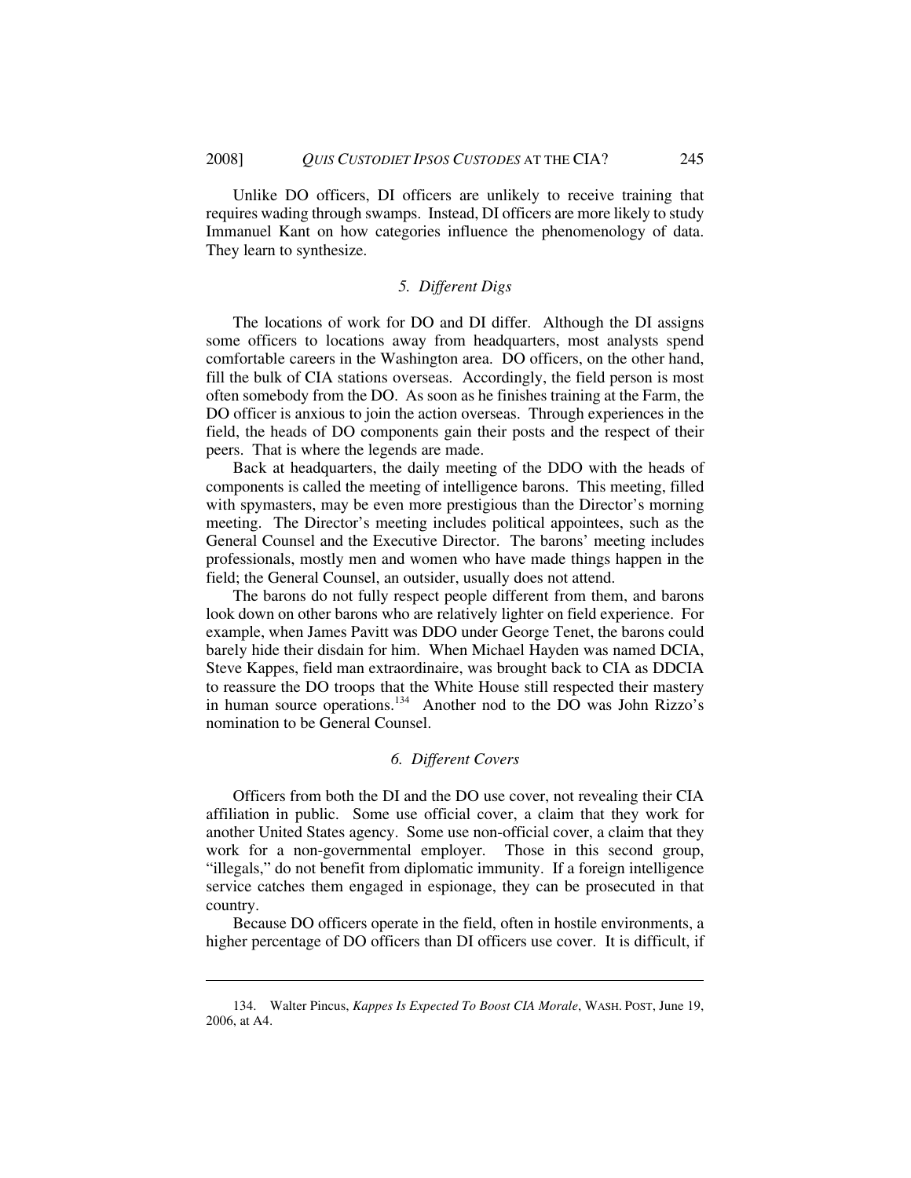Unlike DO officers, DI officers are unlikely to receive training that requires wading through swamps. Instead, DI officers are more likely to study Immanuel Kant on how categories influence the phenomenology of data. They learn to synthesize.

### *5. Different Digs*

The locations of work for DO and DI differ. Although the DI assigns some officers to locations away from headquarters, most analysts spend comfortable careers in the Washington area. DO officers, on the other hand, fill the bulk of CIA stations overseas. Accordingly, the field person is most often somebody from the DO. As soon as he finishes training at the Farm, the DO officer is anxious to join the action overseas. Through experiences in the field, the heads of DO components gain their posts and the respect of their peers. That is where the legends are made.

Back at headquarters, the daily meeting of the DDO with the heads of components is called the meeting of intelligence barons. This meeting, filled with spymasters, may be even more prestigious than the Director's morning meeting. The Director's meeting includes political appointees, such as the General Counsel and the Executive Director. The barons' meeting includes professionals, mostly men and women who have made things happen in the field; the General Counsel, an outsider, usually does not attend.

The barons do not fully respect people different from them, and barons look down on other barons who are relatively lighter on field experience. For example, when James Pavitt was DDO under George Tenet, the barons could barely hide their disdain for him. When Michael Hayden was named DCIA, Steve Kappes, field man extraordinaire, was brought back to CIA as DDCIA to reassure the DO troops that the White House still respected their mastery in human source operations.[134] Another nod to the DO was John Rizzo's nomination to be General Counsel.

### *6. Different Covers*

Officers from both the DI and the DO use cover, not revealing their CIA affiliation in public. Some use official cover, a claim that they work for another United States agency. Some use non-official cover, a claim that they work for a non-governmental employer. Those in this second group, "illegals," do not benefit from diplomatic immunity. If a foreign intelligence service catches them engaged in espionage, they can be prosecuted in that country.

Because DO officers operate in the field, often in hostile environments, a higher percentage of DO officers than DI officers use cover. It is difficult, if

---

134. Walter Pincus, *Kappes Is Expected To Boost CIA Morale*, WASH. POST, June 19, 2006, at A4.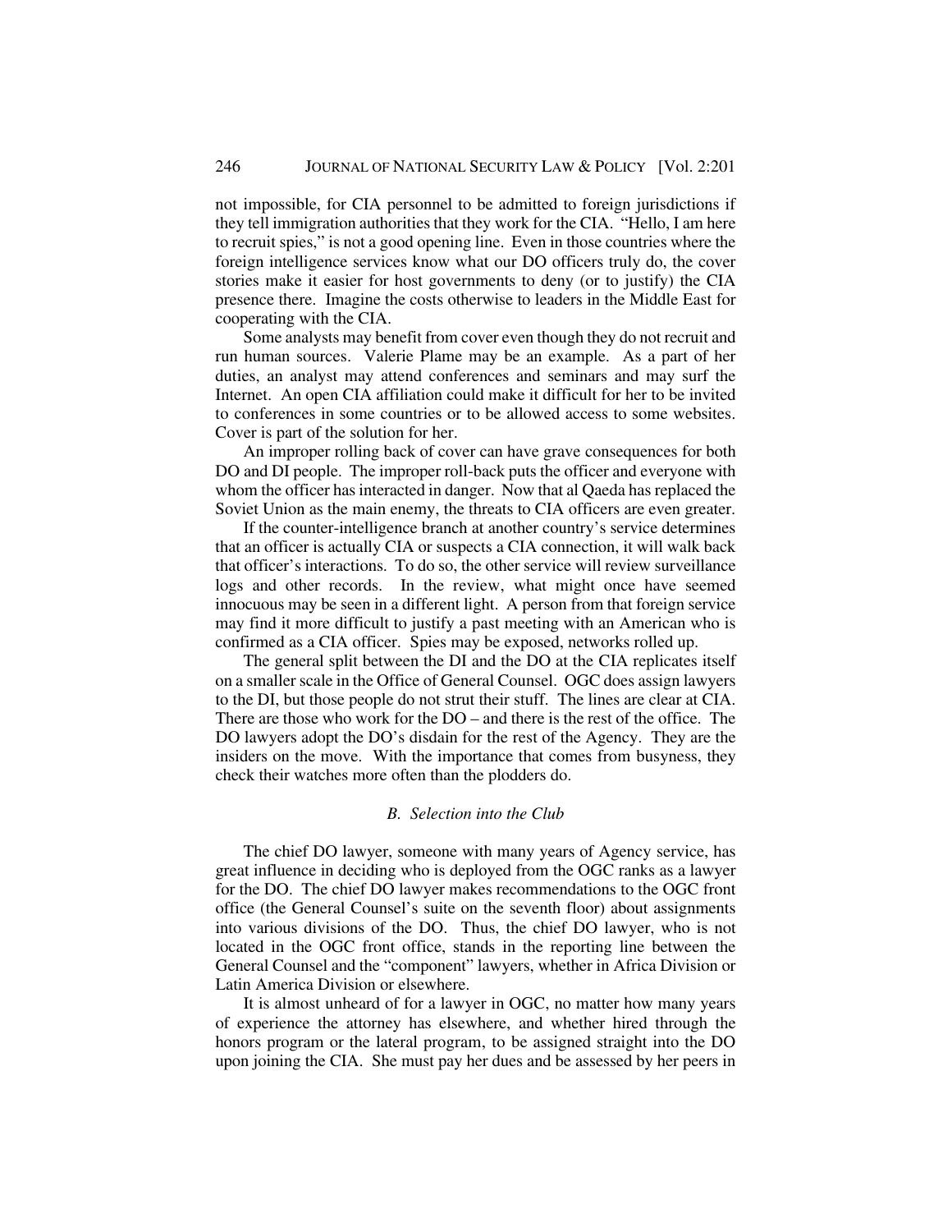not impossible, for CIA personnel to be admitted to foreign jurisdictions if they tell immigration authorities that they work for the CIA. "Hello, I am here to recruit spies," is not a good opening line. Even in those countries where the foreign intelligence services know what our DO officers truly do, the cover stories make it easier for host governments to deny (or to justify) the CIA presence there. Imagine the costs otherwise to leaders in the Middle East for cooperating with the CIA.

Some analysts may benefit from cover even though they do not recruit and run human sources. Valerie Plame may be an example. As a part of her duties, an analyst may attend conferences and seminars and may surf the Internet. An open CIA affiliation could make it difficult for her to be invited to conferences in some countries or to be allowed access to some websites. Cover is part of the solution for her.

An improper rolling back of cover can have grave consequences for both DO and DI people. The improper roll-back puts the officer and everyone with whom the officer has interacted in danger. Now that al Qaeda has replaced the Soviet Union as the main enemy, the threats to CIA officers are even greater.

If the counter-intelligence branch at another country's service determines that an officer is actually CIA or suspects a CIA connection, it will walk back that officer's interactions. To do so, the other service will review surveillance logs and other records. In the review, what might once have seemed innocuous may be seen in a different light. A person from that foreign service may find it more difficult to justify a past meeting with an American who is confirmed as a CIA officer. Spies may be exposed, networks rolled up.

The general split between the DI and the DO at the CIA replicates itself on a smaller scale in the Office of General Counsel. OGC does assign lawyers to the DI, but those people do not strut their stuff. The lines are clear at CIA. There are those who work for the DO – and there is the rest of the office. The DO lawyers adopt the DO's disdain for the rest of the Agency. They are the insiders on the move. With the importance that comes from busyness, they check their watches more often than the plodders do.

### *B. Selection into the Club*

The chief DO lawyer, someone with many years of Agency service, has great influence in deciding who is deployed from the OGC ranks as a lawyer for the DO. The chief DO lawyer makes recommendations to the OGC front office (the General Counsel's suite on the seventh floor) about assignments into various divisions of the DO. Thus, the chief DO lawyer, who is not located in the OGC front office, stands in the reporting line between the General Counsel and the "component" lawyers, whether in Africa Division or Latin America Division or elsewhere.

It is almost unheard of for a lawyer in OGC, no matter how many years of experience the attorney has elsewhere, and whether hired through the honors program or the lateral program, to be assigned straight into the DO upon joining the CIA. She must pay her dues and be assessed by her peers in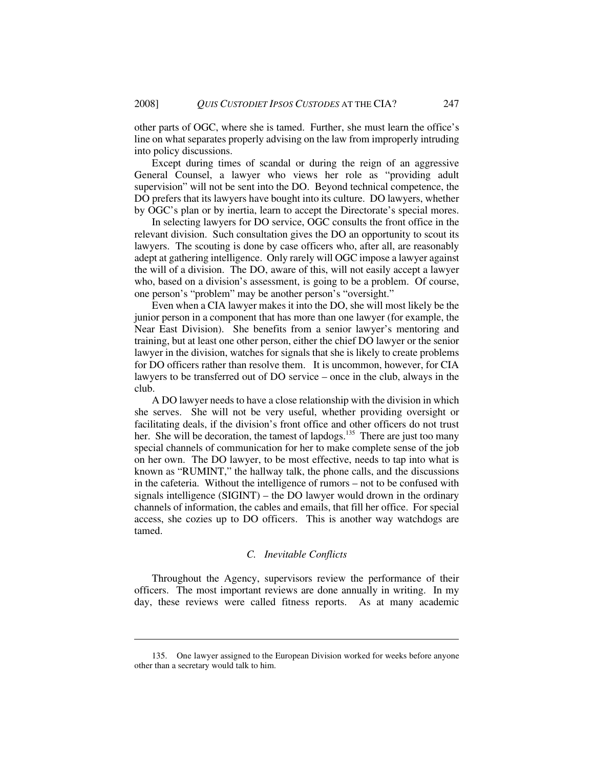other parts of OGC, where she is tamed. Further, she must learn the office's line on what separates properly advising on the law from improperly intruding into policy discussions.

Except during times of scandal or during the reign of an aggressive General Counsel, a lawyer who views her role as "providing adult supervision" will not be sent into the DO. Beyond technical competence, the DO prefers that its lawyers have bought into its culture. DO lawyers, whether by OGC's plan or by inertia, learn to accept the Directorate's special mores.

In selecting lawyers for DO service, OGC consults the front office in the relevant division. Such consultation gives the DO an opportunity to scout its lawyers. The scouting is done by case officers who, after all, are reasonably adept at gathering intelligence. Only rarely will OGC impose a lawyer against the will of a division. The DO, aware of this, will not easily accept a lawyer who, based on a division's assessment, is going to be a problem. Of course, one person's "problem" may be another person's "oversight."

Even when a CIA lawyer makes it into the DO, she will most likely be the junior person in a component that has more than one lawyer (for example, the Near East Division). She benefits from a senior lawyer's mentoring and training, but at least one other person, either the chief DO lawyer or the senior lawyer in the division, watches for signals that she is likely to create problems for DO officers rather than resolve them. It is uncommon, however, for CIA lawyers to be transferred out of DO service – once in the club, always in the club.

A DO lawyer needs to have a close relationship with the division in which she serves. She will not be very useful, whether providing oversight or facilitating deals, if the division's front office and other officers do not trust her. She will be decoration, the tamest of lapdogs.[135] There are just too many special channels of communication for her to make complete sense of the job on her own. The DO lawyer, to be most effective, needs to tap into what is known as "RUMINT," the hallway talk, the phone calls, and the discussions in the cafeteria. Without the intelligence of rumors – not to be confused with signals intelligence (SIGINT) – the DO lawyer would drown in the ordinary channels of information, the cables and emails, that fill her office. For special access, she cozies up to DO officers. This is another way watchdogs are tamed.

### *C. Inevitable Conflicts*

Throughout the Agency, supervisors review the performance of their officers. The most important reviews are done annually in writing. In my day, these reviews were called fitness reports. As at many academic

---

135. One lawyer assigned to the European Division worked for weeks before anyone other than a secretary would talk to him.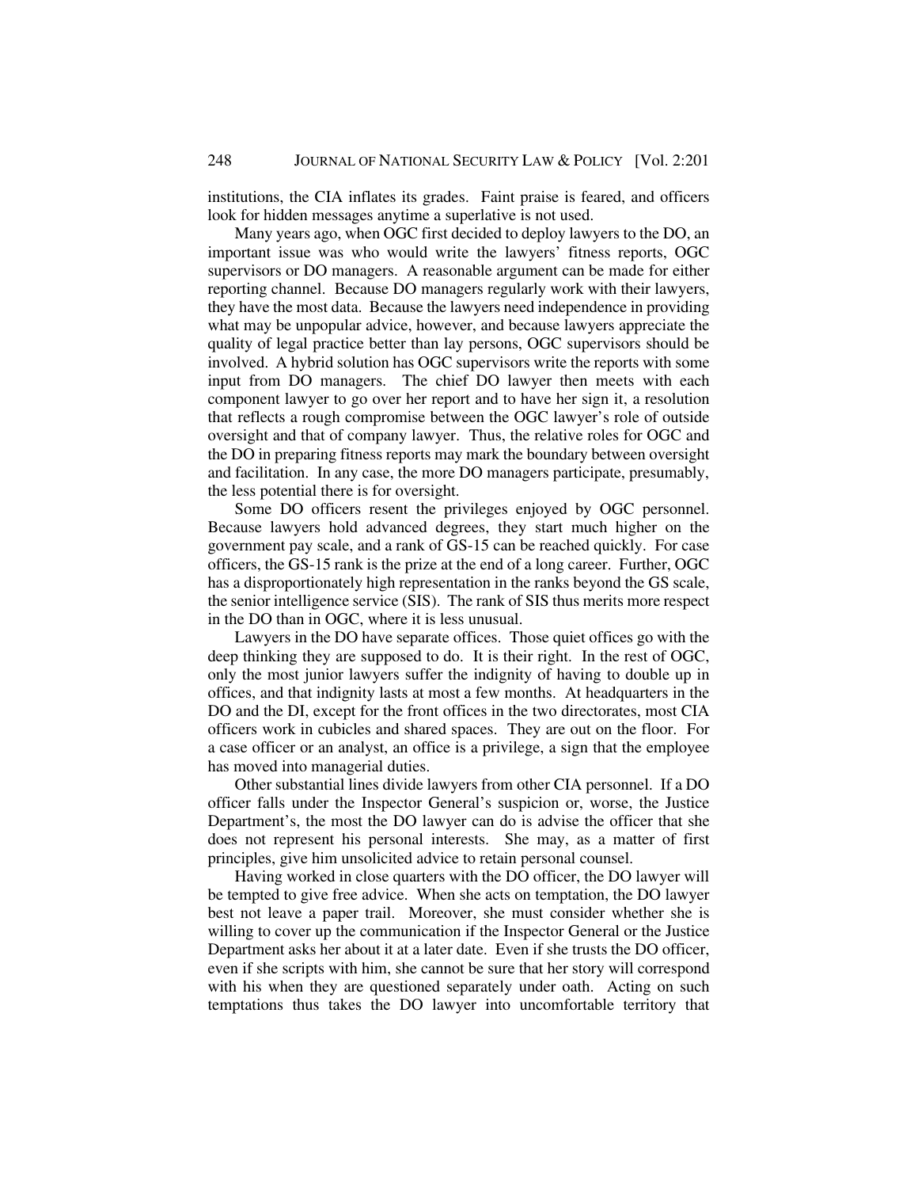institutions, the CIA inflates its grades. Faint praise is feared, and officers look for hidden messages anytime a superlative is not used.

Many years ago, when OGC first decided to deploy lawyers to the DO, an important issue was who would write the lawyers' fitness reports, OGC supervisors or DO managers. A reasonable argument can be made for either reporting channel. Because DO managers regularly work with their lawyers, they have the most data. Because the lawyers need independence in providing what may be unpopular advice, however, and because lawyers appreciate the quality of legal practice better than lay persons, OGC supervisors should be involved. A hybrid solution has OGC supervisors write the reports with some input from DO managers. The chief DO lawyer then meets with each component lawyer to go over her report and to have her sign it, a resolution that reflects a rough compromise between the OGC lawyer's role of outside oversight and that of company lawyer. Thus, the relative roles for OGC and the DO in preparing fitness reports may mark the boundary between oversight and facilitation. In any case, the more DO managers participate, presumably, the less potential there is for oversight.

Some DO officers resent the privileges enjoyed by OGC personnel. Because lawyers hold advanced degrees, they start much higher on the government pay scale, and a rank of GS-15 can be reached quickly. For case officers, the GS-15 rank is the prize at the end of a long career. Further, OGC has a disproportionately high representation in the ranks beyond the GS scale, the senior intelligence service (SIS). The rank of SIS thus merits more respect in the DO than in OGC, where it is less unusual.

Lawyers in the DO have separate offices. Those quiet offices go with the deep thinking they are supposed to do. It is their right. In the rest of OGC, only the most junior lawyers suffer the indignity of having to double up in offices, and that indignity lasts at most a few months. At headquarters in the DO and the DI, except for the front offices in the two directorates, most CIA officers work in cubicles and shared spaces. They are out on the floor. For a case officer or an analyst, an office is a privilege, a sign that the employee has moved into managerial duties.

Other substantial lines divide lawyers from other CIA personnel. If a DO officer falls under the Inspector General's suspicion or, worse, the Justice Department's, the most the DO lawyer can do is advise the officer that she does not represent his personal interests. She may, as a matter of first principles, give him unsolicited advice to retain personal counsel.

Having worked in close quarters with the DO officer, the DO lawyer will be tempted to give free advice. When she acts on temptation, the DO lawyer best not leave a paper trail. Moreover, she must consider whether she is willing to cover up the communication if the Inspector General or the Justice Department asks her about it at a later date. Even if she trusts the DO officer, even if she scripts with him, she cannot be sure that her story will correspond with his when they are questioned separately under oath. Acting on such temptations thus takes the DO lawyer into uncomfortable territory that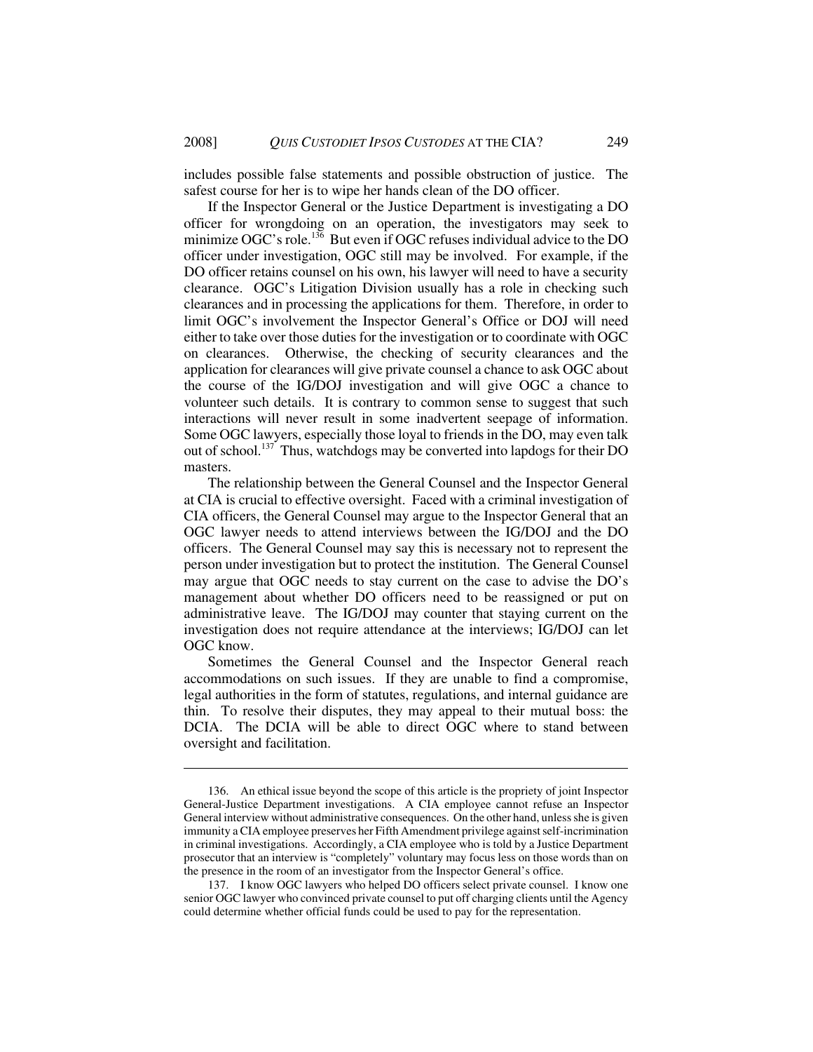includes possible false statements and possible obstruction of justice. The safest course for her is to wipe her hands clean of the DO officer.

If the Inspector General or the Justice Department is investigating a DO officer for wrongdoing on an operation, the investigators may seek to minimize OGC's role.[136] But even if OGC refuses individual advice to the DO officer under investigation, OGC still may be involved. For example, if the DO officer retains counsel on his own, his lawyer will need to have a security clearance. OGC's Litigation Division usually has a role in checking such clearances and in processing the applications for them. Therefore, in order to limit OGC's involvement the Inspector General's Office or DOJ will need either to take over those duties for the investigation or to coordinate with OGC on clearances. Otherwise, the checking of security clearances and the application for clearances will give private counsel a chance to ask OGC about the course of the IG/DOJ investigation and will give OGC a chance to volunteer such details. It is contrary to common sense to suggest that such interactions will never result in some inadvertent seepage of information. Some OGC lawyers, especially those loyal to friends in the DO, may even talk out of school.[137] Thus, watchdogs may be converted into lapdogs for their DO masters.

The relationship between the General Counsel and the Inspector General at CIA is crucial to effective oversight. Faced with a criminal investigation of CIA officers, the General Counsel may argue to the Inspector General that an OGC lawyer needs to attend interviews between the IG/DOJ and the DO officers. The General Counsel may say this is necessary not to represent the person under investigation but to protect the institution. The General Counsel may argue that OGC needs to stay current on the case to advise the DO's management about whether DO officers need to be reassigned or put on administrative leave. The IG/DOJ may counter that staying current on the investigation does not require attendance at the interviews; IG/DOJ can let OGC know.

Sometimes the General Counsel and the Inspector General reach accommodations on such issues. If they are unable to find a compromise, legal authorities in the form of statutes, regulations, and internal guidance are thin. To resolve their disputes, they may appeal to their mutual boss: the DCIA. The DCIA will be able to direct OGC where to stand between oversight and facilitation.

---

136. An ethical issue beyond the scope of this article is the propriety of joint Inspector General-Justice Department investigations. A CIA employee cannot refuse an Inspector General interview without administrative consequences. On the other hand, unless she is given immunity a CIA employee preserves her Fifth Amendment privilege against self-incrimination in criminal investigations. Accordingly, a CIA employee who is told by a Justice Department prosecutor that an interview is "completely" voluntary may focus less on those words than on the presence in the room of an investigator from the Inspector General's office.

137. I know OGC lawyers who helped DO officers select private counsel. I know one senior OGC lawyer who convinced private counsel to put off charging clients until the Agency could determine whether official funds could be used to pay for the representation.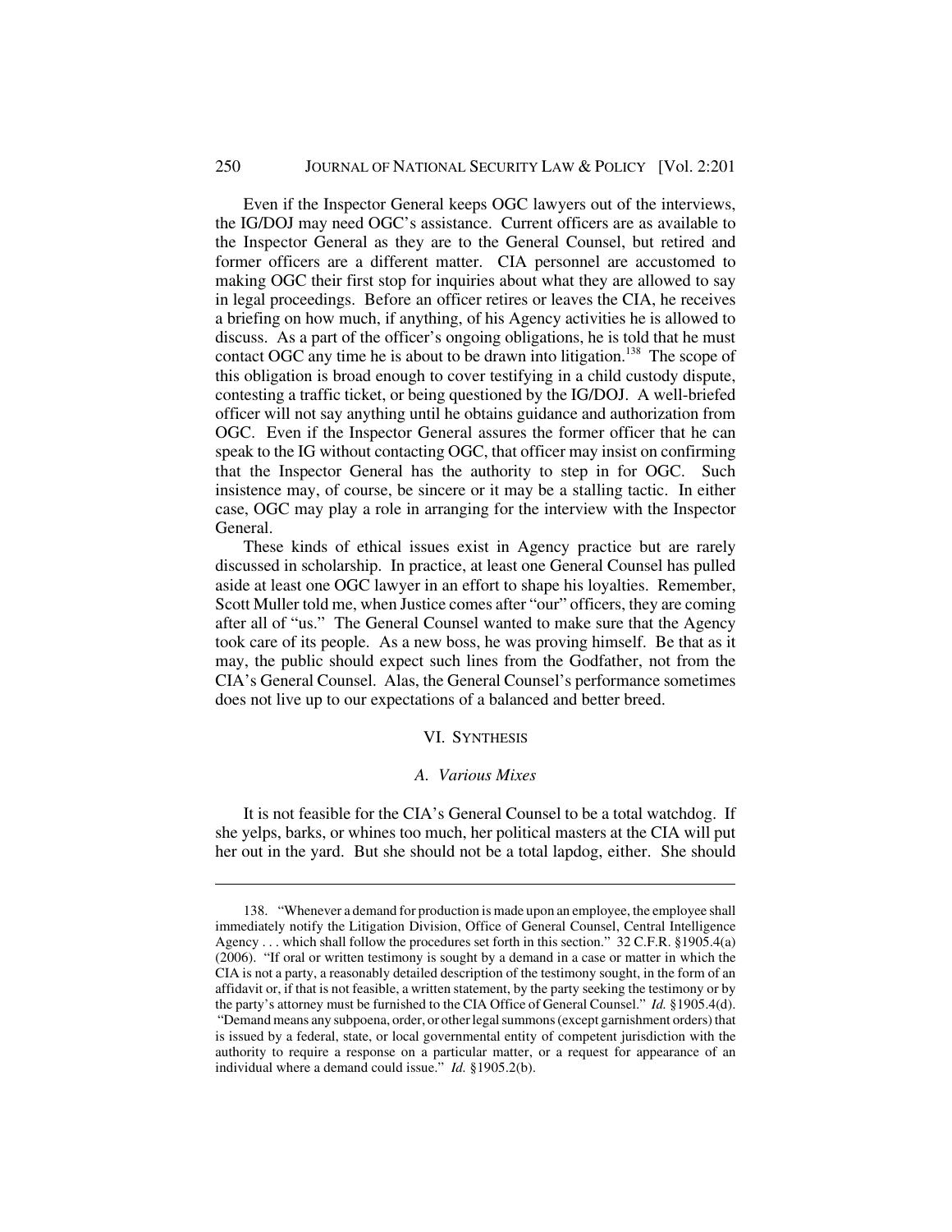Even if the Inspector General keeps OGC lawyers out of the interviews, the IG/DOJ may need OGC's assistance. Current officers are as available to the Inspector General as they are to the General Counsel, but retired and former officers are a different matter. CIA personnel are accustomed to making OGC their first stop for inquiries about what they are allowed to say in legal proceedings. Before an officer retires or leaves the CIA, he receives a briefing on how much, if anything, of his Agency activities he is allowed to discuss. As a part of the officer's ongoing obligations, he is told that he must contact OGC any time he is about to be drawn into litigation.[138] The scope of this obligation is broad enough to cover testifying in a child custody dispute, contesting a traffic ticket, or being questioned by the IG/DOJ. A well-briefed officer will not say anything until he obtains guidance and authorization from OGC. Even if the Inspector General assures the former officer that he can speak to the IG without contacting OGC, that officer may insist on confirming that the Inspector General has the authority to step in for OGC. Such insistence may, of course, be sincere or it may be a stalling tactic. In either case, OGC may play a role in arranging for the interview with the Inspector General.

These kinds of ethical issues exist in Agency practice but are rarely discussed in scholarship. In practice, at least one General Counsel has pulled aside at least one OGC lawyer in an effort to shape his loyalties. Remember, Scott Muller told me, when Justice comes after "our" officers, they are coming after all of "us." The General Counsel wanted to make sure that the Agency took care of its people. As a new boss, he was proving himself. Be that as it may, the public should expect such lines from the Godfather, not from the CIA's General Counsel. Alas, the General Counsel's performance sometimes does not live up to our expectations of a balanced and better breed.

## VI. Synthesis

### *A. Various Mixes*

It is not feasible for the CIA's General Counsel to be a total watchdog. If she yelps, barks, or whines too much, her political masters at the CIA will put her out in the yard. But she should not be a total lapdog, either. She should

---

138. "Whenever a demand for production is made upon an employee, the employee shall immediately notify the Litigation Division, Office of General Counsel, Central Intelligence Agency . . . which shall follow the procedures set forth in this section." 32 C.F.R. §1905.4(a) (2006). "If oral or written testimony is sought by a demand in a case or matter in which the CIA is not a party, a reasonably detailed description of the testimony sought, in the form of an affidavit or, if that is not feasible, a written statement, by the party seeking the testimony or by the party's attorney must be furnished to the CIA Office of General Counsel." *Id.* §1905.4(d). "Demand means any subpoena, order, or other legal summons (except garnishment orders) that is issued by a federal, state, or local governmental entity of competent jurisdiction with the authority to require a response on a particular matter, or a request for appearance of an individual where a demand could issue." *Id.* §1905.2(b).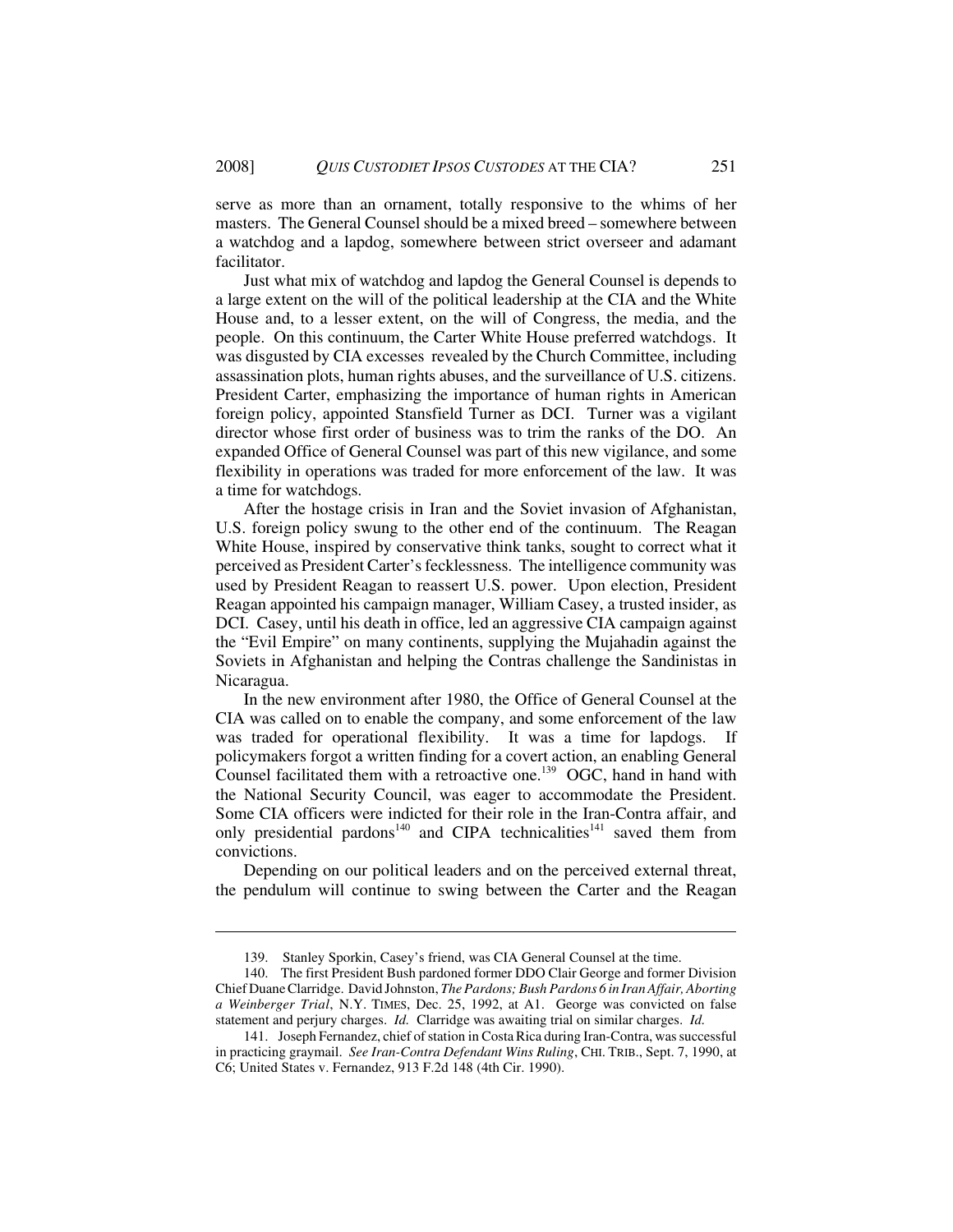serve as more than an ornament, totally responsive to the whims of her masters. The General Counsel should be a mixed breed – somewhere between a watchdog and a lapdog, somewhere between strict overseer and adamant facilitator.

Just what mix of watchdog and lapdog the General Counsel is depends to a large extent on the will of the political leadership at the CIA and the White House and, to a lesser extent, on the will of Congress, the media, and the people. On this continuum, the Carter White House preferred watchdogs. It was disgusted by CIA excesses revealed by the Church Committee, including assassination plots, human rights abuses, and the surveillance of U.S. citizens. President Carter, emphasizing the importance of human rights in American foreign policy, appointed Stansfield Turner as DCI. Turner was a vigilant director whose first order of business was to trim the ranks of the DO. An expanded Office of General Counsel was part of this new vigilance, and some flexibility in operations was traded for more enforcement of the law. It was a time for watchdogs.

After the hostage crisis in Iran and the Soviet invasion of Afghanistan, U.S. foreign policy swung to the other end of the continuum. The Reagan White House, inspired by conservative think tanks, sought to correct what it perceived as President Carter's fecklessness. The intelligence community was used by President Reagan to reassert U.S. power. Upon election, President Reagan appointed his campaign manager, William Casey, a trusted insider, as DCI. Casey, until his death in office, led an aggressive CIA campaign against the "Evil Empire" on many continents, supplying the Mujahadin against the Soviets in Afghanistan and helping the Contras challenge the Sandinistas in Nicaragua.

In the new environment after 1980, the Office of General Counsel at the CIA was called on to enable the company, and some enforcement of the law was traded for operational flexibility. It was a time for lapdogs. If policymakers forgot a written finding for a covert action, an enabling General Counsel facilitated them with a retroactive one.[139] OGC, hand in hand with the National Security Council, was eager to accommodate the President. Some CIA officers were indicted for their role in the Iran-Contra affair, and only presidential pardons[140] and CIPA technicalities[141] saved them from convictions.

Depending on our political leaders and on the perceived external threat, the pendulum will continue to swing between the Carter and the Reagan

---

139. Stanley Sporkin, Casey's friend, was CIA General Counsel at the time.

140. The first President Bush pardoned former DDO Clair George and former Division Chief Duane Clarridge. David Johnston, *The Pardons; Bush Pardons 6 in Iran Affair, Aborting a Weinberger Trial*, N.Y. TIMES, Dec. 25, 1992, at A1. George was convicted on false statement and perjury charges. *Id.* Clarridge was awaiting trial on similar charges. *Id.*

141. Joseph Fernandez, chief of station in Costa Rica during Iran-Contra, was successful in practicing graymail. *See Iran-Contra Defendant Wins Ruling*, CHI. TRIB., Sept. 7, 1990, at C6; United States v. Fernandez, 913 F.2d 148 (4th Cir. 1990).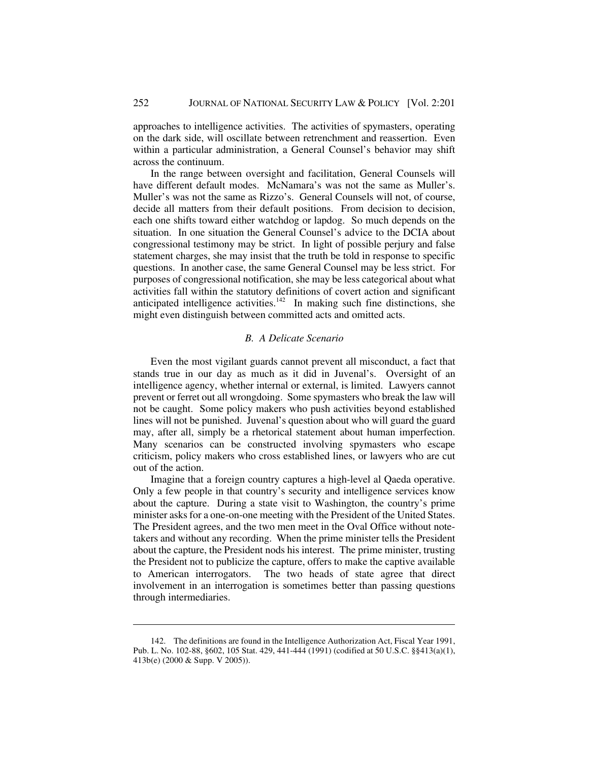approaches to intelligence activities. The activities of spymasters, operating on the dark side, will oscillate between retrenchment and reassertion. Even within a particular administration, a General Counsel's behavior may shift across the continuum.

In the range between oversight and facilitation, General Counsels will have different default modes. McNamara's was not the same as Muller's. Muller's was not the same as Rizzo's. General Counsels will not, of course, decide all matters from their default positions. From decision to decision, each one shifts toward either watchdog or lapdog. So much depends on the situation. In one situation the General Counsel's advice to the DCIA about congressional testimony may be strict. In light of possible perjury and false statement charges, she may insist that the truth be told in response to specific questions. In another case, the same General Counsel may be less strict. For purposes of congressional notification, she may be less categorical about what activities fall within the statutory definitions of covert action and significant anticipated intelligence activities.[142] In making such fine distinctions, she might even distinguish between committed acts and omitted acts.

### *B. A Delicate Scenario*

Even the most vigilant guards cannot prevent all misconduct, a fact that stands true in our day as much as it did in Juvenal's. Oversight of an intelligence agency, whether internal or external, is limited. Lawyers cannot prevent or ferret out all wrongdoing. Some spymasters who break the law will not be caught. Some policy makers who push activities beyond established lines will not be punished. Juvenal's question about who will guard the guard may, after all, simply be a rhetorical statement about human imperfection. Many scenarios can be constructed involving spymasters who escape criticism, policy makers who cross established lines, or lawyers who are cut out of the action.

Imagine that a foreign country captures a high-level al Qaeda operative. Only a few people in that country's security and intelligence services know about the capture. During a state visit to Washington, the country's prime minister asks for a one-on-one meeting with the President of the United States. The President agrees, and the two men meet in the Oval Office without note-takers and without any recording. When the prime minister tells the President about the capture, the President nods his interest. The prime minister, trusting the President not to publicize the capture, offers to make the captive available to American interrogators. The two heads of state agree that direct involvement in an interrogation is sometimes better than passing questions through intermediaries.

---

142. The definitions are found in the Intelligence Authorization Act, Fiscal Year 1991, Pub. L. No. 102-88, §602, 105 Stat. 429, 441-444 (1991) (codified at 50 U.S.C. §§413(a)(1), 413b(e) (2000 & Supp. V 2005)).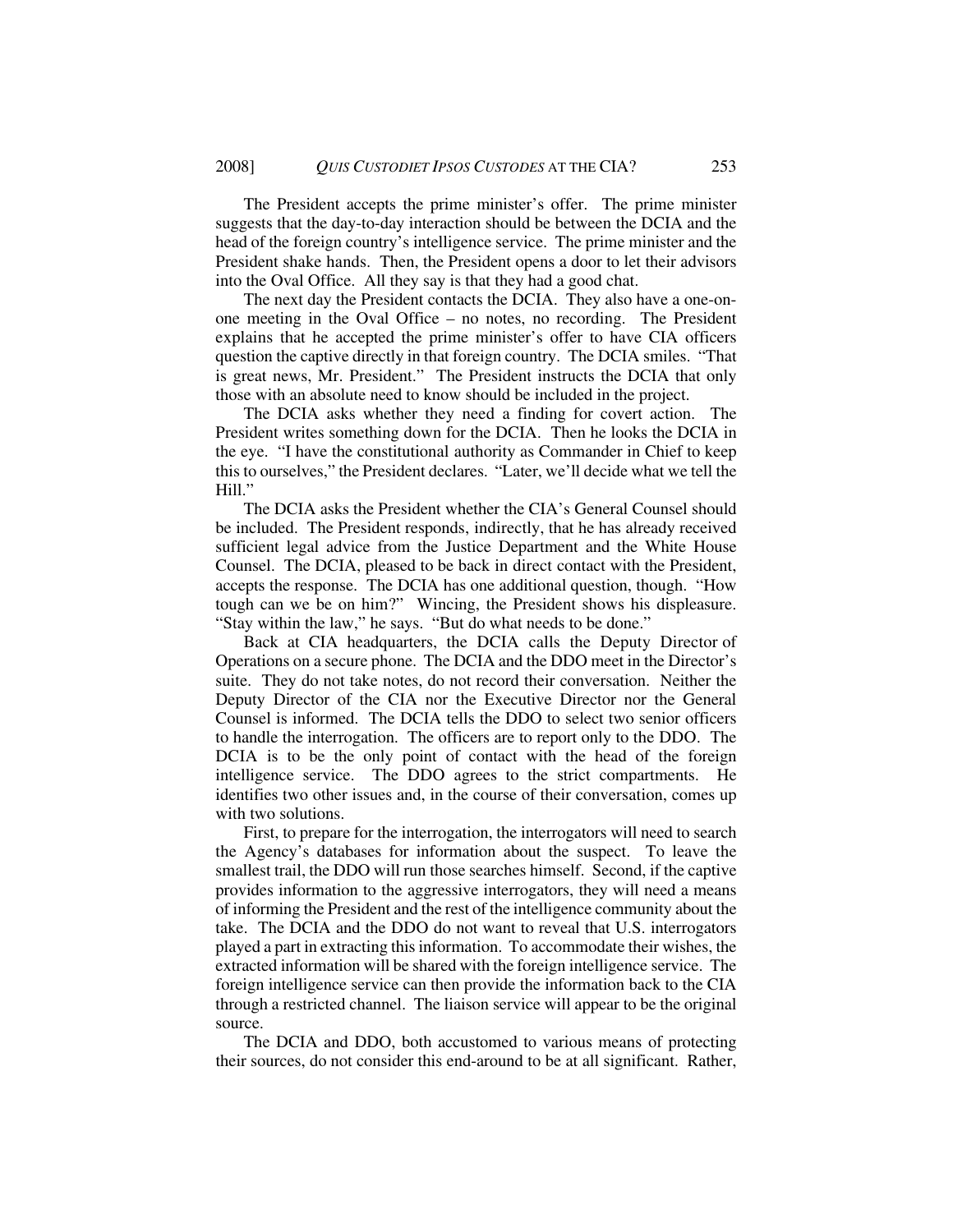The President accepts the prime minister's offer. The prime minister suggests that the day-to-day interaction should be between the DCIA and the head of the foreign country's intelligence service. The prime minister and the President shake hands. Then, the President opens a door to let their advisors into the Oval Office. All they say is that they had a good chat.

The next day the President contacts the DCIA. They also have a one-on-one meeting in the Oval Office – no notes, no recording. The President explains that he accepted the prime minister's offer to have CIA officers question the captive directly in that foreign country. The DCIA smiles. "That is great news, Mr. President." The President instructs the DCIA that only those with an absolute need to know should be included in the project.

The DCIA asks whether they need a finding for covert action. The President writes something down for the DCIA. Then he looks the DCIA in the eye. "I have the constitutional authority as Commander in Chief to keep this to ourselves," the President declares. "Later, we'll decide what we tell the Hill."

The DCIA asks the President whether the CIA's General Counsel should be included. The President responds, indirectly, that he has already received sufficient legal advice from the Justice Department and the White House Counsel. The DCIA, pleased to be back in direct contact with the President, accepts the response. The DCIA has one additional question, though. "How tough can we be on him?" Wincing, the President shows his displeasure. "Stay within the law," he says. "But do what needs to be done."

Back at CIA headquarters, the DCIA calls the Deputy Director of Operations on a secure phone. The DCIA and the DDO meet in the Director's suite. They do not take notes, do not record their conversation. Neither the Deputy Director of the CIA nor the Executive Director nor the General Counsel is informed. The DCIA tells the DDO to select two senior officers to handle the interrogation. The officers are to report only to the DDO. The DCIA is to be the only point of contact with the head of the foreign intelligence service. The DDO agrees to the strict compartments. He identifies two other issues and, in the course of their conversation, comes up with two solutions.

First, to prepare for the interrogation, the interrogators will need to search the Agency's databases for information about the suspect. To leave the smallest trail, the DDO will run those searches himself. Second, if the captive provides information to the aggressive interrogators, they will need a means of informing the President and the rest of the intelligence community about the take. The DCIA and the DDO do not want to reveal that U.S. interrogators played a part in extracting this information. To accommodate their wishes, the extracted information will be shared with the foreign intelligence service. The foreign intelligence service can then provide the information back to the CIA through a restricted channel. The liaison service will appear to be the original source.

The DCIA and DDO, both accustomed to various means of protecting their sources, do not consider this end-around to be at all significant. Rather,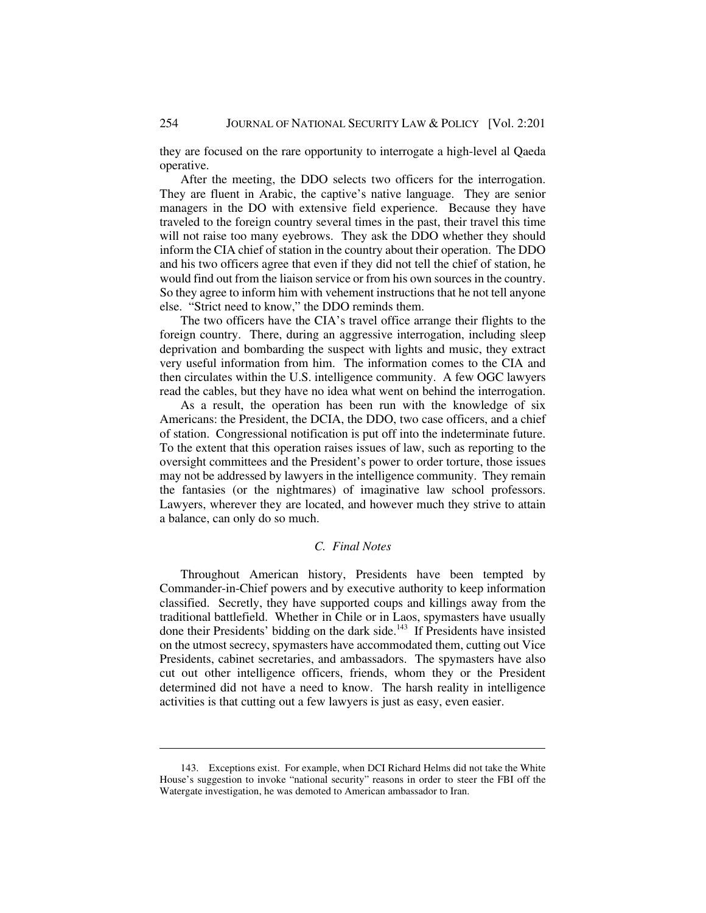they are focused on the rare opportunity to interrogate a high-level al Qaeda operative.

After the meeting, the DDO selects two officers for the interrogation. They are fluent in Arabic, the captive's native language. They are senior managers in the DO with extensive field experience. Because they have traveled to the foreign country several times in the past, their travel this time will not raise too many eyebrows. They ask the DDO whether they should inform the CIA chief of station in the country about their operation. The DDO and his two officers agree that even if they did not tell the chief of station, he would find out from the liaison service or from his own sources in the country. So they agree to inform him with vehement instructions that he not tell anyone else. "Strict need to know," the DDO reminds them.

The two officers have the CIA's travel office arrange their flights to the foreign country. There, during an aggressive interrogation, including sleep deprivation and bombarding the suspect with lights and music, they extract very useful information from him. The information comes to the CIA and then circulates within the U.S. intelligence community. A few OGC lawyers read the cables, but they have no idea what went on behind the interrogation.

As a result, the operation has been run with the knowledge of six Americans: the President, the DCIA, the DDO, two case officers, and a chief of station. Congressional notification is put off into the indeterminate future. To the extent that this operation raises issues of law, such as reporting to the oversight committees and the President's power to order torture, those issues may not be addressed by lawyers in the intelligence community. They remain the fantasies (or the nightmares) of imaginative law school professors. Lawyers, wherever they are located, and however much they strive to attain a balance, can only do so much.

### *C. Final Notes*

Throughout American history, Presidents have been tempted by Commander-in-Chief powers and by executive authority to keep information classified. Secretly, they have supported coups and killings away from the traditional battlefield. Whether in Chile or in Laos, spymasters have usually done their Presidents' bidding on the dark side.[143] If Presidents have insisted on the utmost secrecy, spymasters have accommodated them, cutting out Vice Presidents, cabinet secretaries, and ambassadors. The spymasters have also cut out other intelligence officers, friends, whom they or the President determined did not have a need to know. The harsh reality in intelligence activities is that cutting out a few lawyers is just as easy, even easier.

---

143. Exceptions exist. For example, when DCI Richard Helms did not take the White House's suggestion to invoke "national security" reasons in order to steer the FBI off the Watergate investigation, he was demoted to American ambassador to Iran.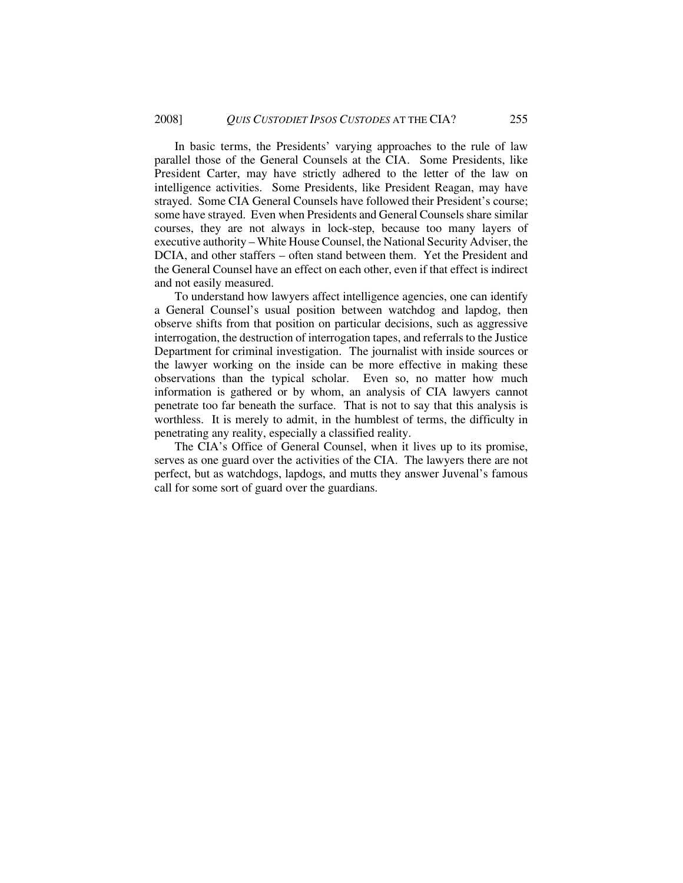In basic terms, the Presidents' varying approaches to the rule of law parallel those of the General Counsels at the CIA. Some Presidents, like President Carter, may have strictly adhered to the letter of the law on intelligence activities. Some Presidents, like President Reagan, may have strayed. Some CIA General Counsels have followed their President's course; some have strayed. Even when Presidents and General Counsels share similar courses, they are not always in lock-step, because too many layers of executive authority – White House Counsel, the National Security Adviser, the DCIA, and other staffers – often stand between them. Yet the President and the General Counsel have an effect on each other, even if that effect is indirect and not easily measured.

To understand how lawyers affect intelligence agencies, one can identify a General Counsel's usual position between watchdog and lapdog, then observe shifts from that position on particular decisions, such as aggressive interrogation, the destruction of interrogation tapes, and referrals to the Justice Department for criminal investigation. The journalist with inside sources or the lawyer working on the inside can be more effective in making these observations than the typical scholar. Even so, no matter how much information is gathered or by whom, an analysis of CIA lawyers cannot penetrate too far beneath the surface. That is not to say that this analysis is worthless. It is merely to admit, in the humblest of terms, the difficulty in penetrating any reality, especially a classified reality.

The CIA's Office of General Counsel, when it lives up to its promise, serves as one guard over the activities of the CIA. The lawyers there are not perfect, but as watchdogs, lapdogs, and mutts they answer Juvenal's famous call for some sort of guard over the guardians.